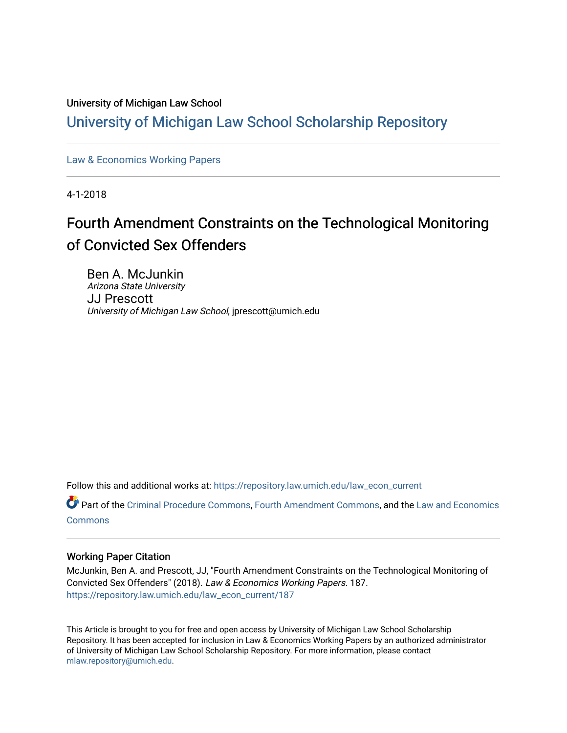University of Michigan Law School

# University of Michigan Law School Scholarship Repository

Law & Economics Working Papers

4-1-2018

## Fourth Amendment Constraints on the Technological Monitoring of Convicted Sex Offenders

Ben A. McJunkin
*Arizona State University*

JJ Prescott
*University of Michigan Law School*, jprescott@umich.edu

Follow this and additional works at: https://repository.law.umich.edu/law_econ_current

Part of the Criminal Procedure Commons, Fourth Amendment Commons, and the Law and Economics Commons

### Working Paper Citation

McJunkin, Ben A. and Prescott, JJ, "Fourth Amendment Constraints on the Technological Monitoring of Convicted Sex Offenders" (2018). *Law & Economics Working Papers*. 187.
https://repository.law.umich.edu/law_econ_current/187

This Article is brought to you for free and open access by University of Michigan Law School Scholarship Repository. It has been accepted for inclusion in Law & Economics Working Papers by an authorized administrator of University of Michigan Law School Scholarship Repository. For more information, please contact mlaw.repository@umich.edu.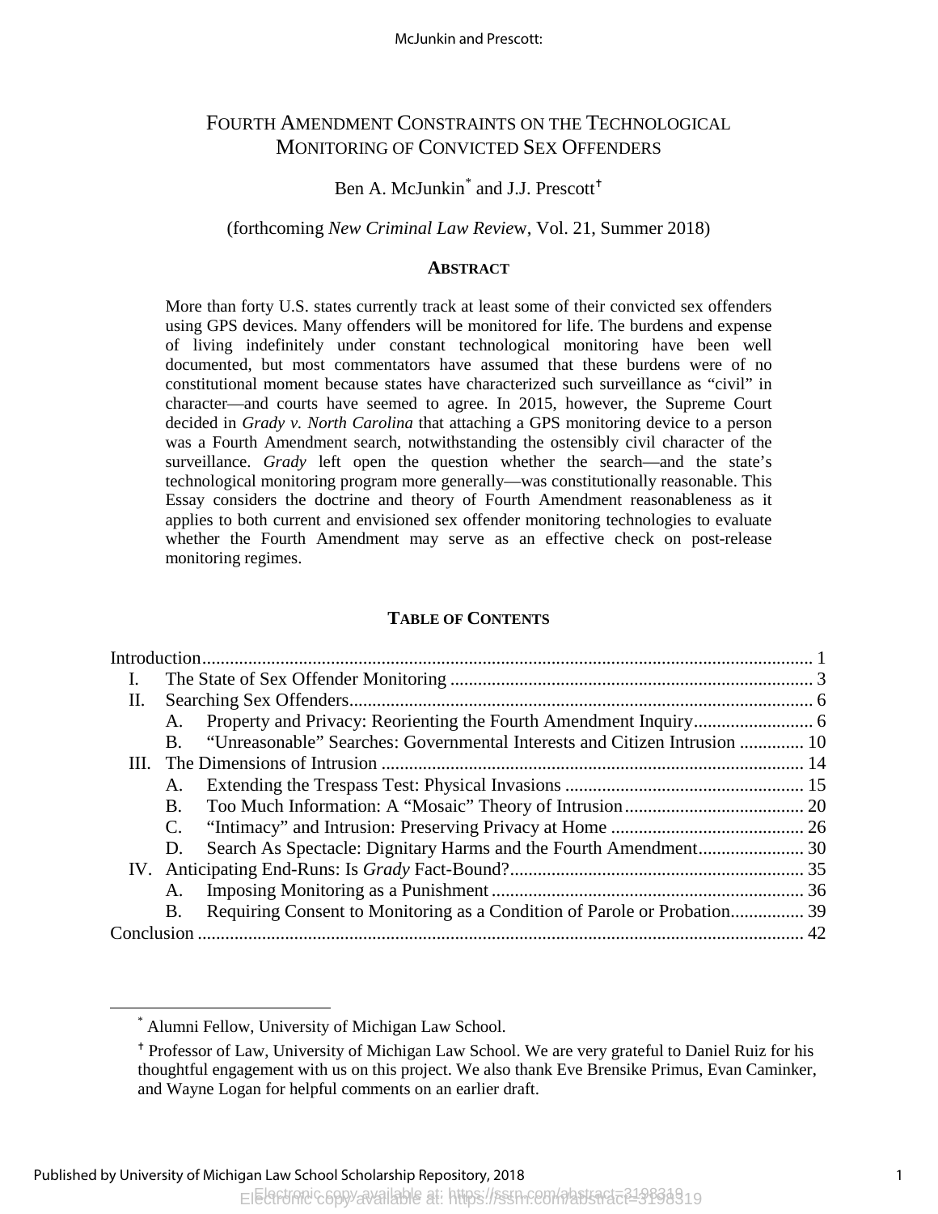# FOURTH AMENDMENT CONSTRAINTS ON THE TECHNOLOGICAL MONITORING OF CONVICTED SEX OFFENDERS

Ben A. McJunkin[*] and J.J. Prescott[†]

(forthcoming *New Criminal Law Review*, Vol. 21, Summer 2018)

## ABSTRACT

More than forty U.S. states currently track at least some of their convicted sex offenders using GPS devices. Many offenders will be monitored for life. The burdens and expense of living indefinitely under constant technological monitoring have been well documented, but most commentators have assumed that these burdens were of no constitutional moment because states have characterized such surveillance as "civil" in character—and courts have seemed to agree. In 2015, however, the Supreme Court decided in *Grady v. North Carolina* that attaching a GPS monitoring device to a person was a Fourth Amendment search, notwithstanding the ostensibly civil character of the surveillance. *Grady* left open the question whether the search—and the state's technological monitoring program more generally—was constitutionally reasonable. This Essay considers the doctrine and theory of Fourth Amendment reasonableness as it applies to both current and envisioned sex offender monitoring technologies to evaluate whether the Fourth Amendment may serve as an effective check on post-release monitoring regimes.

## TABLE OF CONTENTS

- Introduction ..... 1
- I. The State of Sex Offender Monitoring ..... 3
- II. Searching Sex Offenders ..... 6
  - A. Property and Privacy: Reorienting the Fourth Amendment Inquiry ..... 6
  - B. "Unreasonable" Searches: Governmental Interests and Citizen Intrusion ..... 10
- III. The Dimensions of Intrusion ..... 14
  - A. Extending the Trespass Test: Physical Invasions ..... 15
  - B. Too Much Information: A "Mosaic" Theory of Intrusion ..... 20
  - C. "Intimacy" and Intrusion: Preserving Privacy at Home ..... 26
  - D. Search As Spectacle: Dignitary Harms and the Fourth Amendment ..... 30
- IV. Anticipating End-Runs: Is *Grady* Fact-Bound? ..... 35
  - A. Imposing Monitoring as a Punishment ..... 36
  - B. Requiring Consent to Monitoring as a Condition of Parole or Probation ..... 39
- Conclusion ..... 42

---

[*] Alumni Fellow, University of Michigan Law School.

[†] Professor of Law, University of Michigan Law School. We are very grateful to Daniel Ruiz for his thoughtful engagement with us on this project. We also thank Eve Brensike Primus, Evan Caminker, and Wayne Logan for helpful comments on an earlier draft.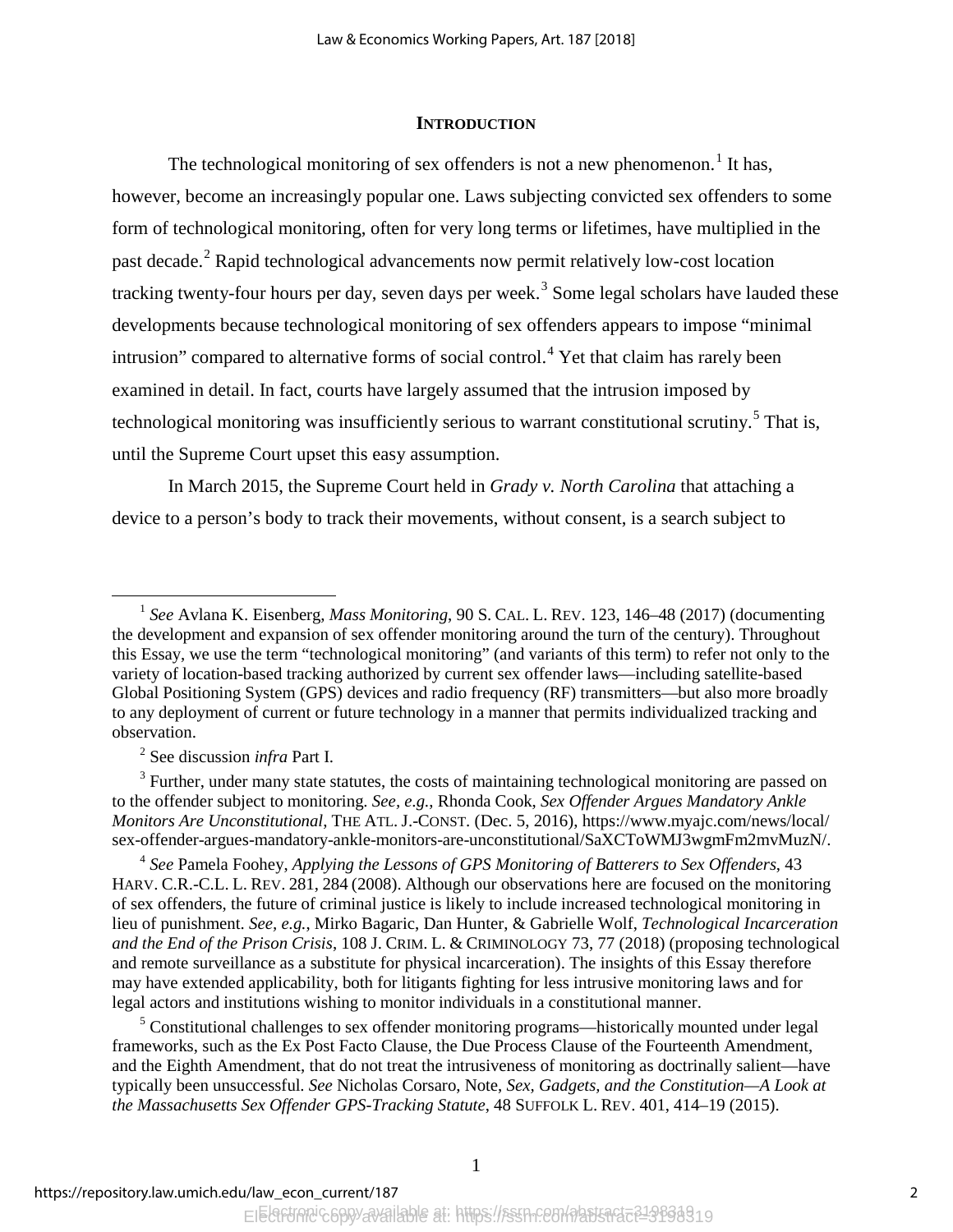## INTRODUCTION

The technological monitoring of sex offenders is not a new phenomenon.[1] It has, however, become an increasingly popular one. Laws subjecting convicted sex offenders to some form of technological monitoring, often for very long terms or lifetimes, have multiplied in the past decade.[2] Rapid technological advancements now permit relatively low-cost location tracking twenty-four hours per day, seven days per week.[3] Some legal scholars have lauded these developments because technological monitoring of sex offenders appears to impose "minimal intrusion" compared to alternative forms of social control.[4] Yet that claim has rarely been examined in detail. In fact, courts have largely assumed that the intrusion imposed by technological monitoring was insufficiently serious to warrant constitutional scrutiny.[5] That is, until the Supreme Court upset this easy assumption.

In March 2015, the Supreme Court held in *Grady v. North Carolina* that attaching a device to a person's body to track their movements, without consent, is a search subject to

---

[1] *See* Avlana K. Eisenberg, *Mass Monitoring*, 90 S. CAL. L. REV. 123, 146–48 (2017) (documenting the development and expansion of sex offender monitoring around the turn of the century). Throughout this Essay, we use the term "technological monitoring" (and variants of this term) to refer not only to the variety of location-based tracking authorized by current sex offender laws—including satellite-based Global Positioning System (GPS) devices and radio frequency (RF) transmitters—but also more broadly to any deployment of current or future technology in a manner that permits individualized tracking and observation.

[2] See discussion *infra* Part I.

[3] Further, under many state statutes, the costs of maintaining technological monitoring are passed on to the offender subject to monitoring. *See, e.g.*, Rhonda Cook, *Sex Offender Argues Mandatory Ankle Monitors Are Unconstitutional*, THE ATL. J.-CONST. (Dec. 5, 2016), https://www.myajc.com/news/local/sex-offender-argues-mandatory-ankle-monitors-are-unconstitutional/SaXCToWMJ3wgmFm2mvMuzN/.

[4] *See* Pamela Foohey, *Applying the Lessons of GPS Monitoring of Batterers to Sex Offenders*, 43 HARV. C.R.-C.L. L. REV. 281, 284 (2008). Although our observations here are focused on the monitoring of sex offenders, the future of criminal justice is likely to include increased technological monitoring in lieu of punishment. *See, e.g.*, Mirko Bagaric, Dan Hunter, & Gabrielle Wolf, *Technological Incarceration and the End of the Prison Crisis*, 108 J. CRIM. L. & CRIMINOLOGY 73, 77 (2018) (proposing technological and remote surveillance as a substitute for physical incarceration). The insights of this Essay therefore may have extended applicability, both for litigants fighting for less intrusive monitoring laws and for legal actors and institutions wishing to monitor individuals in a constitutional manner.

[5] Constitutional challenges to sex offender monitoring programs—historically mounted under legal frameworks, such as the Ex Post Facto Clause, the Due Process Clause of the Fourteenth Amendment, and the Eighth Amendment, that do not treat the intrusiveness of monitoring as doctrinally salient—have typically been unsuccessful. *See* Nicholas Corsaro, Note, *Sex, Gadgets, and the Constitution—A Look at the Massachusetts Sex Offender GPS-Tracking Statute*, 48 SUFFOLK L. REV. 401, 414–19 (2015).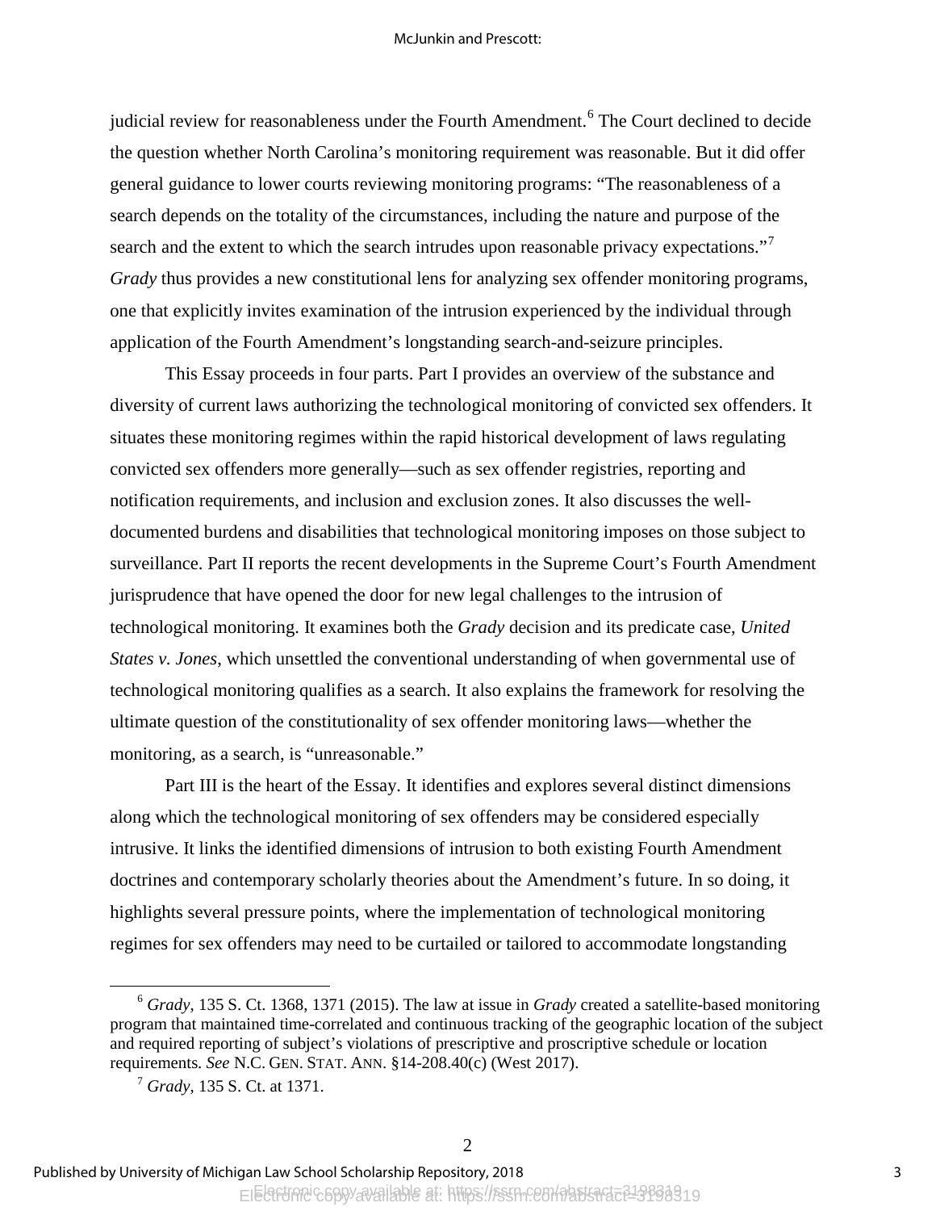judicial review for reasonableness under the Fourth Amendment.[6] The Court declined to decide the question whether North Carolina's monitoring requirement was reasonable. But it did offer general guidance to lower courts reviewing monitoring programs: "The reasonableness of a search depends on the totality of the circumstances, including the nature and purpose of the search and the extent to which the search intrudes upon reasonable privacy expectations."[7] *Grady* thus provides a new constitutional lens for analyzing sex offender monitoring programs, one that explicitly invites examination of the intrusion experienced by the individual through application of the Fourth Amendment's longstanding search-and-seizure principles.

This Essay proceeds in four parts. Part I provides an overview of the substance and diversity of current laws authorizing the technological monitoring of convicted sex offenders. It situates these monitoring regimes within the rapid historical development of laws regulating convicted sex offenders more generally—such as sex offender registries, reporting and notification requirements, and inclusion and exclusion zones. It also discusses the well-documented burdens and disabilities that technological monitoring imposes on those subject to surveillance. Part II reports the recent developments in the Supreme Court's Fourth Amendment jurisprudence that have opened the door for new legal challenges to the intrusion of technological monitoring. It examines both the *Grady* decision and its predicate case, *United States v. Jones*, which unsettled the conventional understanding of when governmental use of technological monitoring qualifies as a search. It also explains the framework for resolving the ultimate question of the constitutionality of sex offender monitoring laws—whether the monitoring, as a search, is "unreasonable."

Part III is the heart of the Essay. It identifies and explores several distinct dimensions along which the technological monitoring of sex offenders may be considered especially intrusive. It links the identified dimensions of intrusion to both existing Fourth Amendment doctrines and contemporary scholarly theories about the Amendment's future. In so doing, it highlights several pressure points, where the implementation of technological monitoring regimes for sex offenders may need to be curtailed or tailored to accommodate longstanding

[6] *Grady*, 135 S. Ct. 1368, 1371 (2015). The law at issue in *Grady* created a satellite-based monitoring program that maintained time-correlated and continuous tracking of the geographic location of the subject and required reporting of subject's violations of prescriptive and proscriptive schedule or location requirements. *See* N.C. GEN. STAT. ANN. §14-208.40(c) (West 2017).

[7] *Grady*, 135 S. Ct. at 1371.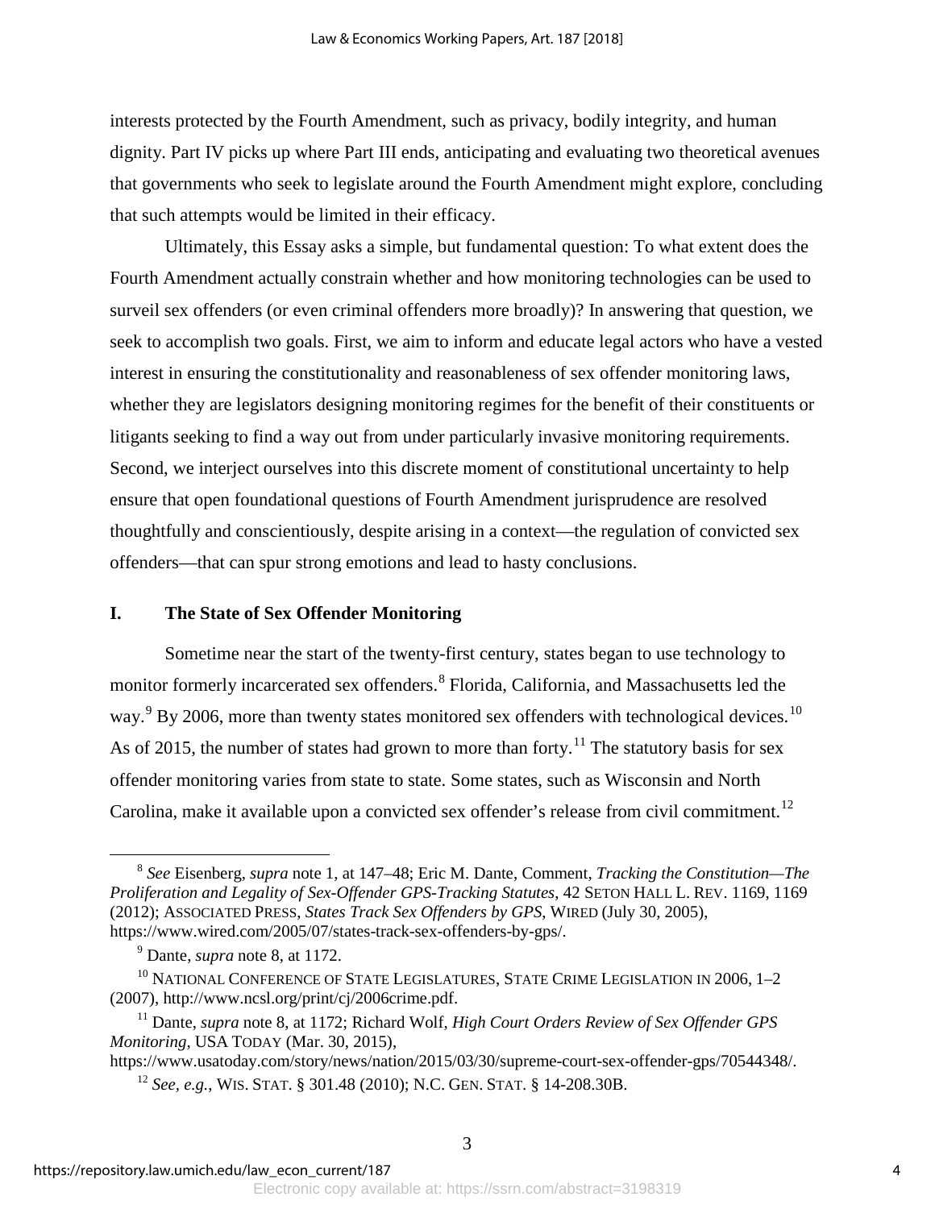interests protected by the Fourth Amendment, such as privacy, bodily integrity, and human dignity. Part IV picks up where Part III ends, anticipating and evaluating two theoretical avenues that governments who seek to legislate around the Fourth Amendment might explore, concluding that such attempts would be limited in their efficacy.

Ultimately, this Essay asks a simple, but fundamental question: To what extent does the Fourth Amendment actually constrain whether and how monitoring technologies can be used to surveil sex offenders (or even criminal offenders more broadly)? In answering that question, we seek to accomplish two goals. First, we aim to inform and educate legal actors who have a vested interest in ensuring the constitutionality and reasonableness of sex offender monitoring laws, whether they are legislators designing monitoring regimes for the benefit of their constituents or litigants seeking to find a way out from under particularly invasive monitoring requirements. Second, we interject ourselves into this discrete moment of constitutional uncertainty to help ensure that open foundational questions of Fourth Amendment jurisprudence are resolved thoughtfully and conscientiously, despite arising in a context—the regulation of convicted sex offenders—that can spur strong emotions and lead to hasty conclusions.

## I. The State of Sex Offender Monitoring

Sometime near the start of the twenty-first century, states began to use technology to monitor formerly incarcerated sex offenders.[8] Florida, California, and Massachusetts led the way.[9] By 2006, more than twenty states monitored sex offenders with technological devices.[10] As of 2015, the number of states had grown to more than forty.[11] The statutory basis for sex offender monitoring varies from state to state. Some states, such as Wisconsin and North Carolina, make it available upon a convicted sex offender's release from civil commitment.[12]

---

[8] *See* Eisenberg, *supra* note 1, at 147–48; Eric M. Dante, Comment, *Tracking the Constitution—The Proliferation and Legality of Sex-Offender GPS-Tracking Statutes*, 42 SETON HALL L. REV. 1169, 1169 (2012); ASSOCIATED PRESS, *States Track Sex Offenders by GPS*, WIRED (July 30, 2005), https://www.wired.com/2005/07/states-track-sex-offenders-by-gps/.

[9] Dante, *supra* note 8, at 1172.

[10] NATIONAL CONFERENCE OF STATE LEGISLATURES, STATE CRIME LEGISLATION IN 2006, 1–2 (2007), http://www.ncsl.org/print/cj/2006crime.pdf.

[11] Dante, *supra* note 8, at 1172; Richard Wolf, *High Court Orders Review of Sex Offender GPS Monitoring*, USA TODAY (Mar. 30, 2015), https://www.usatoday.com/story/news/nation/2015/03/30/supreme-court-sex-offender-gps/70544348/.

[12] *See, e.g.*, WIS. STAT. § 301.48 (2010); N.C. GEN. STAT. § 14-208.30B.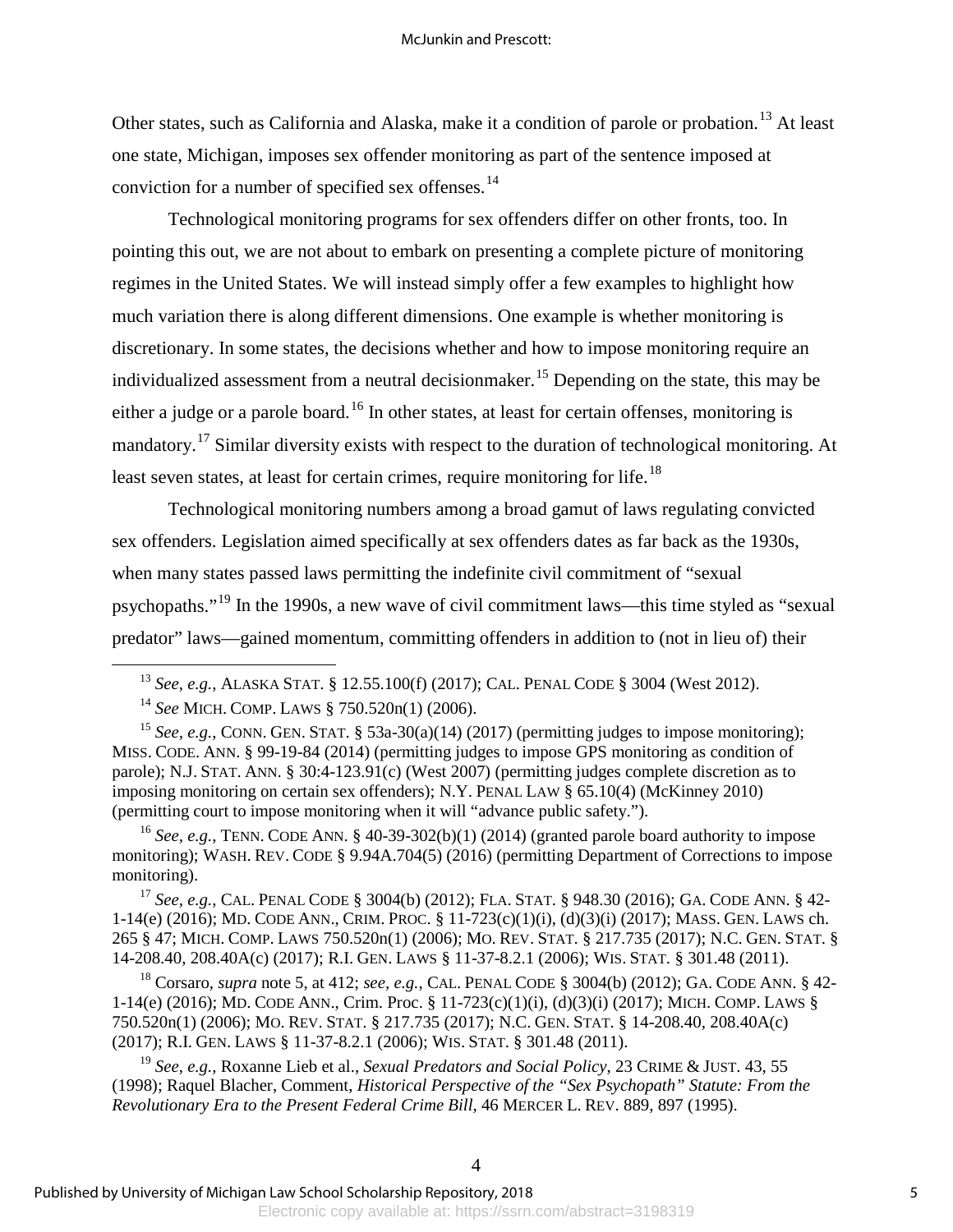Other states, such as California and Alaska, make it a condition of parole or probation.[13] At least one state, Michigan, imposes sex offender monitoring as part of the sentence imposed at conviction for a number of specified sex offenses.[14]

Technological monitoring programs for sex offenders differ on other fronts, too. In pointing this out, we are not about to embark on presenting a complete picture of monitoring regimes in the United States. We will instead simply offer a few examples to highlight how much variation there is along different dimensions. One example is whether monitoring is discretionary. In some states, the decisions whether and how to impose monitoring require an individualized assessment from a neutral decisionmaker.[15] Depending on the state, this may be either a judge or a parole board.[16] In other states, at least for certain offenses, monitoring is mandatory.[17] Similar diversity exists with respect to the duration of technological monitoring. At least seven states, at least for certain crimes, require monitoring for life.[18]

Technological monitoring numbers among a broad gamut of laws regulating convicted sex offenders. Legislation aimed specifically at sex offenders dates as far back as the 1930s, when many states passed laws permitting the indefinite civil commitment of "sexual psychopaths."[19] In the 1990s, a new wave of civil commitment laws—this time styled as "sexual predator" laws—gained momentum, committing offenders in addition to (not in lieu of) their

---

[13] *See, e.g.*, ALASKA STAT. § 12.55.100(f) (2017); CAL. PENAL CODE § 3004 (West 2012).

[14] *See* MICH. COMP. LAWS § 750.520n(1) (2006).

[15] *See, e.g.*, CONN. GEN. STAT. § 53a-30(a)(14) (2017) (permitting judges to impose monitoring); MISS. CODE. ANN. § 99-19-84 (2014) (permitting judges to impose GPS monitoring as condition of parole); N.J. STAT. ANN. § 30:4-123.91(c) (West 2007) (permitting judges complete discretion as to imposing monitoring on certain sex offenders); N.Y. PENAL LAW § 65.10(4) (McKinney 2010) (permitting court to impose monitoring when it will "advance public safety.").

[16] *See, e.g.*, TENN. CODE ANN. § 40-39-302(b)(1) (2014) (granted parole board authority to impose monitoring); WASH. REV. CODE § 9.94A.704(5) (2016) (permitting Department of Corrections to impose monitoring).

[17] *See, e.g.*, CAL. PENAL CODE § 3004(b) (2012); FLA. STAT. § 948.30 (2016); GA. CODE ANN. § 42-1-14(e) (2016); MD. CODE ANN., CRIM. PROC. § 11-723(c)(1)(i), (d)(3)(i) (2017); MASS. GEN. LAWS ch. 265 § 47; MICH. COMP. LAWS 750.520n(1) (2006); MO. REV. STAT. § 217.735 (2017); N.C. GEN. STAT. § 14-208.40, 208.40A(c) (2017); R.I. GEN. LAWS § 11-37-8.2.1 (2006); WIS. STAT. § 301.48 (2011).

[18] Corsaro, *supra* note 5, at 412; *see, e.g.*, CAL. PENAL CODE § 3004(b) (2012); GA. CODE ANN. § 42-1-14(e) (2016); MD. CODE ANN., Crim. Proc. § 11-723(c)(1)(i), (d)(3)(i) (2017); MICH. COMP. LAWS § 750.520n(1) (2006); MO. REV. STAT. § 217.735 (2017); N.C. GEN. STAT. § 14-208.40, 208.40A(c) (2017); R.I. GEN. LAWS § 11-37-8.2.1 (2006); WIS. STAT. § 301.48 (2011).

[19] *See, e.g.*, Roxanne Lieb et al., *Sexual Predators and Social Policy*, 23 CRIME & JUST. 43, 55 (1998); Raquel Blacher, Comment, *Historical Perspective of the "Sex Psychopath" Statute: From the Revolutionary Era to the Present Federal Crime Bill*, 46 MERCER L. REV. 889, 897 (1995).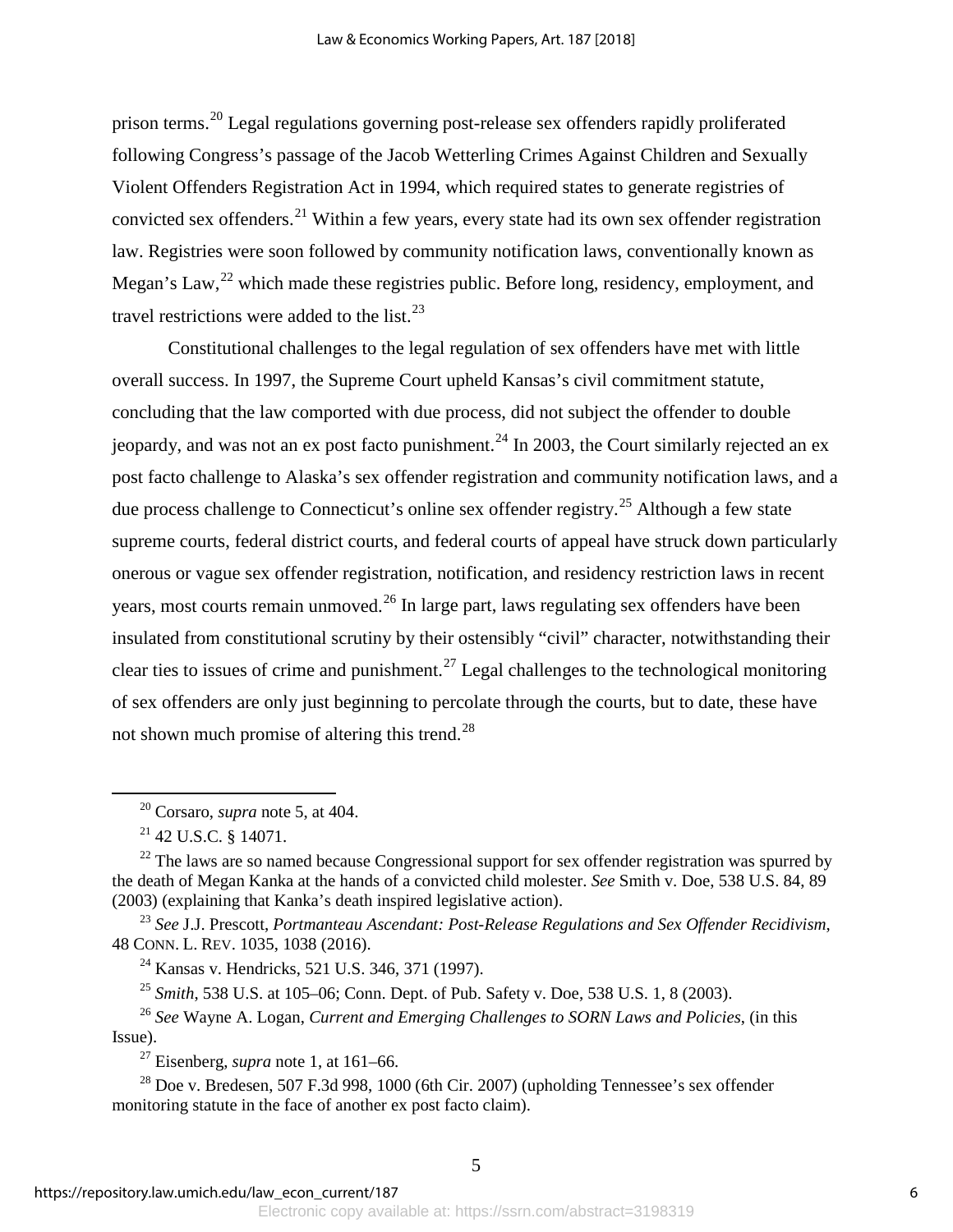prison terms.[20] Legal regulations governing post-release sex offenders rapidly proliferated following Congress's passage of the Jacob Wetterling Crimes Against Children and Sexually Violent Offenders Registration Act in 1994, which required states to generate registries of convicted sex offenders.[21] Within a few years, every state had its own sex offender registration law. Registries were soon followed by community notification laws, conventionally known as Megan's Law,[22] which made these registries public. Before long, residency, employment, and travel restrictions were added to the list.[23]

Constitutional challenges to the legal regulation of sex offenders have met with little overall success. In 1997, the Supreme Court upheld Kansas's civil commitment statute, concluding that the law comported with due process, did not subject the offender to double jeopardy, and was not an ex post facto punishment.[24] In 2003, the Court similarly rejected an ex post facto challenge to Alaska's sex offender registration and community notification laws, and a due process challenge to Connecticut's online sex offender registry.[25] Although a few state supreme courts, federal district courts, and federal courts of appeal have struck down particularly onerous or vague sex offender registration, notification, and residency restriction laws in recent years, most courts remain unmoved.[26] In large part, laws regulating sex offenders have been insulated from constitutional scrutiny by their ostensibly "civil" character, notwithstanding their clear ties to issues of crime and punishment.[27] Legal challenges to the technological monitoring of sex offenders are only just beginning to percolate through the courts, but to date, these have not shown much promise of altering this trend.[28]

---

[20] Corsaro, *supra* note 5, at 404.

[21] 42 U.S.C. § 14071.

[22] The laws are so named because Congressional support for sex offender registration was spurred by the death of Megan Kanka at the hands of a convicted child molester. *See* Smith v. Doe, 538 U.S. 84, 89 (2003) (explaining that Kanka's death inspired legislative action).

[23] *See* J.J. Prescott, *Portmanteau Ascendant: Post-Release Regulations and Sex Offender Recidivism*, 48 CONN. L. REV. 1035, 1038 (2016).

[24] Kansas v. Hendricks, 521 U.S. 346, 371 (1997).

[25] *Smith*, 538 U.S. at 105–06; Conn. Dept. of Pub. Safety v. Doe, 538 U.S. 1, 8 (2003).

[26] *See* Wayne A. Logan, *Current and Emerging Challenges to SORN Laws and Policies*, (in this Issue).

[27] Eisenberg, *supra* note 1, at 161–66.

[28] Doe v. Bredesen, 507 F.3d 998, 1000 (6th Cir. 2007) (upholding Tennessee's sex offender monitoring statute in the face of another ex post facto claim).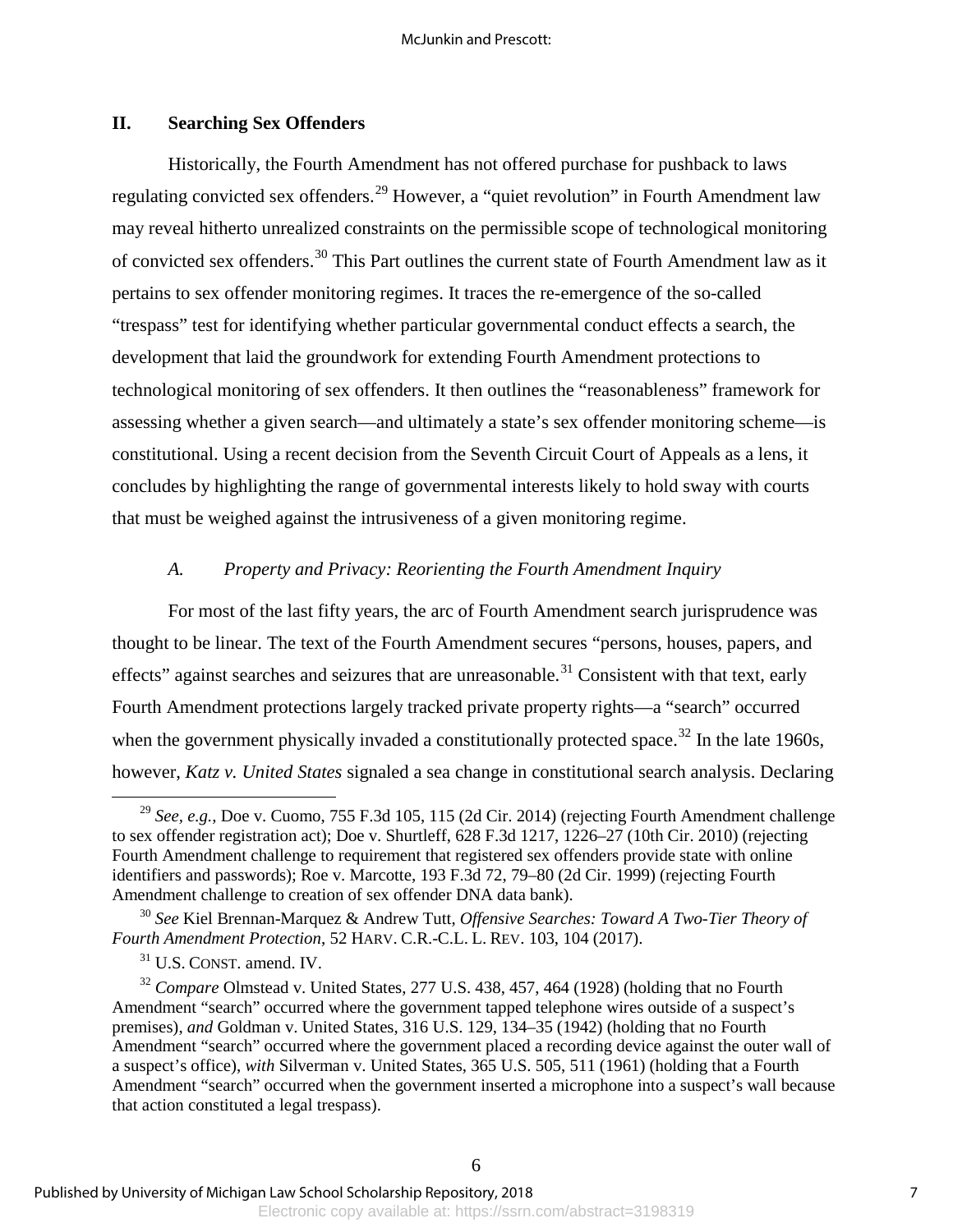## II. Searching Sex Offenders

Historically, the Fourth Amendment has not offered purchase for pushback to laws regulating convicted sex offenders.[29] However, a "quiet revolution" in Fourth Amendment law may reveal hitherto unrealized constraints on the permissible scope of technological monitoring of convicted sex offenders.[30] This Part outlines the current state of Fourth Amendment law as it pertains to sex offender monitoring regimes. It traces the re-emergence of the so-called "trespass" test for identifying whether particular governmental conduct effects a search, the development that laid the groundwork for extending Fourth Amendment protections to technological monitoring of sex offenders. It then outlines the "reasonableness" framework for assessing whether a given search—and ultimately a state's sex offender monitoring scheme—is constitutional. Using a recent decision from the Seventh Circuit Court of Appeals as a lens, it concludes by highlighting the range of governmental interests likely to hold sway with courts that must be weighed against the intrusiveness of a given monitoring regime.

### *A. Property and Privacy: Reorienting the Fourth Amendment Inquiry*

For most of the last fifty years, the arc of Fourth Amendment search jurisprudence was thought to be linear. The text of the Fourth Amendment secures "persons, houses, papers, and effects" against searches and seizures that are unreasonable.[31] Consistent with that text, early Fourth Amendment protections largely tracked private property rights—a "search" occurred when the government physically invaded a constitutionally protected space.[32] In the late 1960s, however, *Katz v. United States* signaled a sea change in constitutional search analysis. Declaring

---

[29] *See, e.g.*, Doe v. Cuomo, 755 F.3d 105, 115 (2d Cir. 2014) (rejecting Fourth Amendment challenge to sex offender registration act); Doe v. Shurtleff, 628 F.3d 1217, 1226–27 (10th Cir. 2010) (rejecting Fourth Amendment challenge to requirement that registered sex offenders provide state with online identifiers and passwords); Roe v. Marcotte, 193 F.3d 72, 79–80 (2d Cir. 1999) (rejecting Fourth Amendment challenge to creation of sex offender DNA data bank).

[30] *See* Kiel Brennan-Marquez & Andrew Tutt, *Offensive Searches: Toward A Two-Tier Theory of Fourth Amendment Protection*, 52 HARV. C.R.-C.L. L. REV. 103, 104 (2017).

[31] U.S. CONST. amend. IV.

[32] *Compare* Olmstead v. United States, 277 U.S. 438, 457, 464 (1928) (holding that no Fourth Amendment "search" occurred where the government tapped telephone wires outside of a suspect's premises), *and* Goldman v. United States, 316 U.S. 129, 134–35 (1942) (holding that no Fourth Amendment "search" occurred where the government placed a recording device against the outer wall of a suspect's office), *with* Silverman v. United States, 365 U.S. 505, 511 (1961) (holding that a Fourth Amendment "search" occurred when the government inserted a microphone into a suspect's wall because that action constituted a legal trespass).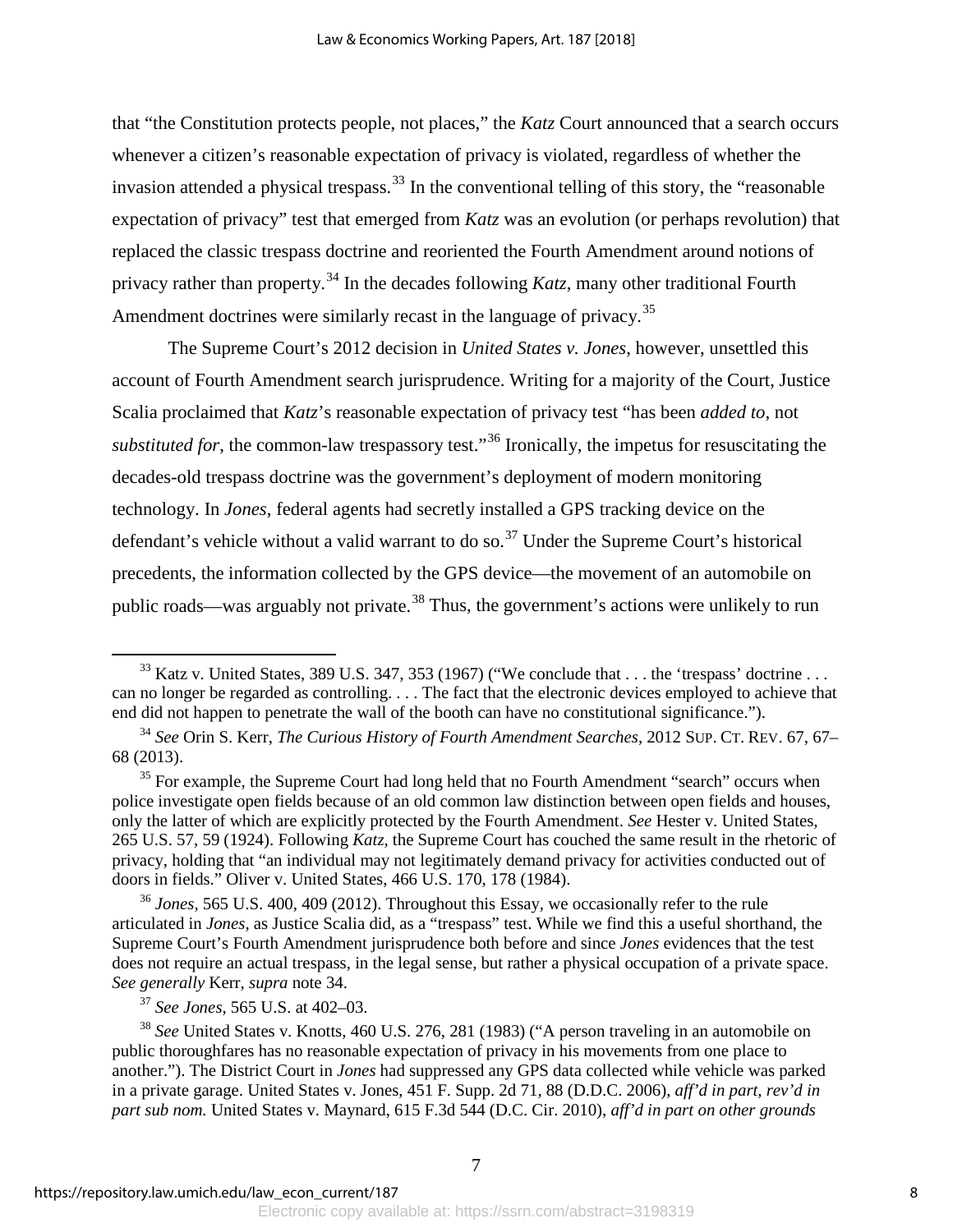that "the Constitution protects people, not places," the *Katz* Court announced that a search occurs whenever a citizen's reasonable expectation of privacy is violated, regardless of whether the invasion attended a physical trespass.[33] In the conventional telling of this story, the "reasonable expectation of privacy" test that emerged from *Katz* was an evolution (or perhaps revolution) that replaced the classic trespass doctrine and reoriented the Fourth Amendment around notions of privacy rather than property.[34] In the decades following *Katz*, many other traditional Fourth Amendment doctrines were similarly recast in the language of privacy.[35]

The Supreme Court's 2012 decision in *United States v. Jones*, however, unsettled this account of Fourth Amendment search jurisprudence. Writing for a majority of the Court, Justice Scalia proclaimed that *Katz*'s reasonable expectation of privacy test "has been *added to*, not *substituted for*, the common-law trespassory test."[36] Ironically, the impetus for resuscitating the decades-old trespass doctrine was the government's deployment of modern monitoring technology. In *Jones*, federal agents had secretly installed a GPS tracking device on the defendant's vehicle without a valid warrant to do so.[37] Under the Supreme Court's historical precedents, the information collected by the GPS device—the movement of an automobile on public roads—was arguably not private.[38] Thus, the government's actions were unlikely to run

---

[33] Katz v. United States, 389 U.S. 347, 353 (1967) ("We conclude that . . . the 'trespass' doctrine . . . can no longer be regarded as controlling. . . . The fact that the electronic devices employed to achieve that end did not happen to penetrate the wall of the booth can have no constitutional significance.").

[34] *See* Orin S. Kerr, *The Curious History of Fourth Amendment Searches*, 2012 SUP. CT. REV. 67, 67–68 (2013).

[35] For example, the Supreme Court had long held that no Fourth Amendment "search" occurs when police investigate open fields because of an old common law distinction between open fields and houses, only the latter of which are explicitly protected by the Fourth Amendment. *See* Hester v. United States, 265 U.S. 57, 59 (1924). Following *Katz*, the Supreme Court has couched the same result in the rhetoric of privacy, holding that "an individual may not legitimately demand privacy for activities conducted out of doors in fields." Oliver v. United States, 466 U.S. 170, 178 (1984).

[36] *Jones*, 565 U.S. 400, 409 (2012). Throughout this Essay, we occasionally refer to the rule articulated in *Jones*, as Justice Scalia did, as a "trespass" test. While we find this a useful shorthand, the Supreme Court's Fourth Amendment jurisprudence both before and since *Jones* evidences that the test does not require an actual trespass, in the legal sense, but rather a physical occupation of a private space. *See generally* Kerr, *supra* note 34.

[37] *See Jones*, 565 U.S. at 402–03.

[38] *See* United States v. Knotts, 460 U.S. 276, 281 (1983) ("A person traveling in an automobile on public thoroughfares has no reasonable expectation of privacy in his movements from one place to another."). The District Court in *Jones* had suppressed any GPS data collected while vehicle was parked in a private garage. United States v. Jones, 451 F. Supp. 2d 71, 88 (D.D.C. 2006), *aff'd in part, rev'd in part sub nom.* United States v. Maynard, 615 F.3d 544 (D.C. Cir. 2010), *aff'd in part on other grounds*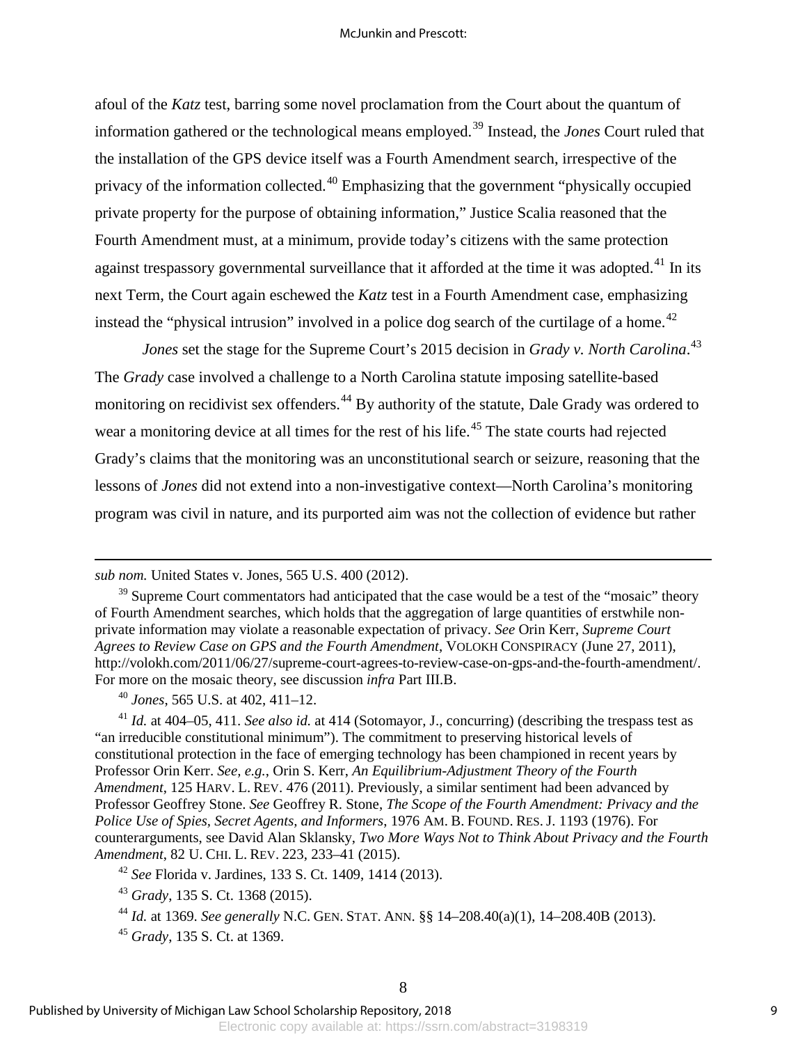afoul of the *Katz* test, barring some novel proclamation from the Court about the quantum of information gathered or the technological means employed.[39] Instead, the *Jones* Court ruled that the installation of the GPS device itself was a Fourth Amendment search, irrespective of the privacy of the information collected.[40] Emphasizing that the government "physically occupied private property for the purpose of obtaining information," Justice Scalia reasoned that the Fourth Amendment must, at a minimum, provide today's citizens with the same protection against trespassory governmental surveillance that it afforded at the time it was adopted.[41] In its next Term, the Court again eschewed the *Katz* test in a Fourth Amendment case, emphasizing instead the "physical intrusion" involved in a police dog search of the curtilage of a home.[42]

*Jones* set the stage for the Supreme Court's 2015 decision in *Grady v. North Carolina*.[43] The *Grady* case involved a challenge to a North Carolina statute imposing satellite-based monitoring on recidivist sex offenders.[44] By authority of the statute, Dale Grady was ordered to wear a monitoring device at all times for the rest of his life.[45] The state courts had rejected Grady's claims that the monitoring was an unconstitutional search or seizure, reasoning that the lessons of *Jones* did not extend into a non-investigative context—North Carolina's monitoring program was civil in nature, and its purported aim was not the collection of evidence but rather

---

*sub nom.* United States v. Jones, 565 U.S. 400 (2012).

[39] Supreme Court commentators had anticipated that the case would be a test of the "mosaic" theory of Fourth Amendment searches, which holds that the aggregation of large quantities of erstwhile non-private information may violate a reasonable expectation of privacy. *See* Orin Kerr, *Supreme Court Agrees to Review Case on GPS and the Fourth Amendment*, VOLOKH CONSPIRACY (June 27, 2011), http://volokh.com/2011/06/27/supreme-court-agrees-to-review-case-on-gps-and-the-fourth-amendment/. For more on the mosaic theory, see discussion *infra* Part III.B.

[40] *Jones*, 565 U.S. at 402, 411–12.

[41] *Id.* at 404–05, 411. *See also id.* at 414 (Sotomayor, J., concurring) (describing the trespass test as "an irreducible constitutional minimum"). The commitment to preserving historical levels of constitutional protection in the face of emerging technology has been championed in recent years by Professor Orin Kerr. *See, e.g.*, Orin S. Kerr, *An Equilibrium-Adjustment Theory of the Fourth Amendment*, 125 HARV. L. REV. 476 (2011). Previously, a similar sentiment had been advanced by Professor Geoffrey Stone. *See* Geoffrey R. Stone, *The Scope of the Fourth Amendment: Privacy and the Police Use of Spies, Secret Agents, and Informers*, 1976 AM. B. FOUND. RES. J. 1193 (1976). For counterarguments, see David Alan Sklansky, *Two More Ways Not to Think About Privacy and the Fourth Amendment*, 82 U. CHI. L. REV. 223, 233–41 (2015).

[42] *See* Florida v. Jardines, 133 S. Ct. 1409, 1414 (2013).

[43] *Grady*, 135 S. Ct. 1368 (2015).

[44] *Id.* at 1369. *See generally* N.C. GEN. STAT. ANN. §§ 14–208.40(a)(1), 14–208.40B (2013).

[45] *Grady*, 135 S. Ct. at 1369.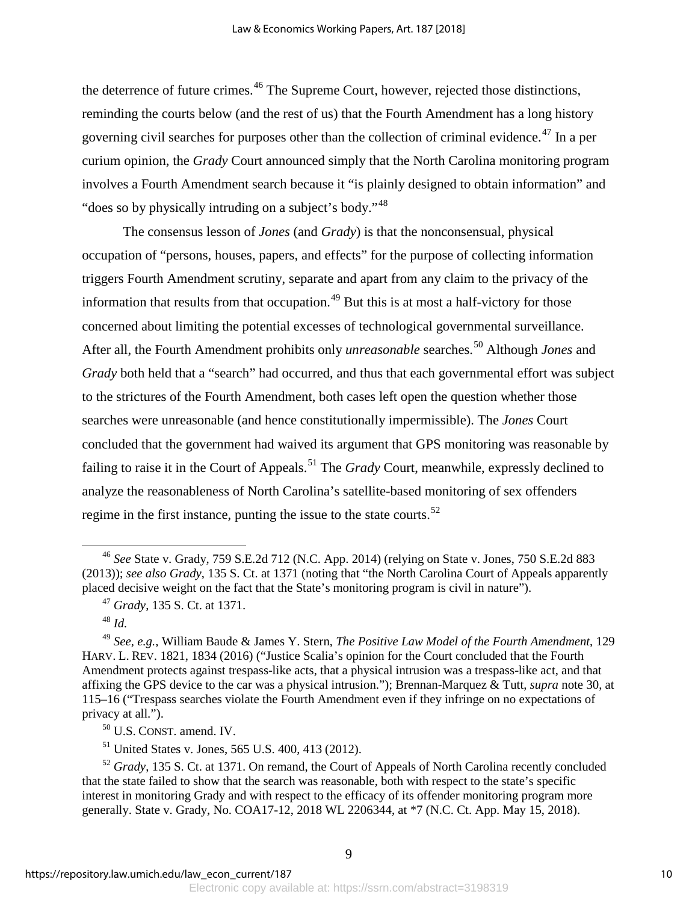the deterrence of future crimes.[46] The Supreme Court, however, rejected those distinctions, reminding the courts below (and the rest of us) that the Fourth Amendment has a long history governing civil searches for purposes other than the collection of criminal evidence.[47] In a per curium opinion, the *Grady* Court announced simply that the North Carolina monitoring program involves a Fourth Amendment search because it "is plainly designed to obtain information" and "does so by physically intruding on a subject's body."[48]

The consensus lesson of *Jones* (and *Grady*) is that the nonconsensual, physical occupation of "persons, houses, papers, and effects" for the purpose of collecting information triggers Fourth Amendment scrutiny, separate and apart from any claim to the privacy of the information that results from that occupation.[49] But this is at most a half-victory for those concerned about limiting the potential excesses of technological governmental surveillance. After all, the Fourth Amendment prohibits only *unreasonable* searches.[50] Although *Jones* and *Grady* both held that a "search" had occurred, and thus that each governmental effort was subject to the strictures of the Fourth Amendment, both cases left open the question whether those searches were unreasonable (and hence constitutionally impermissible). The *Jones* Court concluded that the government had waived its argument that GPS monitoring was reasonable by failing to raise it in the Court of Appeals.[51] The *Grady* Court, meanwhile, expressly declined to analyze the reasonableness of North Carolina's satellite-based monitoring of sex offenders regime in the first instance, punting the issue to the state courts.[52]

---

[46] *See* State v. Grady, 759 S.E.2d 712 (N.C. App. 2014) (relying on State v. Jones, 750 S.E.2d 883 (2013)); *see also Grady*, 135 S. Ct. at 1371 (noting that "the North Carolina Court of Appeals apparently placed decisive weight on the fact that the State's monitoring program is civil in nature").

[47] *Grady*, 135 S. Ct. at 1371.

[48] *Id.*

[49] *See, e.g.*, William Baude & James Y. Stern, *The Positive Law Model of the Fourth Amendment*, 129 HARV. L. REV. 1821, 1834 (2016) ("Justice Scalia's opinion for the Court concluded that the Fourth Amendment protects against trespass-like acts, that a physical intrusion was a trespass-like act, and that affixing the GPS device to the car was a physical intrusion."); Brennan-Marquez & Tutt, *supra* note 30, at 115–16 ("Trespass searches violate the Fourth Amendment even if they infringe on no expectations of privacy at all.").

[50] U.S. CONST. amend. IV.

[51] United States v. Jones, 565 U.S. 400, 413 (2012).

[52] *Grady*, 135 S. Ct. at 1371. On remand, the Court of Appeals of North Carolina recently concluded that the state failed to show that the search was reasonable, both with respect to the state's specific interest in monitoring Grady and with respect to the efficacy of its offender monitoring program more generally. State v. Grady, No. COA17-12, 2018 WL 2206344, at *7 (N.C. Ct. App. May 15, 2018).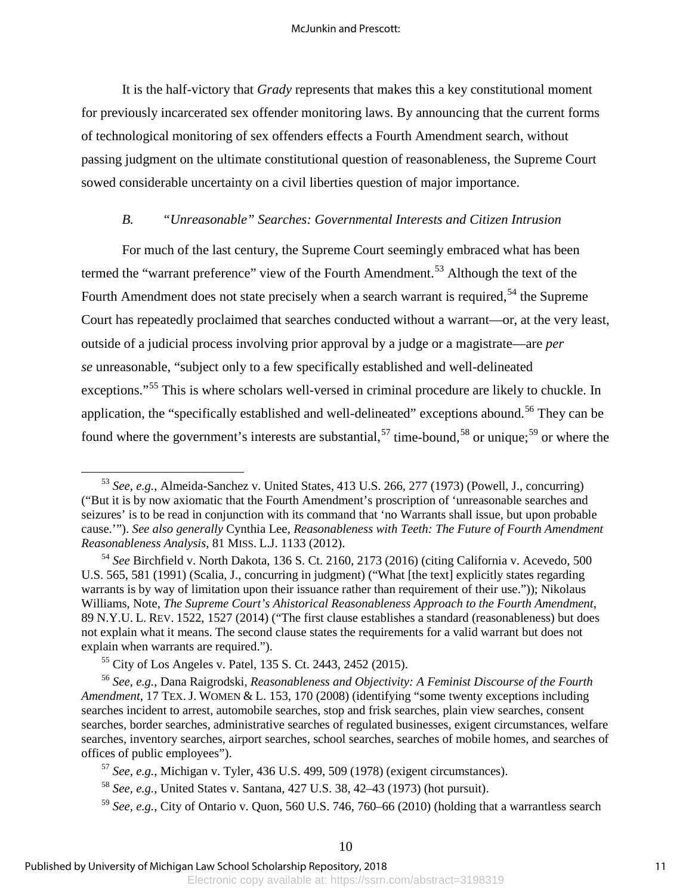It is the half-victory that *Grady* represents that makes this a key constitutional moment for previously incarcerated sex offender monitoring laws. By announcing that the current forms of technological monitoring of sex offenders effects a Fourth Amendment search, without passing judgment on the ultimate constitutional question of reasonableness, the Supreme Court sowed considerable uncertainty on a civil liberties question of major importance.

### *B. "Unreasonable" Searches: Governmental Interests and Citizen Intrusion*

For much of the last century, the Supreme Court seemingly embraced what has been termed the "warrant preference" view of the Fourth Amendment.[53] Although the text of the Fourth Amendment does not state precisely when a search warrant is required,[54] the Supreme Court has repeatedly proclaimed that searches conducted without a warrant—or, at the very least, outside of a judicial process involving prior approval by a judge or a magistrate—are *per se* unreasonable, "subject only to a few specifically established and well-delineated exceptions."[55] This is where scholars well-versed in criminal procedure are likely to chuckle. In application, the "specifically established and well-delineated" exceptions abound.[56] They can be found where the government's interests are substantial,[57] time-bound,[58] or unique;[59] or where the

---

[53] *See, e.g.*, Almeida-Sanchez v. United States, 413 U.S. 266, 277 (1973) (Powell, J., concurring) ("But it is by now axiomatic that the Fourth Amendment's proscription of 'unreasonable searches and seizures' is to be read in conjunction with its command that 'no Warrants shall issue, but upon probable cause.'"). *See also generally* Cynthia Lee, *Reasonableness with Teeth: The Future of Fourth Amendment Reasonableness Analysis*, 81 MISS. L.J. 1133 (2012).

[54] *See* Birchfield v. North Dakota, 136 S. Ct. 2160, 2173 (2016) (citing California v. Acevedo, 500 U.S. 565, 581 (1991) (Scalia, J., concurring in judgment) ("What [the text] explicitly states regarding warrants is by way of limitation upon their issuance rather than requirement of their use.")); Nikolaus Williams, Note, *The Supreme Court's Ahistorical Reasonableness Approach to the Fourth Amendment*, 89 N.Y.U. L. REV. 1522, 1527 (2014) ("The first clause establishes a standard (reasonableness) but does not explain what it means. The second clause states the requirements for a valid warrant but does not explain when warrants are required.").

[55] City of Los Angeles v. Patel, 135 S. Ct. 2443, 2452 (2015).

[56] *See, e.g.*, Dana Raigrodski, *Reasonableness and Objectivity: A Feminist Discourse of the Fourth Amendment*, 17 TEX. J. WOMEN & L. 153, 170 (2008) (identifying "some twenty exceptions including searches incident to arrest, automobile searches, stop and frisk searches, plain view searches, consent searches, border searches, administrative searches of regulated businesses, exigent circumstances, welfare searches, inventory searches, airport searches, school searches, searches of mobile homes, and searches of offices of public employees").

[57] *See, e.g.*, Michigan v. Tyler, 436 U.S. 499, 509 (1978) (exigent circumstances).

[58] *See, e.g.*, United States v. Santana, 427 U.S. 38, 42–43 (1973) (hot pursuit).

[59] *See, e.g.*, City of Ontario v. Quon, 560 U.S. 746, 760–66 (2010) (holding that a warrantless search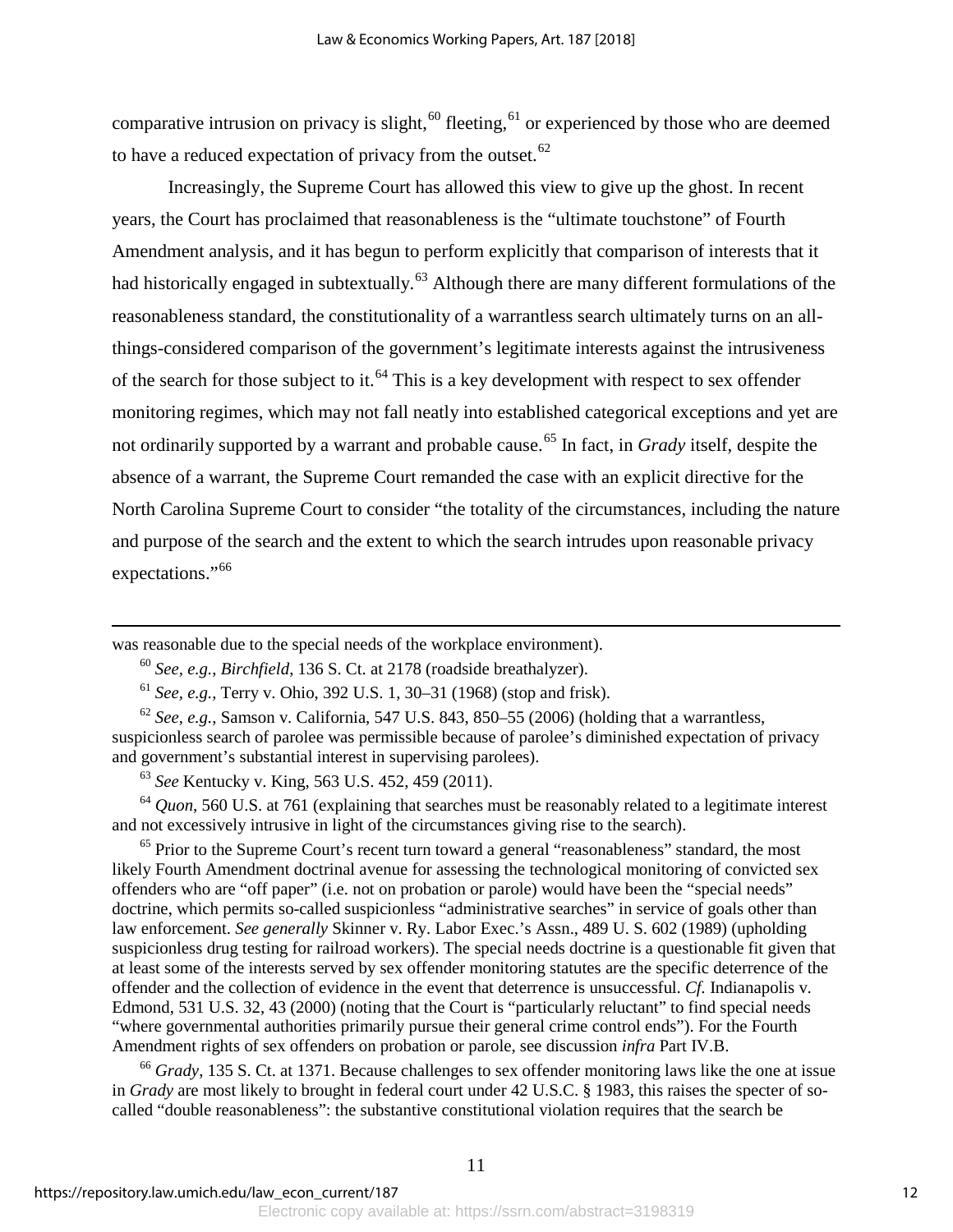comparative intrusion on privacy is slight,[60] fleeting,[61] or experienced by those who are deemed to have a reduced expectation of privacy from the outset.[62]

Increasingly, the Supreme Court has allowed this view to give up the ghost. In recent years, the Court has proclaimed that reasonableness is the "ultimate touchstone" of Fourth Amendment analysis, and it has begun to perform explicitly that comparison of interests that it had historically engaged in subtextually.[63] Although there are many different formulations of the reasonableness standard, the constitutionality of a warrantless search ultimately turns on an all-things-considered comparison of the government's legitimate interests against the intrusiveness of the search for those subject to it.[64] This is a key development with respect to sex offender monitoring regimes, which may not fall neatly into established categorical exceptions and yet are not ordinarily supported by a warrant and probable cause.[65] In fact, in *Grady* itself, despite the absence of a warrant, the Supreme Court remanded the case with an explicit directive for the North Carolina Supreme Court to consider "the totality of the circumstances, including the nature and purpose of the search and the extent to which the search intrudes upon reasonable privacy expectations."[66]

---

was reasonable due to the special needs of the workplace environment).

[60] *See, e.g.*, *Birchfield*, 136 S. Ct. at 2178 (roadside breathalyzer).

[61] *See, e.g.*, Terry v. Ohio, 392 U.S. 1, 30–31 (1968) (stop and frisk).

[62] *See, e.g.*, Samson v. California, 547 U.S. 843, 850–55 (2006) (holding that a warrantless, suspicionless search of parolee was permissible because of parolee's diminished expectation of privacy and government's substantial interest in supervising parolees).

[63] *See* Kentucky v. King, 563 U.S. 452, 459 (2011).

[64] *Quon*, 560 U.S. at 761 (explaining that searches must be reasonably related to a legitimate interest and not excessively intrusive in light of the circumstances giving rise to the search).

[65] Prior to the Supreme Court's recent turn toward a general "reasonableness" standard, the most likely Fourth Amendment doctrinal avenue for assessing the technological monitoring of convicted sex offenders who are "off paper" (i.e. not on probation or parole) would have been the "special needs" doctrine, which permits so-called suspicionless "administrative searches" in service of goals other than law enforcement. *See generally* Skinner v. Ry. Labor Exec.'s Assn., 489 U. S. 602 (1989) (upholding suspicionless drug testing for railroad workers). The special needs doctrine is a questionable fit given that at least some of the interests served by sex offender monitoring statutes are the specific deterrence of the offender and the collection of evidence in the event that deterrence is unsuccessful. *Cf.* Indianapolis v. Edmond, 531 U.S. 32, 43 (2000) (noting that the Court is "particularly reluctant" to find special needs "where governmental authorities primarily pursue their general crime control ends"). For the Fourth Amendment rights of sex offenders on probation or parole, see discussion *infra* Part IV.B.

[66] *Grady*, 135 S. Ct. at 1371. Because challenges to sex offender monitoring laws like the one at issue in *Grady* are most likely to brought in federal court under 42 U.S.C. § 1983, this raises the specter of so-called "double reasonableness": the substantive constitutional violation requires that the search be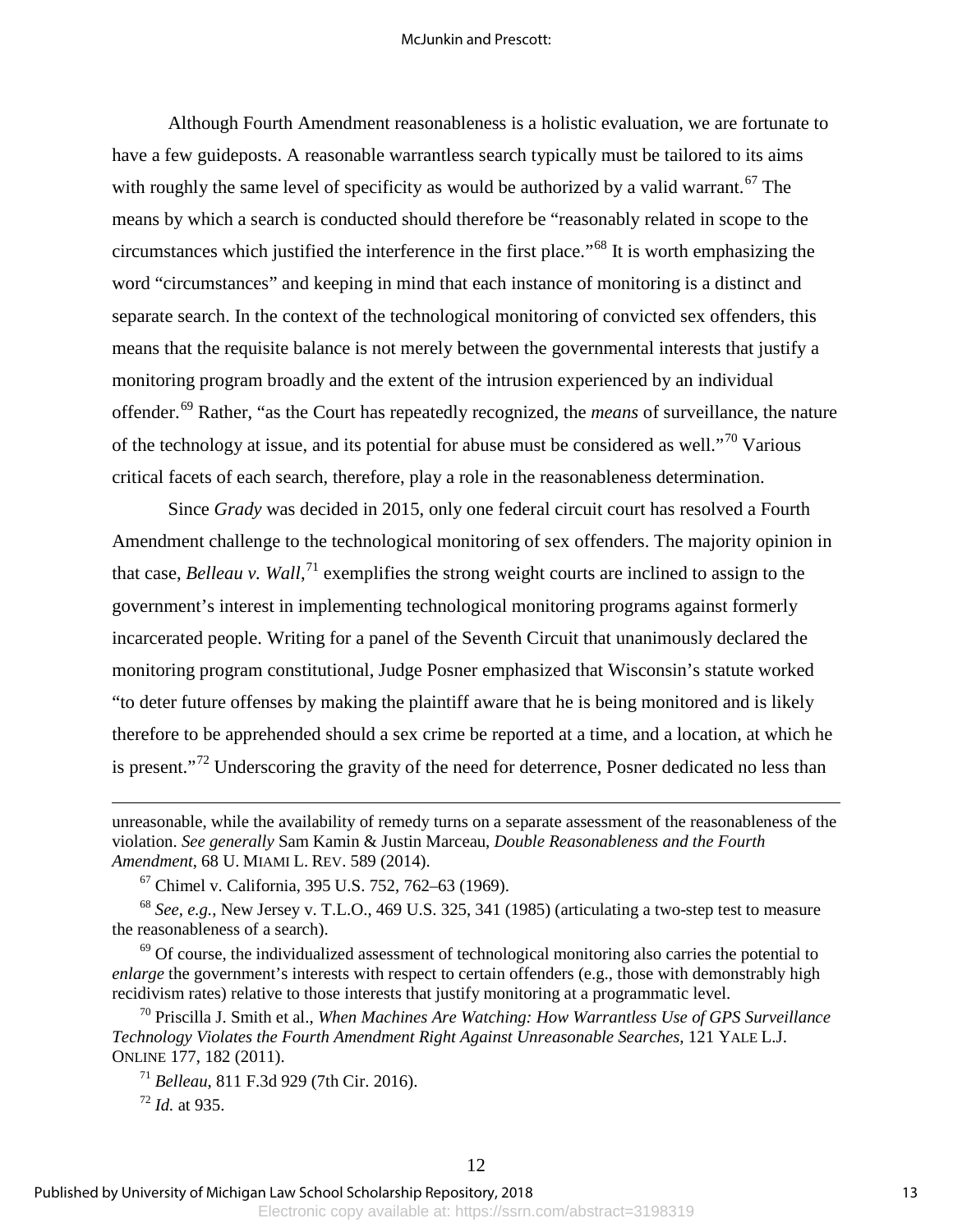Although Fourth Amendment reasonableness is a holistic evaluation, we are fortunate to have a few guideposts. A reasonable warrantless search typically must be tailored to its aims with roughly the same level of specificity as would be authorized by a valid warrant.[67] The means by which a search is conducted should therefore be "reasonably related in scope to the circumstances which justified the interference in the first place."[68] It is worth emphasizing the word "circumstances" and keeping in mind that each instance of monitoring is a distinct and separate search. In the context of the technological monitoring of convicted sex offenders, this means that the requisite balance is not merely between the governmental interests that justify a monitoring program broadly and the extent of the intrusion experienced by an individual offender.[69] Rather, "as the Court has repeatedly recognized, the *means* of surveillance, the nature of the technology at issue, and its potential for abuse must be considered as well."[70] Various critical facets of each search, therefore, play a role in the reasonableness determination.

Since *Grady* was decided in 2015, only one federal circuit court has resolved a Fourth Amendment challenge to the technological monitoring of sex offenders. The majority opinion in that case, *Belleau v. Wall*,[71] exemplifies the strong weight courts are inclined to assign to the government's interest in implementing technological monitoring programs against formerly incarcerated people. Writing for a panel of the Seventh Circuit that unanimously declared the monitoring program constitutional, Judge Posner emphasized that Wisconsin's statute worked "to deter future offenses by making the plaintiff aware that he is being monitored and is likely therefore to be apprehended should a sex crime be reported at a time, and a location, at which he is present."[72] Underscoring the gravity of the need for deterrence, Posner dedicated no less than

---

unreasonable, while the availability of remedy turns on a separate assessment of the reasonableness of the violation. *See generally* Sam Kamin & Justin Marceau, *Double Reasonableness and the Fourth Amendment*, 68 U. MIAMI L. REV. 589 (2014).

[67] Chimel v. California, 395 U.S. 752, 762–63 (1969).

[68] *See, e.g.*, New Jersey v. T.L.O., 469 U.S. 325, 341 (1985) (articulating a two-step test to measure the reasonableness of a search).

[69] Of course, the individualized assessment of technological monitoring also carries the potential to *enlarge* the government's interests with respect to certain offenders (e.g., those with demonstrably high recidivism rates) relative to those interests that justify monitoring at a programmatic level.

[70] Priscilla J. Smith et al., *When Machines Are Watching: How Warrantless Use of GPS Surveillance Technology Violates the Fourth Amendment Right Against Unreasonable Searches*, 121 YALE L.J. ONLINE 177, 182 (2011).

[71] *Belleau*, 811 F.3d 929 (7th Cir. 2016).

[72] *Id.* at 935.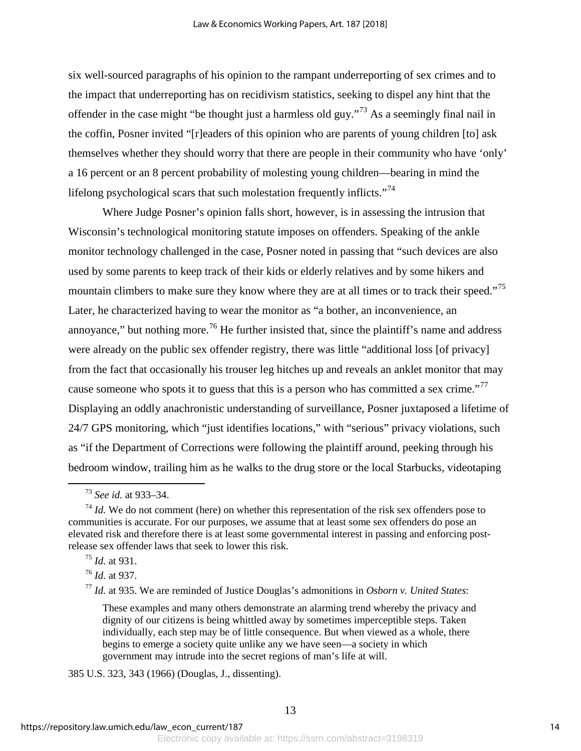six well-sourced paragraphs of his opinion to the rampant underreporting of sex crimes and to the impact that underreporting has on recidivism statistics, seeking to dispel any hint that the offender in the case might "be thought just a harmless old guy."[73] As a seemingly final nail in the coffin, Posner invited "[r]eaders of this opinion who are parents of young children [to] ask themselves whether they should worry that there are people in their community who have 'only' a 16 percent or an 8 percent probability of molesting young children—bearing in mind the lifelong psychological scars that such molestation frequently inflicts."[74]

Where Judge Posner's opinion falls short, however, is in assessing the intrusion that Wisconsin's technological monitoring statute imposes on offenders. Speaking of the ankle monitor technology challenged in the case, Posner noted in passing that "such devices are also used by some parents to keep track of their kids or elderly relatives and by some hikers and mountain climbers to make sure they know where they are at all times or to track their speed."[75] Later, he characterized having to wear the monitor as "a bother, an inconvenience, an annoyance," but nothing more.[76] He further insisted that, since the plaintiff's name and address were already on the public sex offender registry, there was little "additional loss [of privacy] from the fact that occasionally his trouser leg hitches up and reveals an anklet monitor that may cause someone who spots it to guess that this is a person who has committed a sex crime."[77] Displaying an oddly anachronistic understanding of surveillance, Posner juxtaposed a lifetime of 24/7 GPS monitoring, which "just identifies locations," with "serious" privacy violations, such as "if the Department of Corrections were following the plaintiff around, peeking through his bedroom window, trailing him as he walks to the drug store or the local Starbucks, videotaping

---

[73] *See id.* at 933–34.

[74] *Id.* We do not comment (here) on whether this representation of the risk sex offenders pose to communities is accurate. For our purposes, we assume that at least some sex offenders do pose an elevated risk and therefore there is at least some governmental interest in passing and enforcing post-release sex offender laws that seek to lower this risk.

[75] *Id.* at 931.

[76] *Id.* at 937.

[77] *Id.* at 935. We are reminded of Justice Douglas's admonitions in *Osborn v. United States*:

> These examples and many others demonstrate an alarming trend whereby the privacy and dignity of our citizens is being whittled away by sometimes imperceptible steps. Taken individually, each step may be of little consequence. But when viewed as a whole, there begins to emerge a society quite unlike any we have seen—a society in which government may intrude into the secret regions of man's life at will.

385 U.S. 323, 343 (1966) (Douglas, J., dissenting).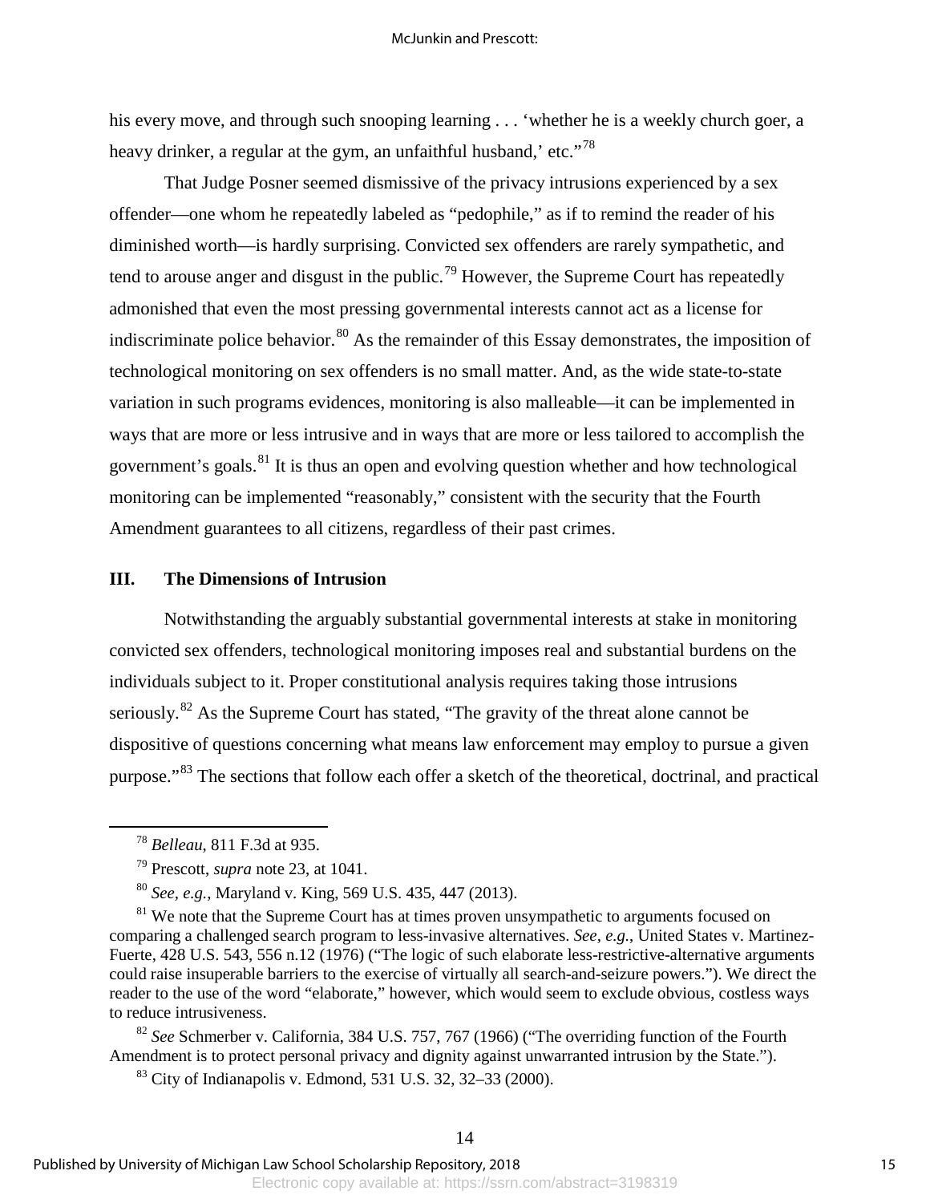his every move, and through such snooping learning . . . 'whether he is a weekly church goer, a heavy drinker, a regular at the gym, an unfaithful husband,' etc."[78]

That Judge Posner seemed dismissive of the privacy intrusions experienced by a sex offender—one whom he repeatedly labeled as "pedophile," as if to remind the reader of his diminished worth—is hardly surprising. Convicted sex offenders are rarely sympathetic, and tend to arouse anger and disgust in the public.[79] However, the Supreme Court has repeatedly admonished that even the most pressing governmental interests cannot act as a license for indiscriminate police behavior.[80] As the remainder of this Essay demonstrates, the imposition of technological monitoring on sex offenders is no small matter. And, as the wide state-to-state variation in such programs evidences, monitoring is also malleable—it can be implemented in ways that are more or less intrusive and in ways that are more or less tailored to accomplish the government's goals.[81] It is thus an open and evolving question whether and how technological monitoring can be implemented "reasonably," consistent with the security that the Fourth Amendment guarantees to all citizens, regardless of their past crimes.

## III. The Dimensions of Intrusion

Notwithstanding the arguably substantial governmental interests at stake in monitoring convicted sex offenders, technological monitoring imposes real and substantial burdens on the individuals subject to it. Proper constitutional analysis requires taking those intrusions seriously.[82] As the Supreme Court has stated, "The gravity of the threat alone cannot be dispositive of questions concerning what means law enforcement may employ to pursue a given purpose."[83] The sections that follow each offer a sketch of the theoretical, doctrinal, and practical

---

[78] *Belleau*, 811 F.3d at 935.

[79] Prescott, *supra* note 23, at 1041.

[80] *See, e.g.*, Maryland v. King, 569 U.S. 435, 447 (2013).

[81] We note that the Supreme Court has at times proven unsympathetic to arguments focused on comparing a challenged search program to less-invasive alternatives. *See, e.g.*, United States v. Martinez-Fuerte, 428 U.S. 543, 556 n.12 (1976) ("The logic of such elaborate less-restrictive-alternative arguments could raise insuperable barriers to the exercise of virtually all search-and-seizure powers."). We direct the reader to the use of the word "elaborate," however, which would seem to exclude obvious, costless ways to reduce intrusiveness.

[82] *See* Schmerber v. California, 384 U.S. 757, 767 (1966) ("The overriding function of the Fourth Amendment is to protect personal privacy and dignity against unwarranted intrusion by the State.").

[83] City of Indianapolis v. Edmond, 531 U.S. 32, 32–33 (2000).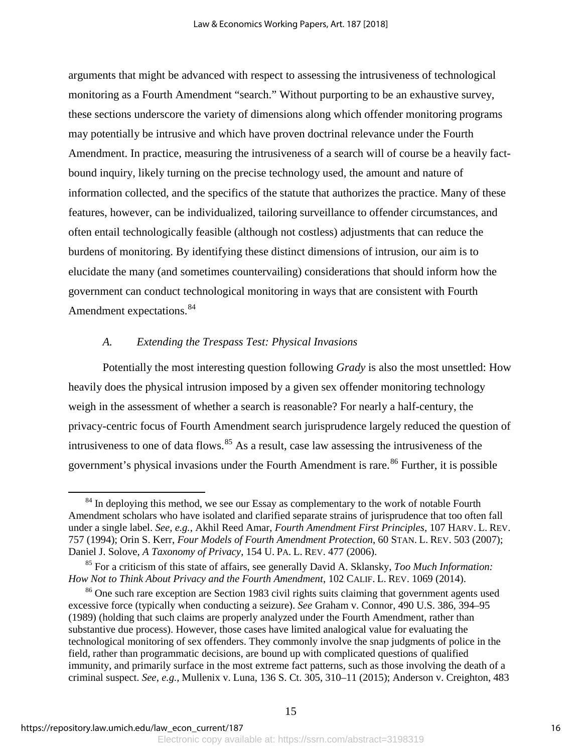arguments that might be advanced with respect to assessing the intrusiveness of technological monitoring as a Fourth Amendment "search." Without purporting to be an exhaustive survey, these sections underscore the variety of dimensions along which offender monitoring programs may potentially be intrusive and which have proven doctrinal relevance under the Fourth Amendment. In practice, measuring the intrusiveness of a search will of course be a heavily fact-bound inquiry, likely turning on the precise technology used, the amount and nature of information collected, and the specifics of the statute that authorizes the practice. Many of these features, however, can be individualized, tailoring surveillance to offender circumstances, and often entail technologically feasible (although not costless) adjustments that can reduce the burdens of monitoring. By identifying these distinct dimensions of intrusion, our aim is to elucidate the many (and sometimes countervailing) considerations that should inform how the government can conduct technological monitoring in ways that are consistent with Fourth Amendment expectations.[84]

### *A. Extending the Trespass Test: Physical Invasions*

Potentially the most interesting question following *Grady* is also the most unsettled: How heavily does the physical intrusion imposed by a given sex offender monitoring technology weigh in the assessment of whether a search is reasonable? For nearly a half-century, the privacy-centric focus of Fourth Amendment search jurisprudence largely reduced the question of intrusiveness to one of data flows.[85] As a result, case law assessing the intrusiveness of the government's physical invasions under the Fourth Amendment is rare.[86] Further, it is possible

---

[84] In deploying this method, we see our Essay as complementary to the work of notable Fourth Amendment scholars who have isolated and clarified separate strains of jurisprudence that too often fall under a single label. *See, e.g.*, Akhil Reed Amar, *Fourth Amendment First Principles*, 107 HARV. L. REV. 757 (1994); Orin S. Kerr, *Four Models of Fourth Amendment Protection*, 60 STAN. L. REV. 503 (2007); Daniel J. Solove, *A Taxonomy of Privacy*, 154 U. PA. L. REV. 477 (2006).

[85] For a criticism of this state of affairs, see generally David A. Sklansky, *Too Much Information: How Not to Think About Privacy and the Fourth Amendment*, 102 CALIF. L. REV. 1069 (2014).

[86] One such rare exception are Section 1983 civil rights suits claiming that government agents used excessive force (typically when conducting a seizure). *See* Graham v. Connor, 490 U.S. 386, 394–95 (1989) (holding that such claims are properly analyzed under the Fourth Amendment, rather than substantive due process). However, those cases have limited analogical value for evaluating the technological monitoring of sex offenders. They commonly involve the snap judgments of police in the field, rather than programmatic decisions, are bound up with complicated questions of qualified immunity, and primarily surface in the most extreme fact patterns, such as those involving the death of a criminal suspect. *See, e.g.*, Mullenix v. Luna, 136 S. Ct. 305, 310–11 (2015); Anderson v. Creighton, 483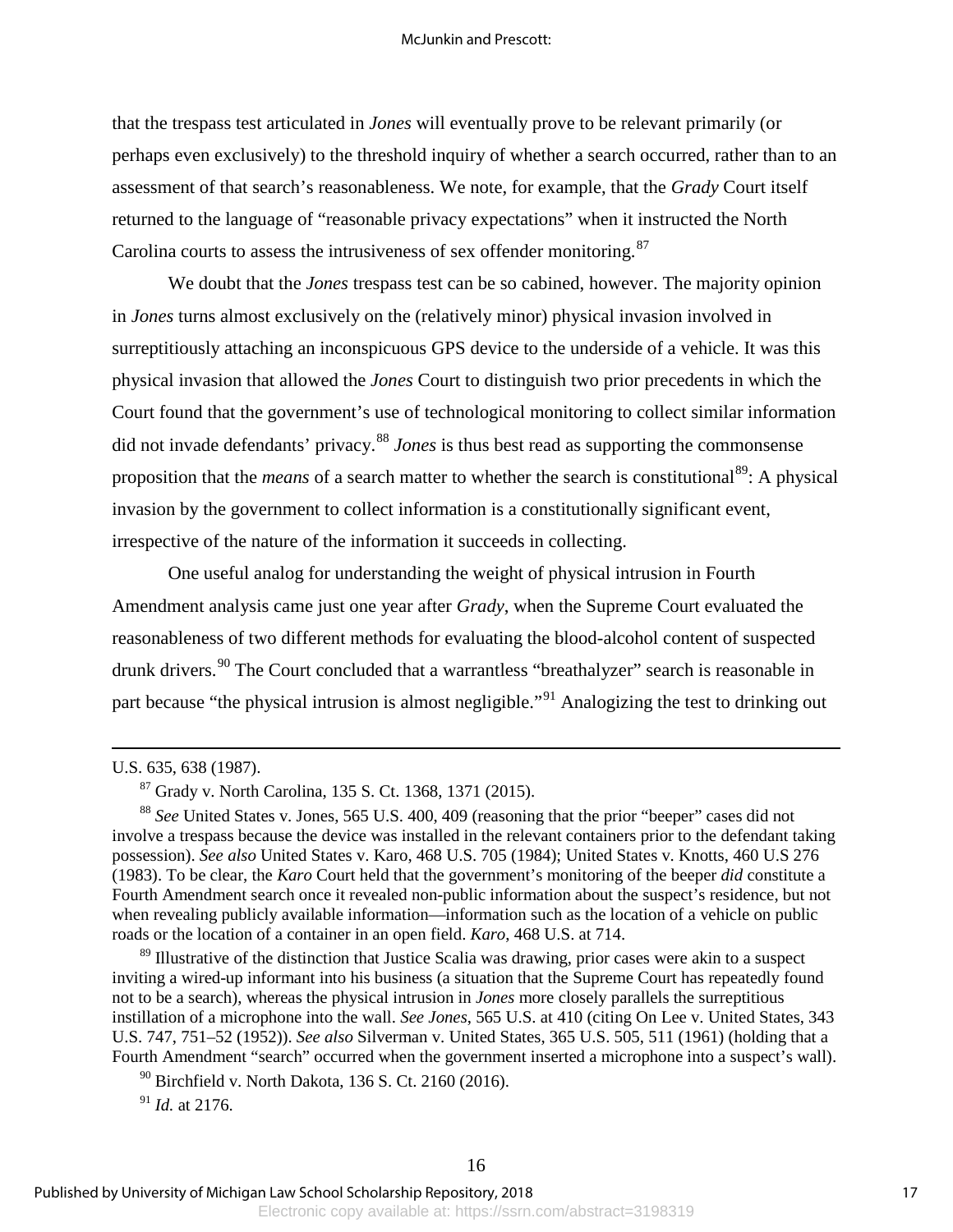that the trespass test articulated in *Jones* will eventually prove to be relevant primarily (or perhaps even exclusively) to the threshold inquiry of whether a search occurred, rather than to an assessment of that search's reasonableness. We note, for example, that the *Grady* Court itself returned to the language of "reasonable privacy expectations" when it instructed the North Carolina courts to assess the intrusiveness of sex offender monitoring.[87]

We doubt that the *Jones* trespass test can be so cabined, however. The majority opinion in *Jones* turns almost exclusively on the (relatively minor) physical invasion involved in surreptitiously attaching an inconspicuous GPS device to the underside of a vehicle. It was this physical invasion that allowed the *Jones* Court to distinguish two prior precedents in which the Court found that the government's use of technological monitoring to collect similar information did not invade defendants' privacy.[88] *Jones* is thus best read as supporting the commonsense proposition that the *means* of a search matter to whether the search is constitutional[89]: A physical invasion by the government to collect information is a constitutionally significant event, irrespective of the nature of the information it succeeds in collecting.

One useful analog for understanding the weight of physical intrusion in Fourth Amendment analysis came just one year after *Grady*, when the Supreme Court evaluated the reasonableness of two different methods for evaluating the blood-alcohol content of suspected drunk drivers.[90] The Court concluded that a warrantless "breathalyzer" search is reasonable in part because "the physical intrusion is almost negligible."[91] Analogizing the test to drinking out

---

U.S. 635, 638 (1987).

[87] Grady v. North Carolina, 135 S. Ct. 1368, 1371 (2015).

[88] *See* United States v. Jones, 565 U.S. 400, 409 (reasoning that the prior "beeper" cases did not involve a trespass because the device was installed in the relevant containers prior to the defendant taking possession). *See also* United States v. Karo, 468 U.S. 705 (1984); United States v. Knotts, 460 U.S 276 (1983). To be clear, the *Karo* Court held that the government's monitoring of the beeper *did* constitute a Fourth Amendment search once it revealed non-public information about the suspect's residence, but not when revealing publicly available information—information such as the location of a vehicle on public roads or the location of a container in an open field. *Karo*, 468 U.S. at 714.

[89] Illustrative of the distinction that Justice Scalia was drawing, prior cases were akin to a suspect inviting a wired-up informant into his business (a situation that the Supreme Court has repeatedly found not to be a search), whereas the physical intrusion in *Jones* more closely parallels the surreptitious instillation of a microphone into the wall. *See Jones*, 565 U.S. at 410 (citing On Lee v. United States, 343 U.S. 747, 751–52 (1952)). *See also* Silverman v. United States, 365 U.S. 505, 511 (1961) (holding that a Fourth Amendment "search" occurred when the government inserted a microphone into a suspect's wall).

[90] Birchfield v. North Dakota, 136 S. Ct. 2160 (2016).

[91] *Id.* at 2176.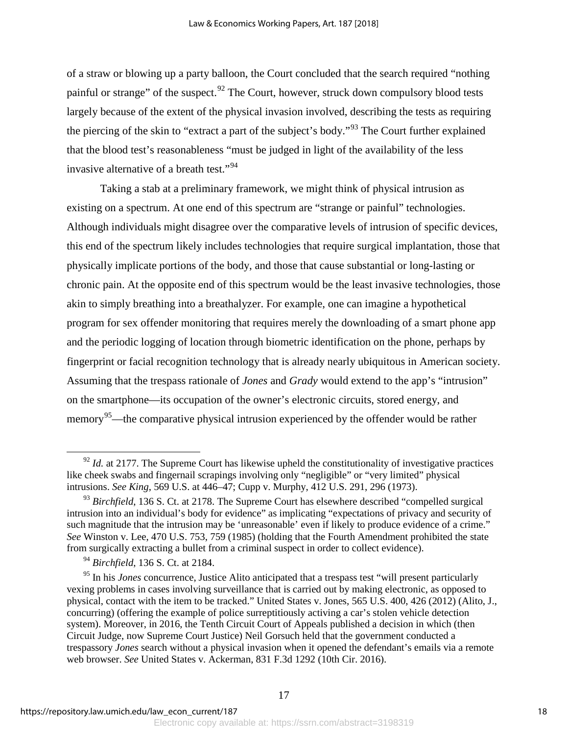of a straw or blowing up a party balloon, the Court concluded that the search required "nothing painful or strange" of the suspect.[92] The Court, however, struck down compulsory blood tests largely because of the extent of the physical invasion involved, describing the tests as requiring the piercing of the skin to "extract a part of the subject's body."[93] The Court further explained that the blood test's reasonableness "must be judged in light of the availability of the less invasive alternative of a breath test."[94]

Taking a stab at a preliminary framework, we might think of physical intrusion as existing on a spectrum. At one end of this spectrum are "strange or painful" technologies. Although individuals might disagree over the comparative levels of intrusion of specific devices, this end of the spectrum likely includes technologies that require surgical implantation, those that physically implicate portions of the body, and those that cause substantial or long-lasting or chronic pain. At the opposite end of this spectrum would be the least invasive technologies, those akin to simply breathing into a breathalyzer. For example, one can imagine a hypothetical program for sex offender monitoring that requires merely the downloading of a smart phone app and the periodic logging of location through biometric identification on the phone, perhaps by fingerprint or facial recognition technology that is already nearly ubiquitous in American society. Assuming that the trespass rationale of *Jones* and *Grady* would extend to the app's "intrusion" on the smartphone—its occupation of the owner's electronic circuits, stored energy, and memory[95]—the comparative physical intrusion experienced by the offender would be rather

---

[92] *Id.* at 2177. The Supreme Court has likewise upheld the constitutionality of investigative practices like cheek swabs and fingernail scrapings involving only "negligible" or "very limited" physical intrusions. *See King*, 569 U.S. at 446–47; Cupp v. Murphy, 412 U.S. 291, 296 (1973).

[93] *Birchfield*, 136 S. Ct. at 2178. The Supreme Court has elsewhere described "compelled surgical intrusion into an individual's body for evidence" as implicating "expectations of privacy and security of such magnitude that the intrusion may be 'unreasonable' even if likely to produce evidence of a crime." *See* Winston v. Lee, 470 U.S. 753, 759 (1985) (holding that the Fourth Amendment prohibited the state from surgically extracting a bullet from a criminal suspect in order to collect evidence).

[94] *Birchfield*, 136 S. Ct. at 2184.

[95] In his *Jones* concurrence, Justice Alito anticipated that a trespass test "will present particularly vexing problems in cases involving surveillance that is carried out by making electronic, as opposed to physical, contact with the item to be tracked." United States v. Jones, 565 U.S. 400, 426 (2012) (Alito, J., concurring) (offering the example of police surreptitiously activing a car's stolen vehicle detection system). Moreover, in 2016, the Tenth Circuit Court of Appeals published a decision in which (then Circuit Judge, now Supreme Court Justice) Neil Gorsuch held that the government conducted a trespassory *Jones* search without a physical invasion when it opened the defendant's emails via a remote web browser. *See* United States v. Ackerman, 831 F.3d 1292 (10th Cir. 2016).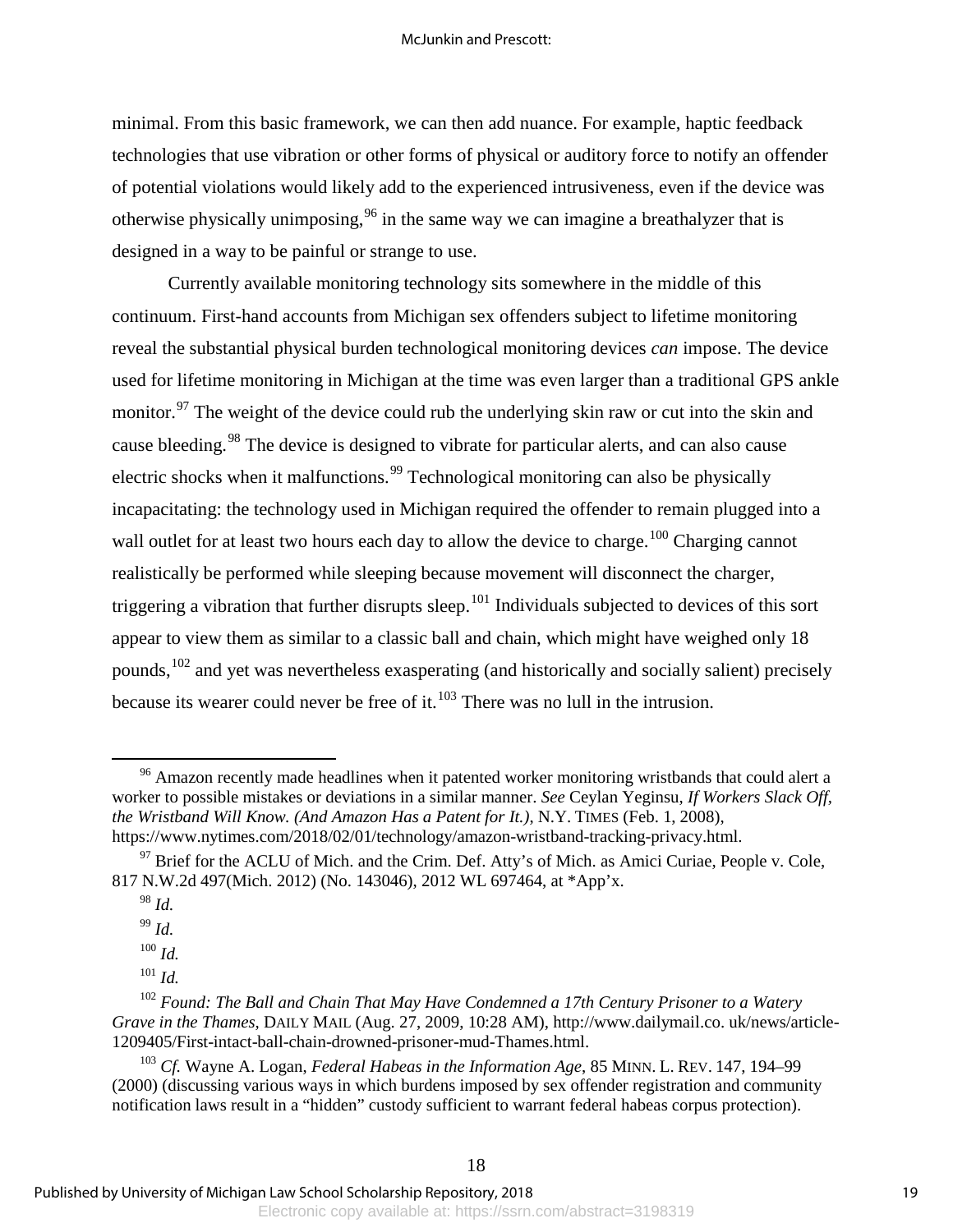minimal. From this basic framework, we can then add nuance. For example, haptic feedback technologies that use vibration or other forms of physical or auditory force to notify an offender of potential violations would likely add to the experienced intrusiveness, even if the device was otherwise physically unimposing,[96] in the same way we can imagine a breathalyzer that is designed in a way to be painful or strange to use.

Currently available monitoring technology sits somewhere in the middle of this continuum. First-hand accounts from Michigan sex offenders subject to lifetime monitoring reveal the substantial physical burden technological monitoring devices *can* impose. The device used for lifetime monitoring in Michigan at the time was even larger than a traditional GPS ankle monitor.[97] The weight of the device could rub the underlying skin raw or cut into the skin and cause bleeding.[98] The device is designed to vibrate for particular alerts, and can also cause electric shocks when it malfunctions.[99] Technological monitoring can also be physically incapacitating: the technology used in Michigan required the offender to remain plugged into a wall outlet for at least two hours each day to allow the device to charge.[100] Charging cannot realistically be performed while sleeping because movement will disconnect the charger, triggering a vibration that further disrupts sleep.[101] Individuals subjected to devices of this sort appear to view them as similar to a classic ball and chain, which might have weighed only 18 pounds,[102] and yet was nevertheless exasperating (and historically and socially salient) precisely because its wearer could never be free of it.[103] There was no lull in the intrusion.

---

[96] Amazon recently made headlines when it patented worker monitoring wristbands that could alert a worker to possible mistakes or deviations in a similar manner. *See* Ceylan Yeginsu, *If Workers Slack Off, the Wristband Will Know. (And Amazon Has a Patent for It.)*, N.Y. TIMES (Feb. 1, 2008), https://www.nytimes.com/2018/02/01/technology/amazon-wristband-tracking-privacy.html.

[97] Brief for the ACLU of Mich. and the Crim. Def. Atty's of Mich. as Amici Curiae, People v. Cole, 817 N.W.2d 497(Mich. 2012) (No. 143046), 2012 WL 697464, at *App'x.

[98] *Id.*

[99] *Id.*

[100] *Id.*

[101] *Id.*

[102] *Found: The Ball and Chain That May Have Condemned a 17th Century Prisoner to a Watery Grave in the Thames*, DAILY MAIL (Aug. 27, 2009, 10:28 AM), http://www.dailymail.co. uk/news/article-1209405/First-intact-ball-chain-drowned-prisoner-mud-Thames.html.

[103] *Cf.* Wayne A. Logan, *Federal Habeas in the Information Age*, 85 MINN. L. REV. 147, 194–99 (2000) (discussing various ways in which burdens imposed by sex offender registration and community notification laws result in a "hidden" custody sufficient to warrant federal habeas corpus protection).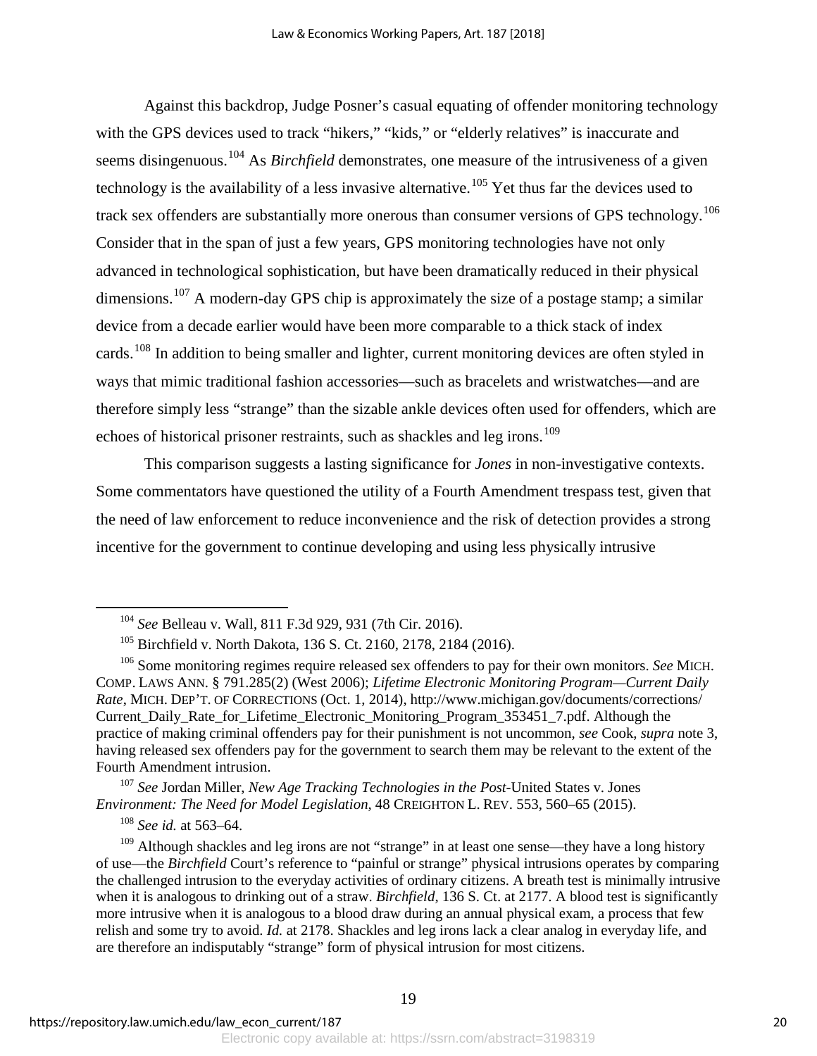Against this backdrop, Judge Posner's casual equating of offender monitoring technology with the GPS devices used to track "hikers," "kids," or "elderly relatives" is inaccurate and seems disingenuous.[104] As *Birchfield* demonstrates, one measure of the intrusiveness of a given technology is the availability of a less invasive alternative.[105] Yet thus far the devices used to track sex offenders are substantially more onerous than consumer versions of GPS technology.[106] Consider that in the span of just a few years, GPS monitoring technologies have not only advanced in technological sophistication, but have been dramatically reduced in their physical dimensions.[107] A modern-day GPS chip is approximately the size of a postage stamp; a similar device from a decade earlier would have been more comparable to a thick stack of index cards.[108] In addition to being smaller and lighter, current monitoring devices are often styled in ways that mimic traditional fashion accessories—such as bracelets and wristwatches—and are therefore simply less "strange" than the sizable ankle devices often used for offenders, which are echoes of historical prisoner restraints, such as shackles and leg irons.[109]

This comparison suggests a lasting significance for *Jones* in non-investigative contexts. Some commentators have questioned the utility of a Fourth Amendment trespass test, given that the need of law enforcement to reduce inconvenience and the risk of detection provides a strong incentive for the government to continue developing and using less physically intrusive

---

[104] *See* Belleau v. Wall, 811 F.3d 929, 931 (7th Cir. 2016).

[105] Birchfield v. North Dakota, 136 S. Ct. 2160, 2178, 2184 (2016).

[106] Some monitoring regimes require released sex offenders to pay for their own monitors. *See* MICH. COMP. LAWS ANN. § 791.285(2) (West 2006); *Lifetime Electronic Monitoring Program—Current Daily Rate*, MICH. DEP'T. OF CORRECTIONS (Oct. 1, 2014), http://www.michigan.gov/documents/corrections/Current_Daily_Rate_for_Lifetime_Electronic_Monitoring_Program_353451_7.pdf. Although the practice of making criminal offenders pay for their punishment is not uncommon, *see* Cook, *supra* note 3, having released sex offenders pay for the government to search them may be relevant to the extent of the Fourth Amendment intrusion.

[107] *See* Jordan Miller, *New Age Tracking Technologies in the Post-*United States v. Jones *Environment: The Need for Model Legislation*, 48 CREIGHTON L. REV. 553, 560–65 (2015).

[108] *See id.* at 563–64.

[109] Although shackles and leg irons are not "strange" in at least one sense—they have a long history of use—the *Birchfield* Court's reference to "painful or strange" physical intrusions operates by comparing the challenged intrusion to the everyday activities of ordinary citizens. A breath test is minimally intrusive when it is analogous to drinking out of a straw. *Birchfield*, 136 S. Ct. at 2177. A blood test is significantly more intrusive when it is analogous to a blood draw during an annual physical exam, a process that few relish and some try to avoid. *Id.* at 2178. Shackles and leg irons lack a clear analog in everyday life, and are therefore an indisputably "strange" form of physical intrusion for most citizens.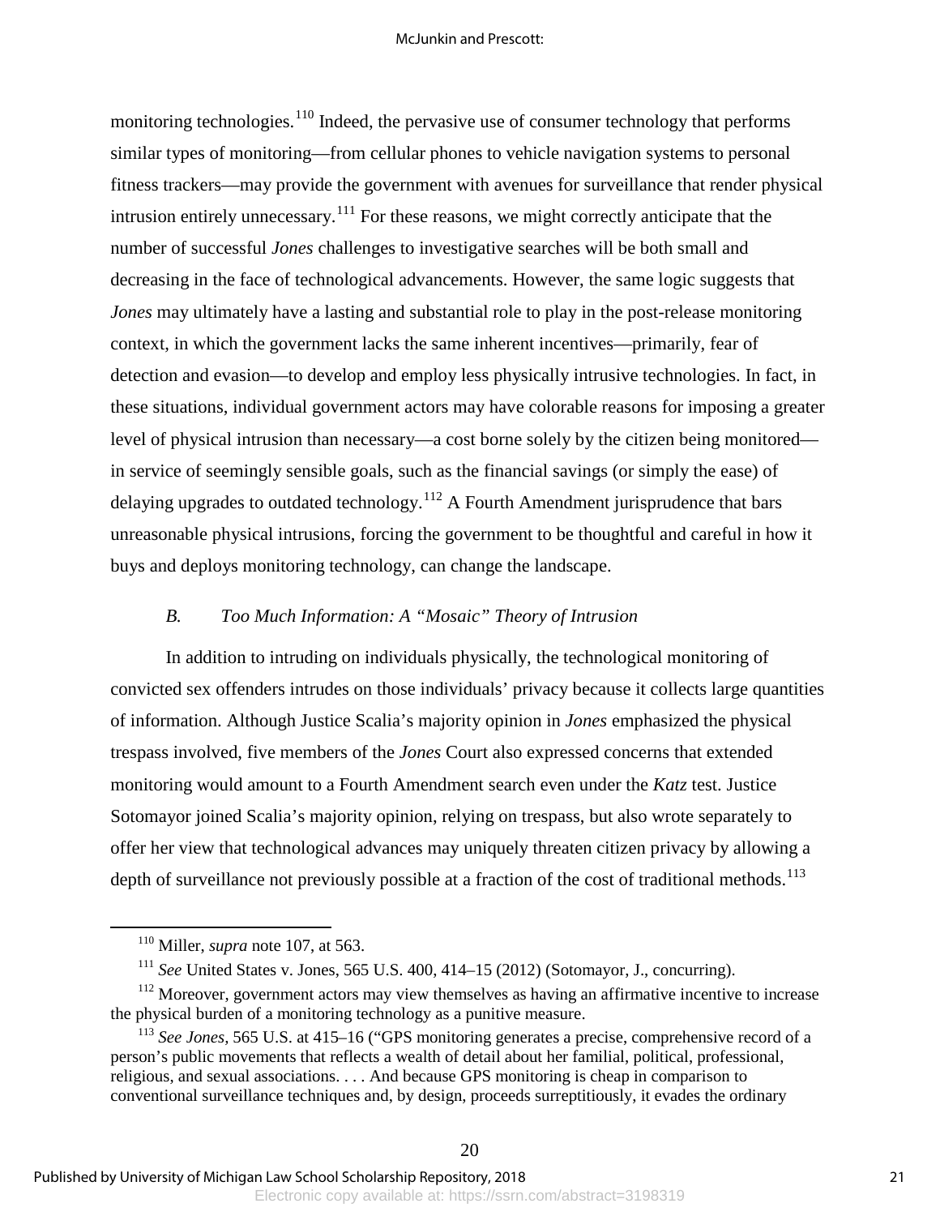monitoring technologies.[110] Indeed, the pervasive use of consumer technology that performs similar types of monitoring—from cellular phones to vehicle navigation systems to personal fitness trackers—may provide the government with avenues for surveillance that render physical intrusion entirely unnecessary.[111] For these reasons, we might correctly anticipate that the number of successful *Jones* challenges to investigative searches will be both small and decreasing in the face of technological advancements. However, the same logic suggests that *Jones* may ultimately have a lasting and substantial role to play in the post-release monitoring context, in which the government lacks the same inherent incentives—primarily, fear of detection and evasion—to develop and employ less physically intrusive technologies. In fact, in these situations, individual government actors may have colorable reasons for imposing a greater level of physical intrusion than necessary—a cost borne solely by the citizen being monitored—in service of seemingly sensible goals, such as the financial savings (or simply the ease) of delaying upgrades to outdated technology.[112] A Fourth Amendment jurisprudence that bars unreasonable physical intrusions, forcing the government to be thoughtful and careful in how it buys and deploys monitoring technology, can change the landscape.

### *B. Too Much Information: A "Mosaic" Theory of Intrusion*

In addition to intruding on individuals physically, the technological monitoring of convicted sex offenders intrudes on those individuals' privacy because it collects large quantities of information. Although Justice Scalia's majority opinion in *Jones* emphasized the physical trespass involved, five members of the *Jones* Court also expressed concerns that extended monitoring would amount to a Fourth Amendment search even under the *Katz* test. Justice Sotomayor joined Scalia's majority opinion, relying on trespass, but also wrote separately to offer her view that technological advances may uniquely threaten citizen privacy by allowing a depth of surveillance not previously possible at a fraction of the cost of traditional methods.[113]

---

[110] Miller, *supra* note 107, at 563.

[111] *See* United States v. Jones, 565 U.S. 400, 414–15 (2012) (Sotomayor, J., concurring).

[112] Moreover, government actors may view themselves as having an affirmative incentive to increase the physical burden of a monitoring technology as a punitive measure.

[113] *See Jones*, 565 U.S. at 415–16 ("GPS monitoring generates a precise, comprehensive record of a person's public movements that reflects a wealth of detail about her familial, political, professional, religious, and sexual associations. . . . And because GPS monitoring is cheap in comparison to conventional surveillance techniques and, by design, proceeds surreptitiously, it evades the ordinary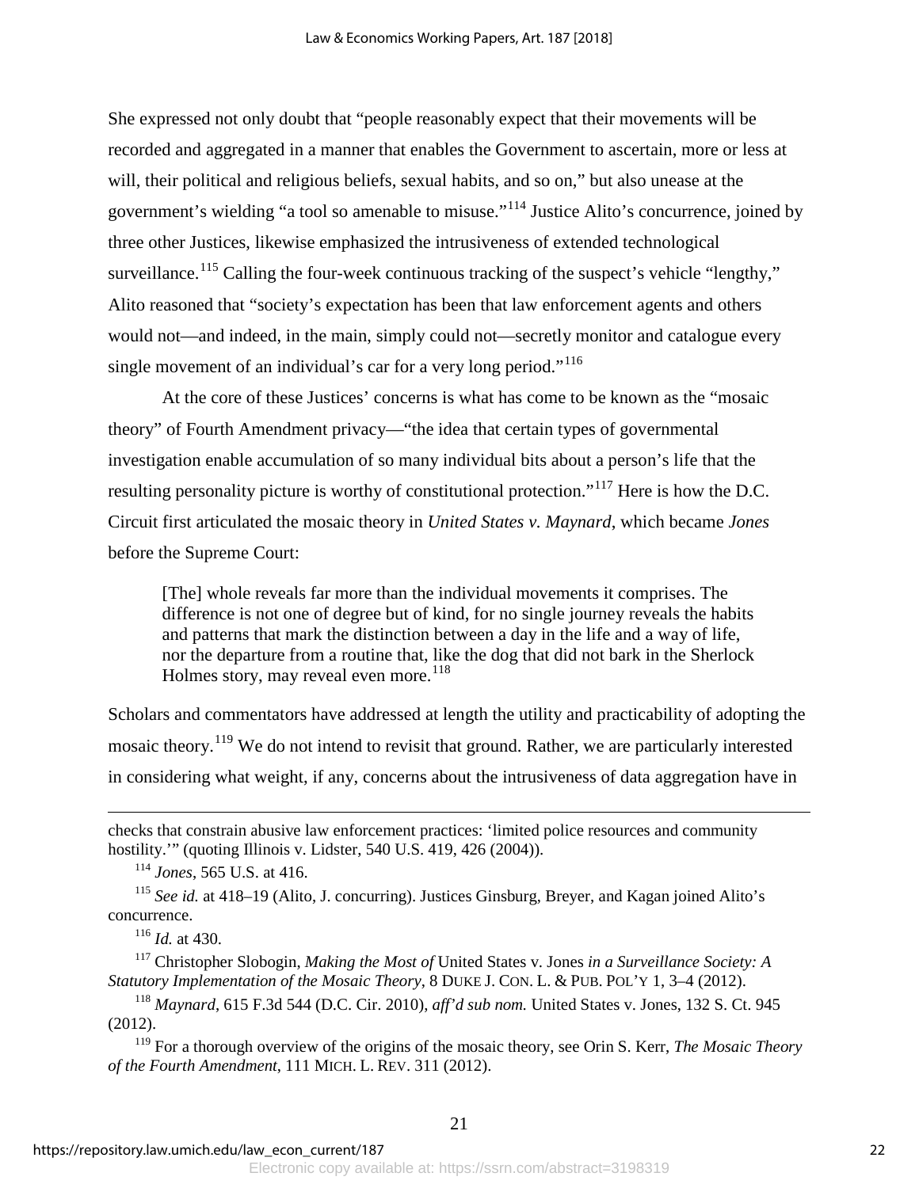She expressed not only doubt that "people reasonably expect that their movements will be recorded and aggregated in a manner that enables the Government to ascertain, more or less at will, their political and religious beliefs, sexual habits, and so on," but also unease at the government's wielding "a tool so amenable to misuse."[114] Justice Alito's concurrence, joined by three other Justices, likewise emphasized the intrusiveness of extended technological surveillance.[115] Calling the four-week continuous tracking of the suspect's vehicle "lengthy," Alito reasoned that "society's expectation has been that law enforcement agents and others would not—and indeed, in the main, simply could not—secretly monitor and catalogue every single movement of an individual's car for a very long period."[116]

At the core of these Justices' concerns is what has come to be known as the "mosaic theory" of Fourth Amendment privacy—"the idea that certain types of governmental investigation enable accumulation of so many individual bits about a person's life that the resulting personality picture is worthy of constitutional protection."[117] Here is how the D.C. Circuit first articulated the mosaic theory in *United States v. Maynard*, which became *Jones* before the Supreme Court:

> [The] whole reveals far more than the individual movements it comprises. The difference is not one of degree but of kind, for no single journey reveals the habits and patterns that mark the distinction between a day in the life and a way of life, nor the departure from a routine that, like the dog that did not bark in the Sherlock Holmes story, may reveal even more.[118]

Scholars and commentators have addressed at length the utility and practicability of adopting the mosaic theory.[119] We do not intend to revisit that ground. Rather, we are particularly interested in considering what weight, if any, concerns about the intrusiveness of data aggregation have in

---

checks that constrain abusive law enforcement practices: 'limited police resources and community hostility.'" (quoting Illinois v. Lidster, 540 U.S. 419, 426 (2004)).

[114] *Jones*, 565 U.S. at 416.

[115] *See id.* at 418–19 (Alito, J. concurring). Justices Ginsburg, Breyer, and Kagan joined Alito's concurrence.

[116] *Id.* at 430.

[117] Christopher Slobogin, *Making the Most of* United States v. Jones *in a Surveillance Society: A Statutory Implementation of the Mosaic Theory*, 8 DUKE J. CON. L. & PUB. POL'Y 1, 3–4 (2012).

[118] *Maynard*, 615 F.3d 544 (D.C. Cir. 2010), *aff'd sub nom.* United States v. Jones, 132 S. Ct. 945 (2012).

[119] For a thorough overview of the origins of the mosaic theory, see Orin S. Kerr, *The Mosaic Theory of the Fourth Amendment*, 111 MICH. L. REV. 311 (2012).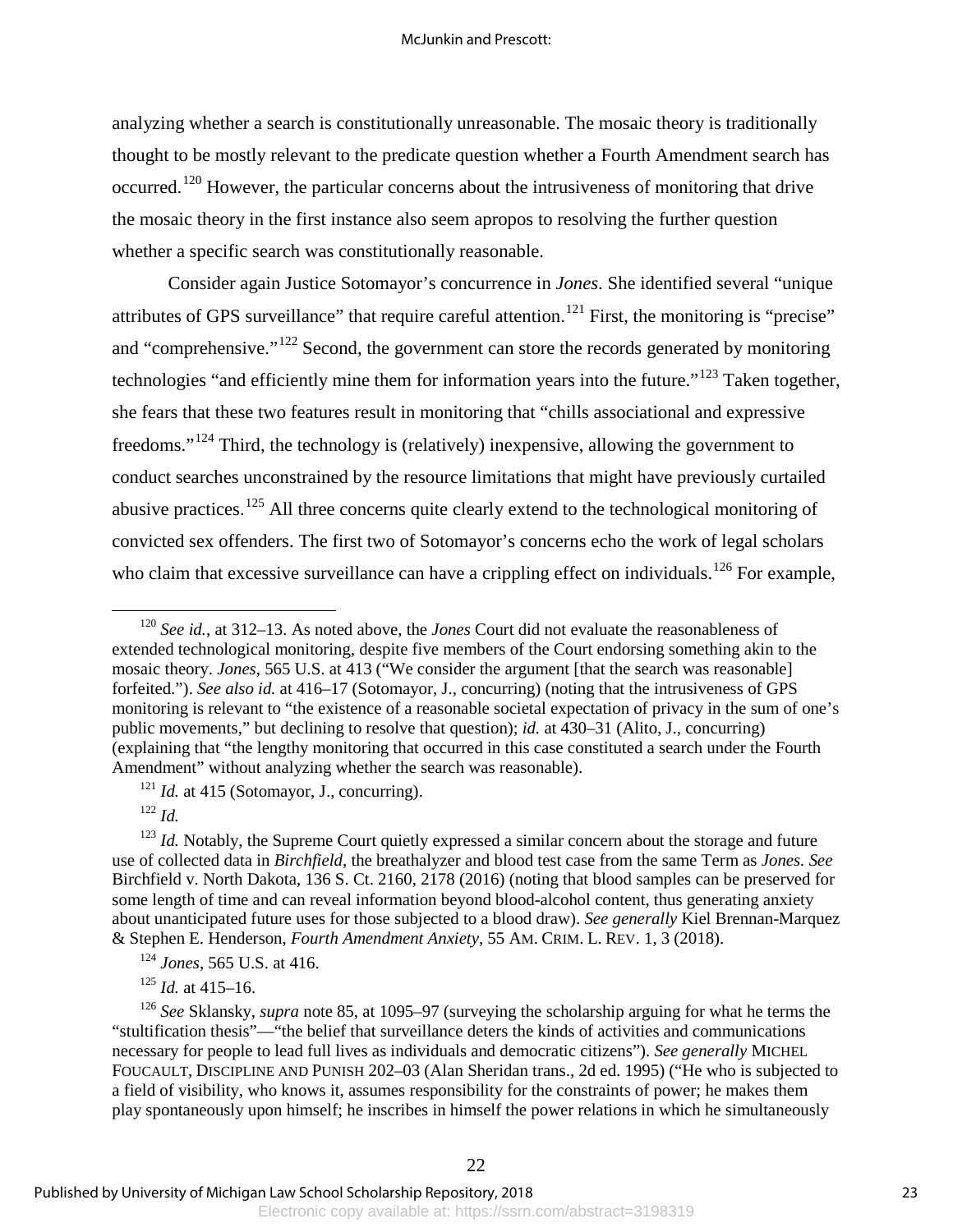analyzing whether a search is constitutionally unreasonable. The mosaic theory is traditionally thought to be mostly relevant to the predicate question whether a Fourth Amendment search has occurred.[120] However, the particular concerns about the intrusiveness of monitoring that drive the mosaic theory in the first instance also seem apropos to resolving the further question whether a specific search was constitutionally reasonable.

Consider again Justice Sotomayor's concurrence in *Jones*. She identified several "unique attributes of GPS surveillance" that require careful attention.[121] First, the monitoring is "precise" and "comprehensive."[122] Second, the government can store the records generated by monitoring technologies "and efficiently mine them for information years into the future."[123] Taken together, she fears that these two features result in monitoring that "chills associational and expressive freedoms."[124] Third, the technology is (relatively) inexpensive, allowing the government to conduct searches unconstrained by the resource limitations that might have previously curtailed abusive practices.[125] All three concerns quite clearly extend to the technological monitoring of convicted sex offenders. The first two of Sotomayor's concerns echo the work of legal scholars who claim that excessive surveillance can have a crippling effect on individuals.[126] For example,

---

[120] *See id.*, at 312–13. As noted above, the *Jones* Court did not evaluate the reasonableness of extended technological monitoring, despite five members of the Court endorsing something akin to the mosaic theory. *Jones*, 565 U.S. at 413 ("We consider the argument [that the search was reasonable] forfeited."). *See also id.* at 416–17 (Sotomayor, J., concurring) (noting that the intrusiveness of GPS monitoring is relevant to "the existence of a reasonable societal expectation of privacy in the sum of one's public movements," but declining to resolve that question); *id.* at 430–31 (Alito, J., concurring) (explaining that "the lengthy monitoring that occurred in this case constituted a search under the Fourth Amendment" without analyzing whether the search was reasonable).

[121] *Id.* at 415 (Sotomayor, J., concurring).

[122] *Id.*

[123] *Id.* Notably, the Supreme Court quietly expressed a similar concern about the storage and future use of collected data in *Birchfield*, the breathalyzer and blood test case from the same Term as *Jones*. *See* Birchfield v. North Dakota, 136 S. Ct. 2160, 2178 (2016) (noting that blood samples can be preserved for some length of time and can reveal information beyond blood-alcohol content, thus generating anxiety about unanticipated future uses for those subjected to a blood draw). *See generally* Kiel Brennan-Marquez & Stephen E. Henderson, *Fourth Amendment Anxiety*, 55 AM. CRIM. L. REV. 1, 3 (2018).

[124] *Jones*, 565 U.S. at 416.

[125] *Id.* at 415–16.

[126] *See* Sklansky, *supra* note 85, at 1095–97 (surveying the scholarship arguing for what he terms the "stultification thesis"—"the belief that surveillance deters the kinds of activities and communications necessary for people to lead full lives as individuals and democratic citizens"). *See generally* MICHEL FOUCAULT, DISCIPLINE AND PUNISH 202–03 (Alan Sheridan trans., 2d ed. 1995) ("He who is subjected to a field of visibility, who knows it, assumes responsibility for the constraints of power; he makes them play spontaneously upon himself; he inscribes in himself the power relations in which he simultaneously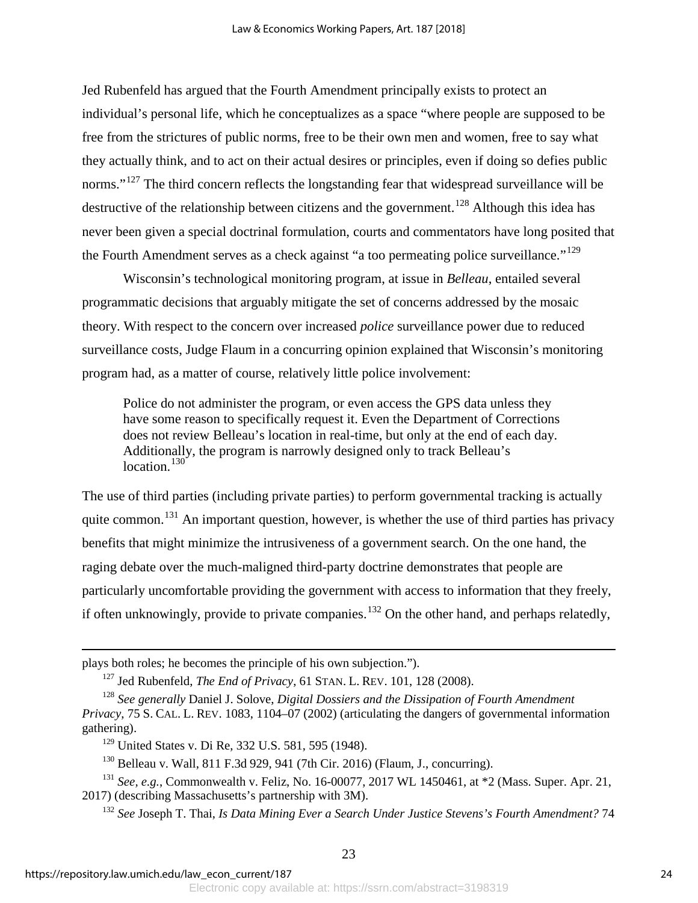Jed Rubenfeld has argued that the Fourth Amendment principally exists to protect an individual's personal life, which he conceptualizes as a space "where people are supposed to be free from the strictures of public norms, free to be their own men and women, free to say what they actually think, and to act on their actual desires or principles, even if doing so defies public norms."[127] The third concern reflects the longstanding fear that widespread surveillance will be destructive of the relationship between citizens and the government.[128] Although this idea has never been given a special doctrinal formulation, courts and commentators have long posited that the Fourth Amendment serves as a check against "a too permeating police surveillance."[129]

Wisconsin's technological monitoring program, at issue in *Belleau*, entailed several programmatic decisions that arguably mitigate the set of concerns addressed by the mosaic theory. With respect to the concern over increased *police* surveillance power due to reduced surveillance costs, Judge Flaum in a concurring opinion explained that Wisconsin's monitoring program had, as a matter of course, relatively little police involvement:

> Police do not administer the program, or even access the GPS data unless they have some reason to specifically request it. Even the Department of Corrections does not review Belleau's location in real-time, but only at the end of each day. Additionally, the program is narrowly designed only to track Belleau's location.[130]

The use of third parties (including private parties) to perform governmental tracking is actually quite common.[131] An important question, however, is whether the use of third parties has privacy benefits that might minimize the intrusiveness of a government search. On the one hand, the raging debate over the much-maligned third-party doctrine demonstrates that people are particularly uncomfortable providing the government with access to information that they freely, if often unknowingly, provide to private companies.[132] On the other hand, and perhaps relatedly,

---

plays both roles; he becomes the principle of his own subjection.").

[127] Jed Rubenfeld, *The End of Privacy*, 61 STAN. L. REV. 101, 128 (2008).

[128] *See generally* Daniel J. Solove, *Digital Dossiers and the Dissipation of Fourth Amendment Privacy*, 75 S. CAL. L. REV. 1083, 1104–07 (2002) (articulating the dangers of governmental information gathering).

[129] United States v. Di Re, 332 U.S. 581, 595 (1948).

[130] Belleau v. Wall, 811 F.3d 929, 941 (7th Cir. 2016) (Flaum, J., concurring).

[131] *See, e.g.*, Commonwealth v. Feliz, No. 16-00077, 2017 WL 1450461, at *2 (Mass. Super. Apr. 21, 2017) (describing Massachusetts's partnership with 3M).

[132] *See* Joseph T. Thai, *Is Data Mining Ever a Search Under Justice Stevens's Fourth Amendment?* 74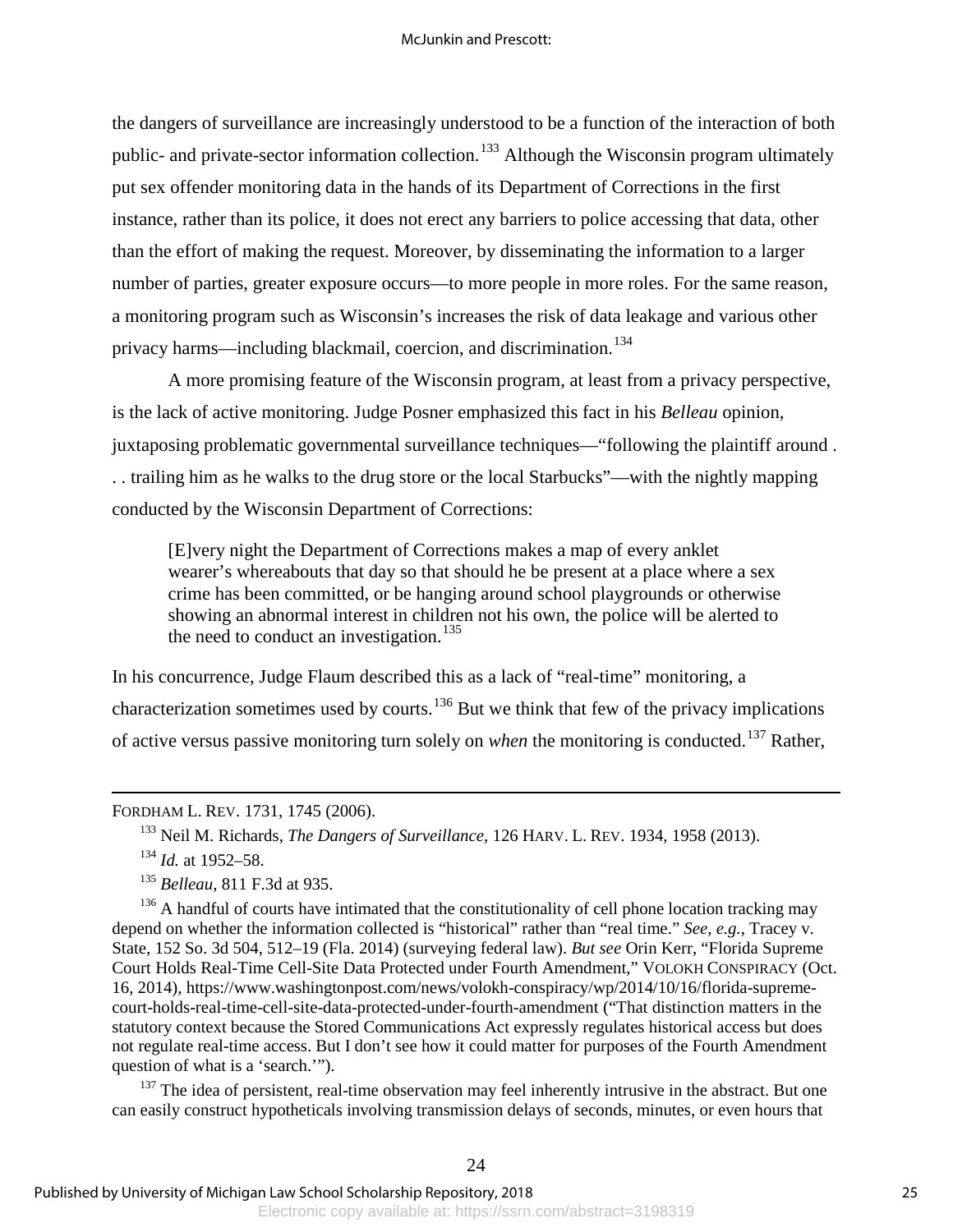the dangers of surveillance are increasingly understood to be a function of the interaction of both public- and private-sector information collection.[133] Although the Wisconsin program ultimately put sex offender monitoring data in the hands of its Department of Corrections in the first instance, rather than its police, it does not erect any barriers to police accessing that data, other than the effort of making the request. Moreover, by disseminating the information to a larger number of parties, greater exposure occurs—to more people in more roles. For the same reason, a monitoring program such as Wisconsin's increases the risk of data leakage and various other privacy harms—including blackmail, coercion, and discrimination.[134]

A more promising feature of the Wisconsin program, at least from a privacy perspective, is the lack of active monitoring. Judge Posner emphasized this fact in his *Belleau* opinion, juxtaposing problematic governmental surveillance techniques—"following the plaintiff around . . . trailing him as he walks to the drug store or the local Starbucks"—with the nightly mapping conducted by the Wisconsin Department of Corrections:

> [E]very night the Department of Corrections makes a map of every anklet wearer's whereabouts that day so that should he be present at a place where a sex crime has been committed, or be hanging around school playgrounds or otherwise showing an abnormal interest in children not his own, the police will be alerted to the need to conduct an investigation.[135]

In his concurrence, Judge Flaum described this as a lack of "real-time" monitoring, a characterization sometimes used by courts.[136] But we think that few of the privacy implications of active versus passive monitoring turn solely on *when* the monitoring is conducted.[137] Rather,

---

FORDHAM L. REV. 1731, 1745 (2006).

[133] Neil M. Richards, *The Dangers of Surveillance*, 126 HARV. L. REV. 1934, 1958 (2013).

[134] *Id.* at 1952–58.

[135] *Belleau*, 811 F.3d at 935.

[136] A handful of courts have intimated that the constitutionality of cell phone location tracking may depend on whether the information collected is "historical" rather than "real time." *See, e.g.*, Tracey v. State, 152 So. 3d 504, 512–19 (Fla. 2014) (surveying federal law). *But see* Orin Kerr, "Florida Supreme Court Holds Real-Time Cell-Site Data Protected under Fourth Amendment," VOLOKH CONSPIRACY (Oct. 16, 2014), https://www.washingtonpost.com/news/volokh-conspiracy/wp/2014/10/16/florida-supreme-court-holds-real-time-cell-site-data-protected-under-fourth-amendment ("That distinction matters in the statutory context because the Stored Communications Act expressly regulates historical access but does not regulate real-time access. But I don't see how it could matter for purposes of the Fourth Amendment question of what is a 'search.'").

[137] The idea of persistent, real-time observation may feel inherently intrusive in the abstract. But one can easily construct hypotheticals involving transmission delays of seconds, minutes, or even hours that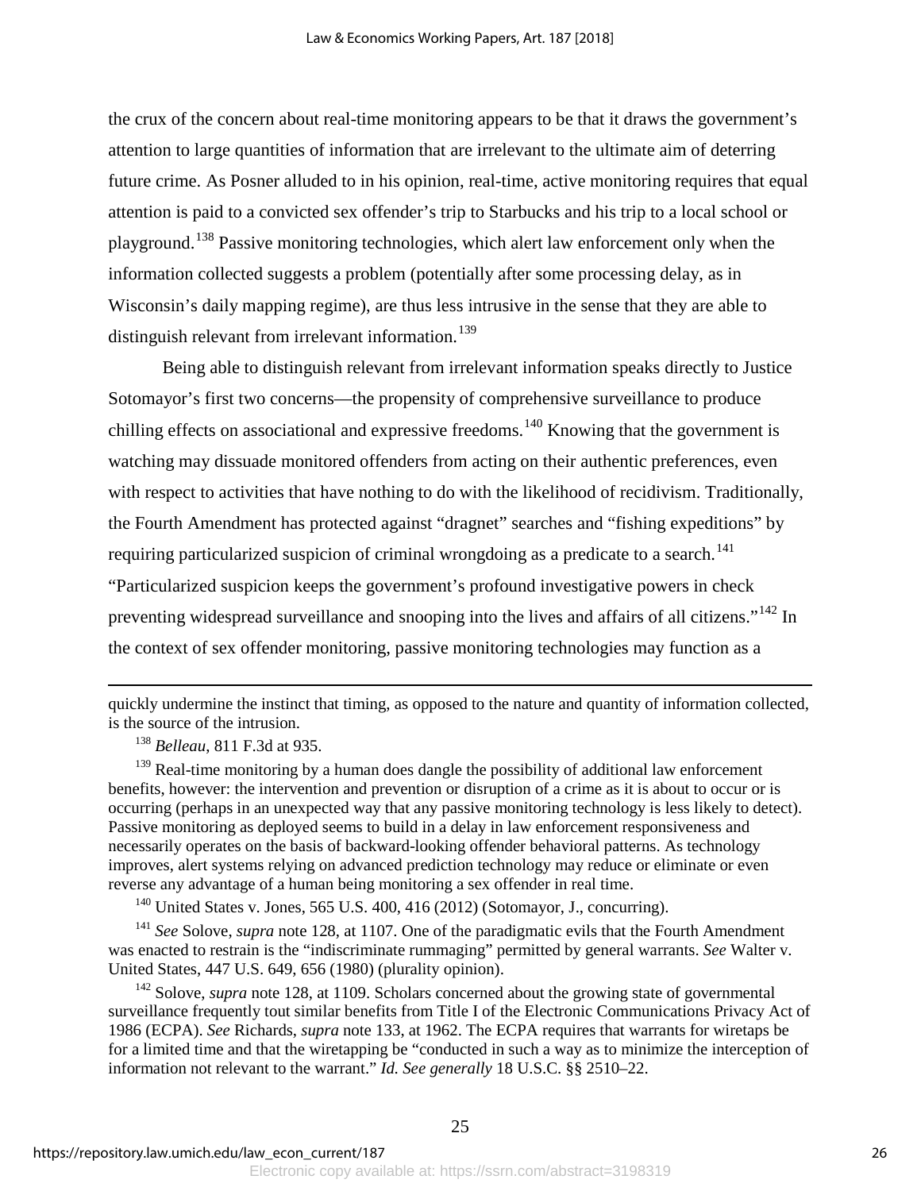the crux of the concern about real-time monitoring appears to be that it draws the government's attention to large quantities of information that are irrelevant to the ultimate aim of deterring future crime. As Posner alluded to in his opinion, real-time, active monitoring requires that equal attention is paid to a convicted sex offender's trip to Starbucks and his trip to a local school or playground.[138] Passive monitoring technologies, which alert law enforcement only when the information collected suggests a problem (potentially after some processing delay, as in Wisconsin's daily mapping regime), are thus less intrusive in the sense that they are able to distinguish relevant from irrelevant information.[139]

Being able to distinguish relevant from irrelevant information speaks directly to Justice Sotomayor's first two concerns—the propensity of comprehensive surveillance to produce chilling effects on associational and expressive freedoms.[140] Knowing that the government is watching may dissuade monitored offenders from acting on their authentic preferences, even with respect to activities that have nothing to do with the likelihood of recidivism. Traditionally, the Fourth Amendment has protected against "dragnet" searches and "fishing expeditions" by requiring particularized suspicion of criminal wrongdoing as a predicate to a search.[141] "Particularized suspicion keeps the government's profound investigative powers in check preventing widespread surveillance and snooping into the lives and affairs of all citizens."[142] In the context of sex offender monitoring, passive monitoring technologies may function as a

---

quickly undermine the instinct that timing, as opposed to the nature and quantity of information collected, is the source of the intrusion.

[138] *Belleau*, 811 F.3d at 935.

[139] Real-time monitoring by a human does dangle the possibility of additional law enforcement benefits, however: the intervention and prevention or disruption of a crime as it is about to occur or is occurring (perhaps in an unexpected way that any passive monitoring technology is less likely to detect). Passive monitoring as deployed seems to build in a delay in law enforcement responsiveness and necessarily operates on the basis of backward-looking offender behavioral patterns. As technology improves, alert systems relying on advanced prediction technology may reduce or eliminate or even reverse any advantage of a human being monitoring a sex offender in real time.

[140] United States v. Jones, 565 U.S. 400, 416 (2012) (Sotomayor, J., concurring).

[141] *See* Solove, *supra* note 128, at 1107. One of the paradigmatic evils that the Fourth Amendment was enacted to restrain is the "indiscriminate rummaging" permitted by general warrants. *See* Walter v. United States, 447 U.S. 649, 656 (1980) (plurality opinion).

[142] Solove, *supra* note 128, at 1109. Scholars concerned about the growing state of governmental surveillance frequently tout similar benefits from Title I of the Electronic Communications Privacy Act of 1986 (ECPA). *See* Richards, *supra* note 133, at 1962. The ECPA requires that warrants for wiretaps be for a limited time and that the wiretapping be "conducted in such a way as to minimize the interception of information not relevant to the warrant." *Id. See generally* 18 U.S.C. §§ 2510–22.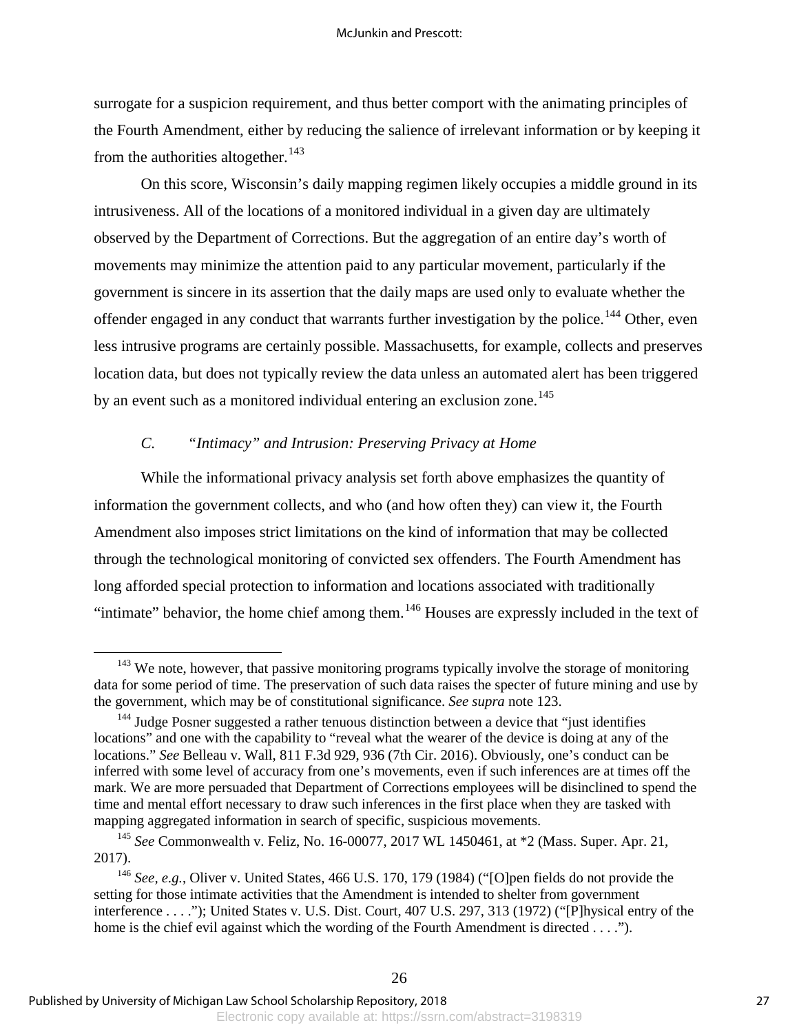surrogate for a suspicion requirement, and thus better comport with the animating principles of the Fourth Amendment, either by reducing the salience of irrelevant information or by keeping it from the authorities altogether.[143]

On this score, Wisconsin's daily mapping regimen likely occupies a middle ground in its intrusiveness. All of the locations of a monitored individual in a given day are ultimately observed by the Department of Corrections. But the aggregation of an entire day's worth of movements may minimize the attention paid to any particular movement, particularly if the government is sincere in its assertion that the daily maps are used only to evaluate whether the offender engaged in any conduct that warrants further investigation by the police.[144] Other, even less intrusive programs are certainly possible. Massachusetts, for example, collects and preserves location data, but does not typically review the data unless an automated alert has been triggered by an event such as a monitored individual entering an exclusion zone.[145]

### *C. "Intimacy" and Intrusion: Preserving Privacy at Home*

While the informational privacy analysis set forth above emphasizes the quantity of information the government collects, and who (and how often they) can view it, the Fourth Amendment also imposes strict limitations on the kind of information that may be collected through the technological monitoring of convicted sex offenders. The Fourth Amendment has long afforded special protection to information and locations associated with traditionally "intimate" behavior, the home chief among them.[146] Houses are expressly included in the text of

---

[143] We note, however, that passive monitoring programs typically involve the storage of monitoring data for some period of time. The preservation of such data raises the specter of future mining and use by the government, which may be of constitutional significance. *See supra* note 123.

[144] Judge Posner suggested a rather tenuous distinction between a device that "just identifies locations" and one with the capability to "reveal what the wearer of the device is doing at any of the locations." *See* Belleau v. Wall, 811 F.3d 929, 936 (7th Cir. 2016). Obviously, one's conduct can be inferred with some level of accuracy from one's movements, even if such inferences are at times off the mark. We are more persuaded that Department of Corrections employees will be disinclined to spend the time and mental effort necessary to draw such inferences in the first place when they are tasked with mapping aggregated information in search of specific, suspicious movements.

[145] *See* Commonwealth v. Feliz, No. 16-00077, 2017 WL 1450461, at *2 (Mass. Super. Apr. 21, 2017).

[146] *See, e.g.*, Oliver v. United States, 466 U.S. 170, 179 (1984) ("[O]pen fields do not provide the setting for those intimate activities that the Amendment is intended to shelter from government interference . . . ."); United States v. U.S. Dist. Court, 407 U.S. 297, 313 (1972) ("[P]hysical entry of the home is the chief evil against which the wording of the Fourth Amendment is directed . . . .").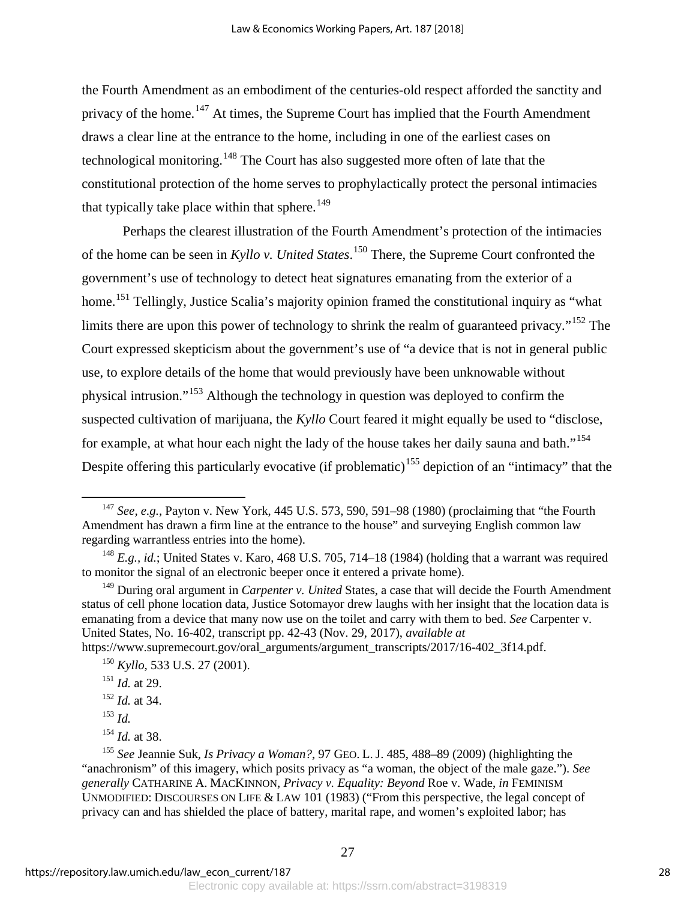the Fourth Amendment as an embodiment of the centuries-old respect afforded the sanctity and privacy of the home.[147] At times, the Supreme Court has implied that the Fourth Amendment draws a clear line at the entrance to the home, including in one of the earliest cases on technological monitoring.[148] The Court has also suggested more often of late that the constitutional protection of the home serves to prophylactically protect the personal intimacies that typically take place within that sphere.[149]

Perhaps the clearest illustration of the Fourth Amendment's protection of the intimacies of the home can be seen in *Kyllo v. United States*.[150] There, the Supreme Court confronted the government's use of technology to detect heat signatures emanating from the exterior of a home.[151] Tellingly, Justice Scalia's majority opinion framed the constitutional inquiry as "what limits there are upon this power of technology to shrink the realm of guaranteed privacy."[152] The Court expressed skepticism about the government's use of "a device that is not in general public use, to explore details of the home that would previously have been unknowable without physical intrusion."[153] Although the technology in question was deployed to confirm the suspected cultivation of marijuana, the *Kyllo* Court feared it might equally be used to "disclose, for example, at what hour each night the lady of the house takes her daily sauna and bath."[154] Despite offering this particularly evocative (if problematic)[155] depiction of an "intimacy" that the

---

[147] *See, e.g.*, Payton v. New York, 445 U.S. 573, 590, 591–98 (1980) (proclaiming that "the Fourth Amendment has drawn a firm line at the entrance to the house" and surveying English common law regarding warrantless entries into the home).

[148] *E.g.*, *id.*; United States v. Karo, 468 U.S. 705, 714–18 (1984) (holding that a warrant was required to monitor the signal of an electronic beeper once it entered a private home).

[149] During oral argument in *Carpenter v. United* States, a case that will decide the Fourth Amendment status of cell phone location data, Justice Sotomayor drew laughs with her insight that the location data is emanating from a device that many now use on the toilet and carry with them to bed. *See* Carpenter v. United States, No. 16-402, transcript pp. 42-43 (Nov. 29, 2017), *available at* https://www.supremecourt.gov/oral_arguments/argument_transcripts/2017/16-402_3f14.pdf.

[150] *Kyllo*, 533 U.S. 27 (2001).

[151] *Id.* at 29.

[152] *Id.* at 34.

[153] *Id.*

[154] *Id.* at 38.

[155] *See* Jeannie Suk, *Is Privacy a Woman?*, 97 GEO. L. J. 485, 488–89 (2009) (highlighting the "anachronism" of this imagery, which posits privacy as "a woman, the object of the male gaze."). *See generally* CATHARINE A. MACKINNON, *Privacy v. Equality: Beyond* Roe v. Wade, *in* FEMINISM UNMODIFIED: DISCOURSES ON LIFE & LAW 101 (1983) ("From this perspective, the legal concept of privacy can and has shielded the place of battery, marital rape, and women's exploited labor; has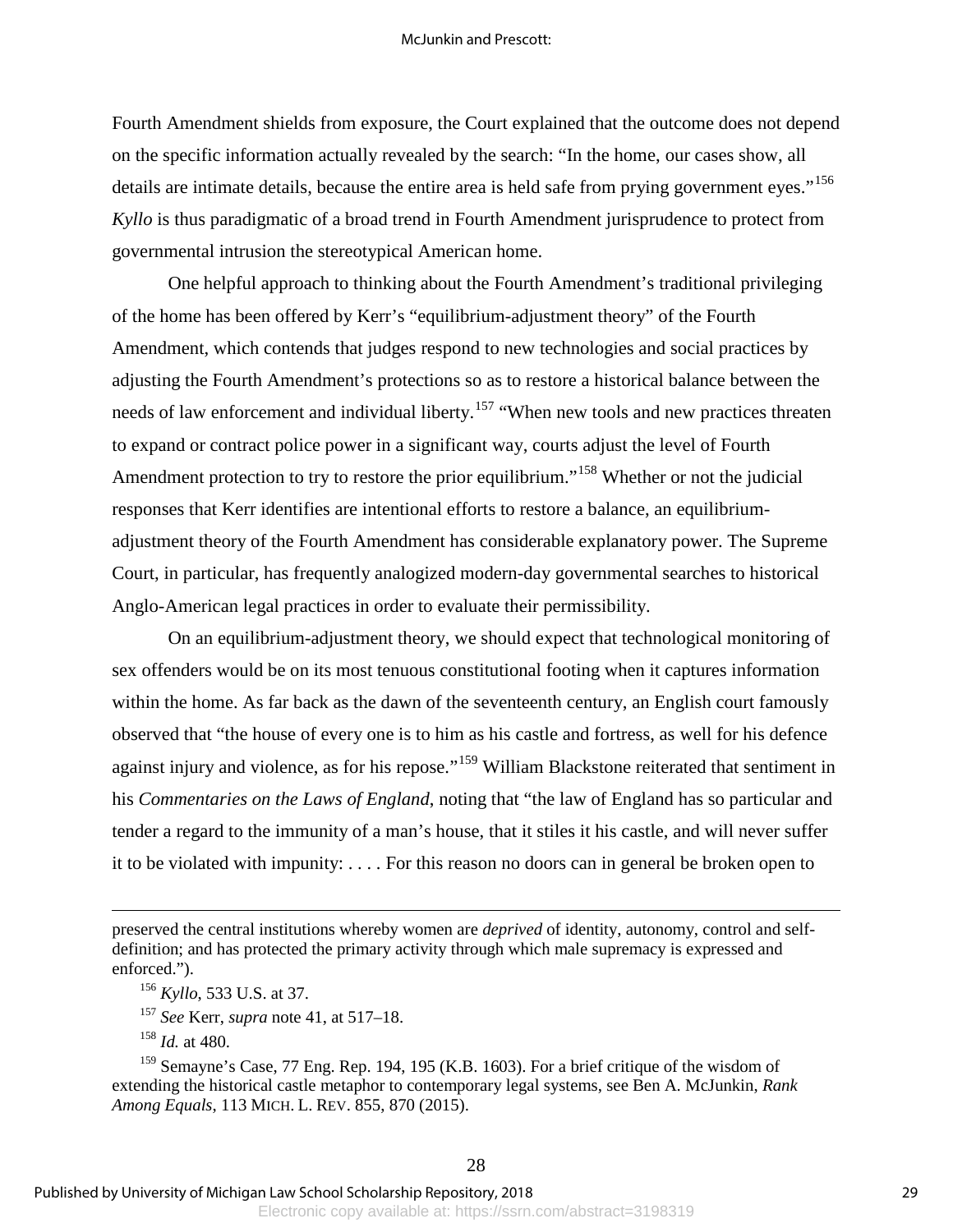Fourth Amendment shields from exposure, the Court explained that the outcome does not depend on the specific information actually revealed by the search: "In the home, our cases show, all details are intimate details, because the entire area is held safe from prying government eyes."[156] *Kyllo* is thus paradigmatic of a broad trend in Fourth Amendment jurisprudence to protect from governmental intrusion the stereotypical American home.

One helpful approach to thinking about the Fourth Amendment's traditional privileging of the home has been offered by Kerr's "equilibrium-adjustment theory" of the Fourth Amendment, which contends that judges respond to new technologies and social practices by adjusting the Fourth Amendment's protections so as to restore a historical balance between the needs of law enforcement and individual liberty.[157] "When new tools and new practices threaten to expand or contract police power in a significant way, courts adjust the level of Fourth Amendment protection to try to restore the prior equilibrium."[158] Whether or not the judicial responses that Kerr identifies are intentional efforts to restore a balance, an equilibrium-adjustment theory of the Fourth Amendment has considerable explanatory power. The Supreme Court, in particular, has frequently analogized modern-day governmental searches to historical Anglo-American legal practices in order to evaluate their permissibility.

On an equilibrium-adjustment theory, we should expect that technological monitoring of sex offenders would be on its most tenuous constitutional footing when it captures information within the home. As far back as the dawn of the seventeenth century, an English court famously observed that "the house of every one is to him as his castle and fortress, as well for his defence against injury and violence, as for his repose."[159] William Blackstone reiterated that sentiment in his *Commentaries on the Laws of England*, noting that "the law of England has so particular and tender a regard to the immunity of a man's house, that it stiles it his castle, and will never suffer it to be violated with impunity: . . . . For this reason no doors can in general be broken open to

---

preserved the central institutions whereby women are *deprived* of identity, autonomy, control and self-definition; and has protected the primary activity through which male supremacy is expressed and enforced.").

[156] *Kyllo*, 533 U.S. at 37.

[157] *See* Kerr, *supra* note 41, at 517–18.

[158] *Id.* at 480.

[159] Semayne's Case, 77 Eng. Rep. 194, 195 (K.B. 1603). For a brief critique of the wisdom of extending the historical castle metaphor to contemporary legal systems, see Ben A. McJunkin, *Rank Among Equals*, 113 MICH. L. REV. 855, 870 (2015).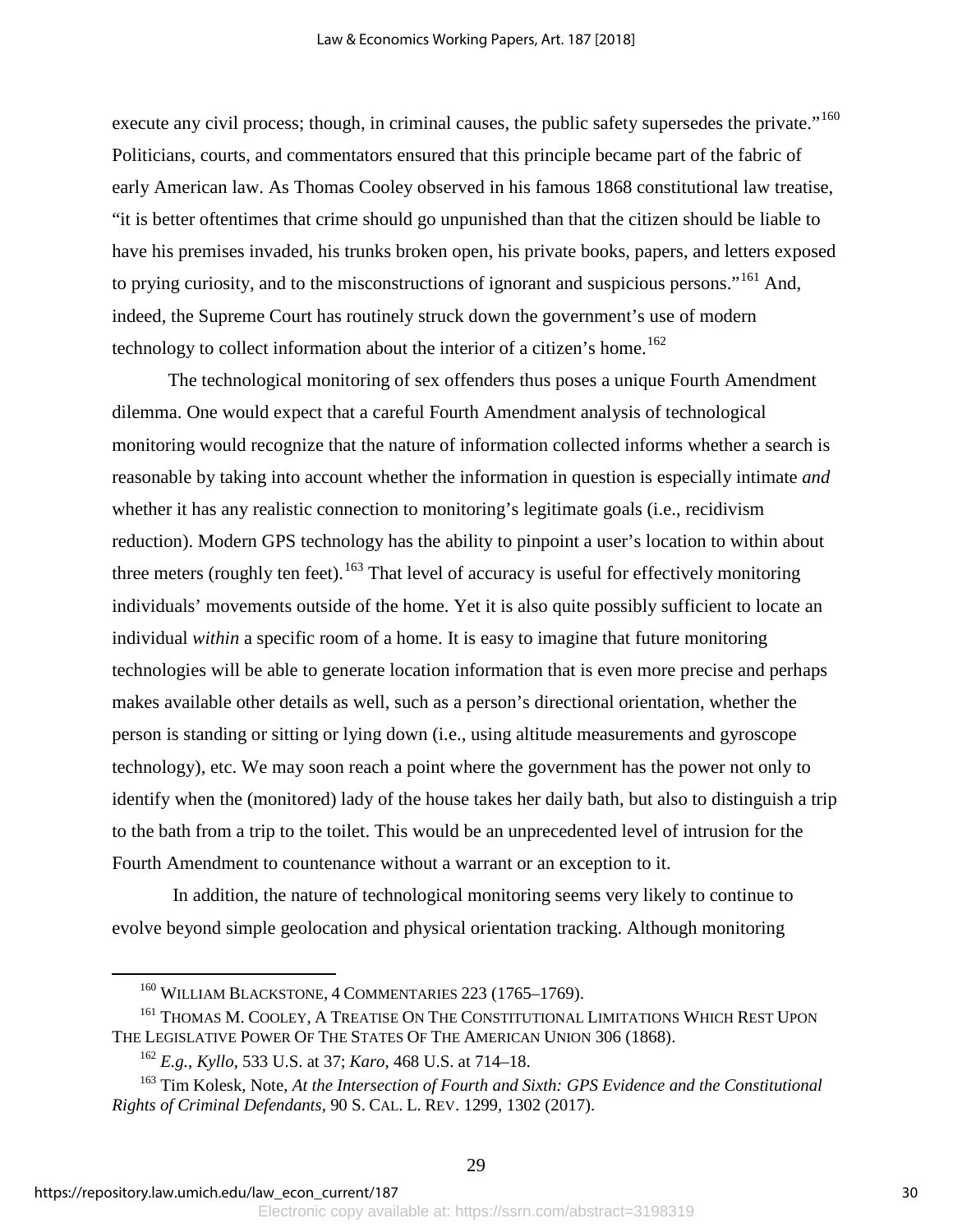execute any civil process; though, in criminal causes, the public safety supersedes the private."[160] Politicians, courts, and commentators ensured that this principle became part of the fabric of early American law. As Thomas Cooley observed in his famous 1868 constitutional law treatise, "it is better oftentimes that crime should go unpunished than that the citizen should be liable to have his premises invaded, his trunks broken open, his private books, papers, and letters exposed to prying curiosity, and to the misconstructions of ignorant and suspicious persons."[161] And, indeed, the Supreme Court has routinely struck down the government's use of modern technology to collect information about the interior of a citizen's home.[162]

The technological monitoring of sex offenders thus poses a unique Fourth Amendment dilemma. One would expect that a careful Fourth Amendment analysis of technological monitoring would recognize that the nature of information collected informs whether a search is reasonable by taking into account whether the information in question is especially intimate *and* whether it has any realistic connection to monitoring's legitimate goals (i.e., recidivism reduction). Modern GPS technology has the ability to pinpoint a user's location to within about three meters (roughly ten feet).[163] That level of accuracy is useful for effectively monitoring individuals' movements outside of the home. Yet it is also quite possibly sufficient to locate an individual *within* a specific room of a home. It is easy to imagine that future monitoring technologies will be able to generate location information that is even more precise and perhaps makes available other details as well, such as a person's directional orientation, whether the person is standing or sitting or lying down (i.e., using altitude measurements and gyroscope technology), etc. We may soon reach a point where the government has the power not only to identify when the (monitored) lady of the house takes her daily bath, but also to distinguish a trip to the bath from a trip to the toilet. This would be an unprecedented level of intrusion for the Fourth Amendment to countenance without a warrant or an exception to it.

In addition, the nature of technological monitoring seems very likely to continue to evolve beyond simple geolocation and physical orientation tracking. Although monitoring

---

[160] WILLIAM BLACKSTONE, 4 COMMENTARIES 223 (1765–1769).

[161] THOMAS M. COOLEY, A TREATISE ON THE CONSTITUTIONAL LIMITATIONS WHICH REST UPON THE LEGISLATIVE POWER OF THE STATES OF THE AMERICAN UNION 306 (1868).

[162] *E.g.*, *Kyllo*, 533 U.S. at 37; *Karo*, 468 U.S. at 714–18.

[163] Tim Kolesk, Note, *At the Intersection of Fourth and Sixth: GPS Evidence and the Constitutional Rights of Criminal Defendants*, 90 S. CAL. L. REV. 1299, 1302 (2017).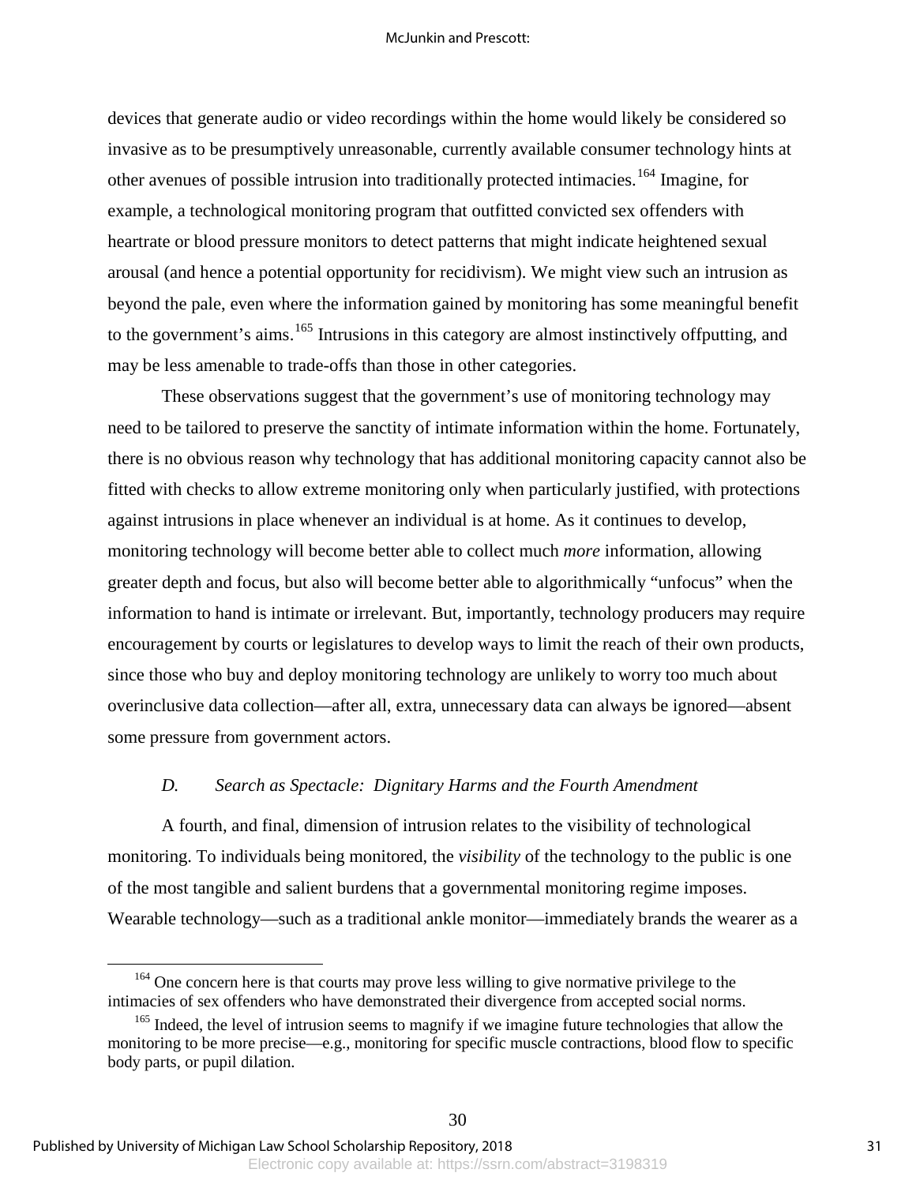devices that generate audio or video recordings within the home would likely be considered so invasive as to be presumptively unreasonable, currently available consumer technology hints at other avenues of possible intrusion into traditionally protected intimacies.[164] Imagine, for example, a technological monitoring program that outfitted convicted sex offenders with heartrate or blood pressure monitors to detect patterns that might indicate heightened sexual arousal (and hence a potential opportunity for recidivism). We might view such an intrusion as beyond the pale, even where the information gained by monitoring has some meaningful benefit to the government's aims.[165] Intrusions in this category are almost instinctively offputting, and may be less amenable to trade-offs than those in other categories.

These observations suggest that the government's use of monitoring technology may need to be tailored to preserve the sanctity of intimate information within the home. Fortunately, there is no obvious reason why technology that has additional monitoring capacity cannot also be fitted with checks to allow extreme monitoring only when particularly justified, with protections against intrusions in place whenever an individual is at home. As it continues to develop, monitoring technology will become better able to collect much *more* information, allowing greater depth and focus, but also will become better able to algorithmically "unfocus" when the information to hand is intimate or irrelevant. But, importantly, technology producers may require encouragement by courts or legislatures to develop ways to limit the reach of their own products, since those who buy and deploy monitoring technology are unlikely to worry too much about overinclusive data collection—after all, extra, unnecessary data can always be ignored—absent some pressure from government actors.

### *D. Search as Spectacle: Dignitary Harms and the Fourth Amendment*

A fourth, and final, dimension of intrusion relates to the visibility of technological monitoring. To individuals being monitored, the *visibility* of the technology to the public is one of the most tangible and salient burdens that a governmental monitoring regime imposes. Wearable technology—such as a traditional ankle monitor—immediately brands the wearer as a

---

[164] One concern here is that courts may prove less willing to give normative privilege to the intimacies of sex offenders who have demonstrated their divergence from accepted social norms.

[165] Indeed, the level of intrusion seems to magnify if we imagine future technologies that allow the monitoring to be more precise—e.g., monitoring for specific muscle contractions, blood flow to specific body parts, or pupil dilation.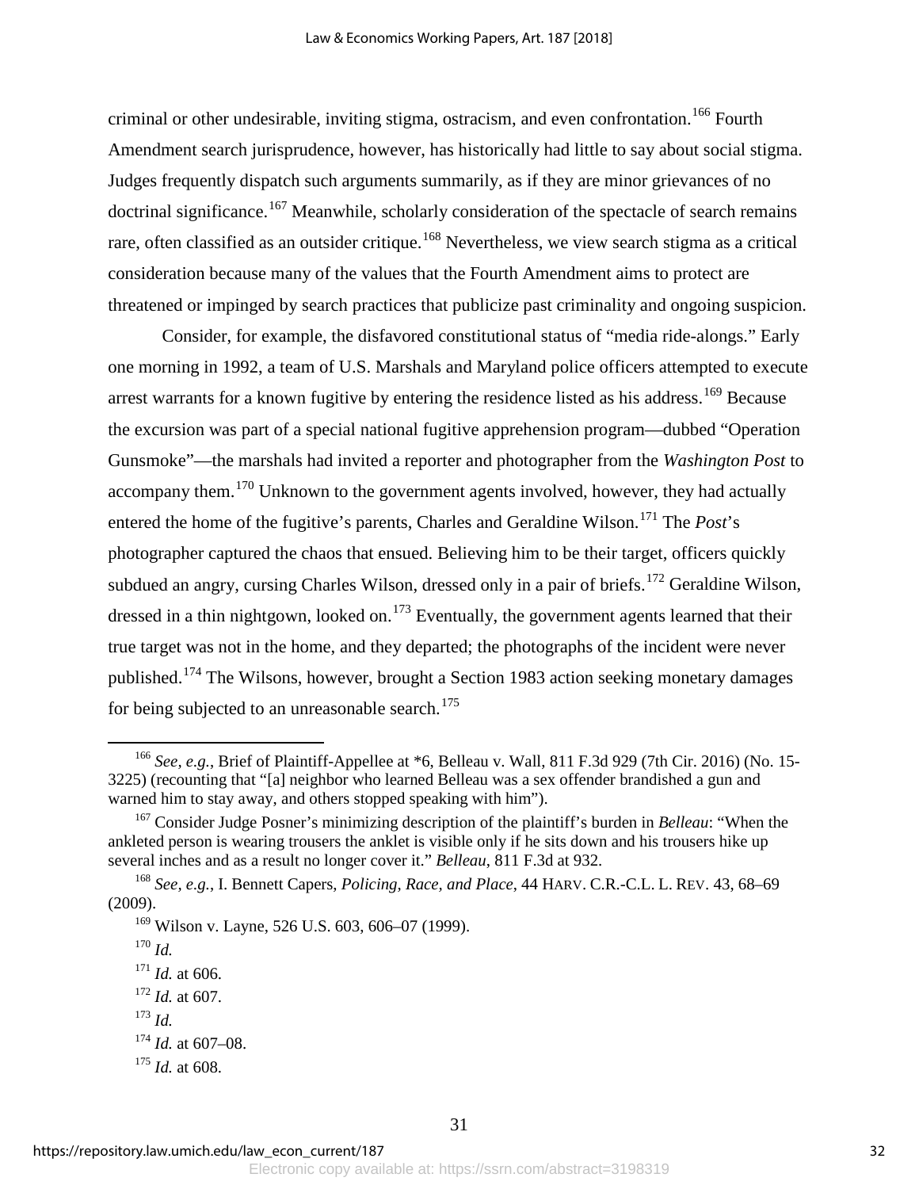criminal or other undesirable, inviting stigma, ostracism, and even confrontation.[166] Fourth Amendment search jurisprudence, however, has historically had little to say about social stigma. Judges frequently dispatch such arguments summarily, as if they are minor grievances of no doctrinal significance.[167] Meanwhile, scholarly consideration of the spectacle of search remains rare, often classified as an outsider critique.[168] Nevertheless, we view search stigma as a critical consideration because many of the values that the Fourth Amendment aims to protect are threatened or impinged by search practices that publicize past criminality and ongoing suspicion.

Consider, for example, the disfavored constitutional status of "media ride-alongs." Early one morning in 1992, a team of U.S. Marshals and Maryland police officers attempted to execute arrest warrants for a known fugitive by entering the residence listed as his address.[169] Because the excursion was part of a special national fugitive apprehension program—dubbed "Operation Gunsmoke"—the marshals had invited a reporter and photographer from the *Washington Post* to accompany them.[170] Unknown to the government agents involved, however, they had actually entered the home of the fugitive's parents, Charles and Geraldine Wilson.[171] The *Post*'s photographer captured the chaos that ensued. Believing him to be their target, officers quickly subdued an angry, cursing Charles Wilson, dressed only in a pair of briefs.[172] Geraldine Wilson, dressed in a thin nightgown, looked on.[173] Eventually, the government agents learned that their true target was not in the home, and they departed; the photographs of the incident were never published.[174] The Wilsons, however, brought a Section 1983 action seeking monetary damages for being subjected to an unreasonable search.[175]

---

[166] *See, e.g.*, Brief of Plaintiff-Appellee at *6, Belleau v. Wall, 811 F.3d 929 (7th Cir. 2016) (No. 15-3225) (recounting that "[a] neighbor who learned Belleau was a sex offender brandished a gun and warned him to stay away, and others stopped speaking with him").

[167] Consider Judge Posner's minimizing description of the plaintiff's burden in *Belleau*: "When the ankleted person is wearing trousers the anklet is visible only if he sits down and his trousers hike up several inches and as a result no longer cover it." *Belleau*, 811 F.3d at 932.

[168] *See, e.g.*, I. Bennett Capers, *Policing, Race, and Place*, 44 HARV. C.R.-C.L. L. REV. 43, 68–69 (2009).

[169] Wilson v. Layne, 526 U.S. 603, 606–07 (1999).

[170] *Id.*

[171] *Id.* at 606.

[172] *Id.* at 607.

[173] *Id.*

[174] *Id.* at 607–08.

[175] *Id.* at 608.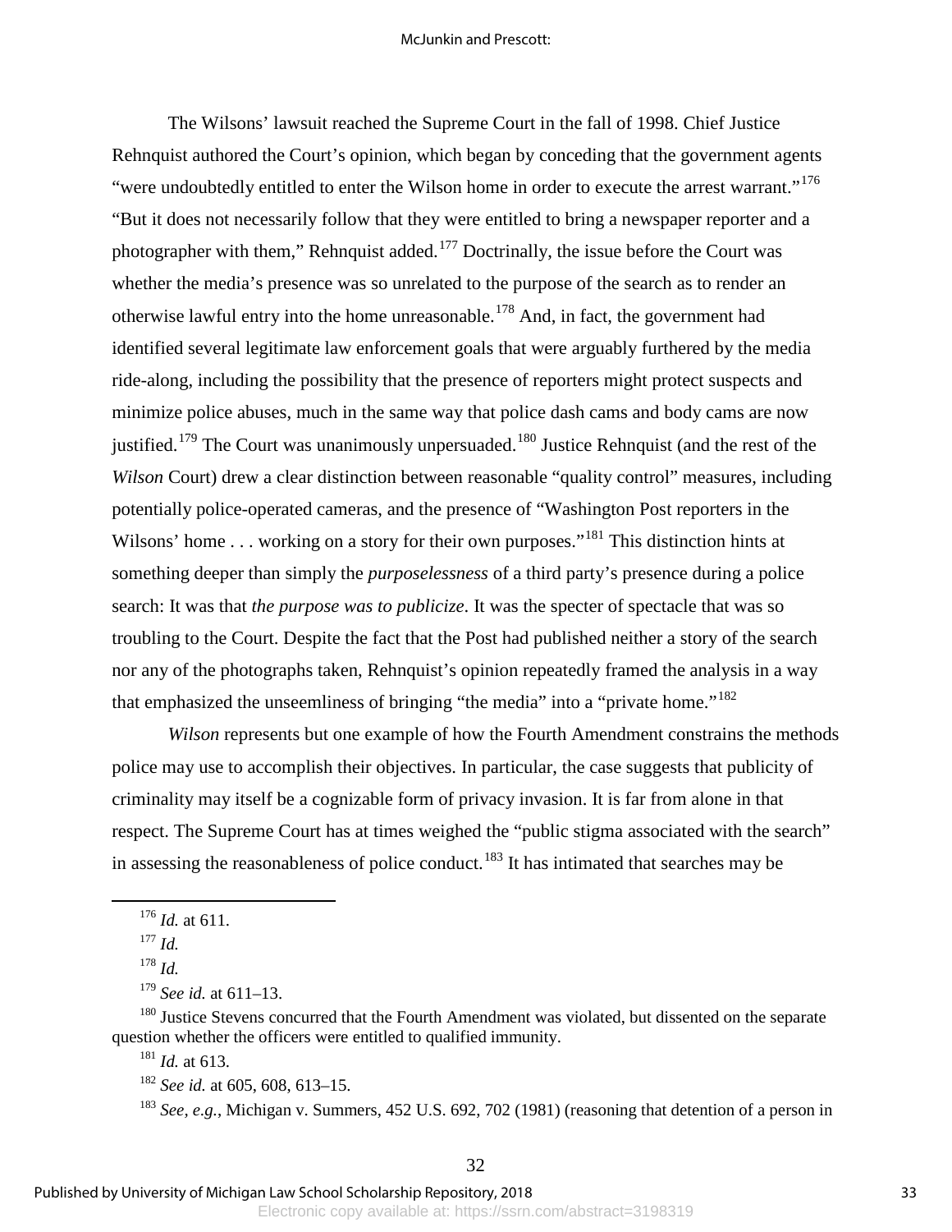The Wilsons' lawsuit reached the Supreme Court in the fall of 1998. Chief Justice Rehnquist authored the Court's opinion, which began by conceding that the government agents "were undoubtedly entitled to enter the Wilson home in order to execute the arrest warrant."[176] "But it does not necessarily follow that they were entitled to bring a newspaper reporter and a photographer with them," Rehnquist added.[177] Doctrinally, the issue before the Court was whether the media's presence was so unrelated to the purpose of the search as to render an otherwise lawful entry into the home unreasonable.[178] And, in fact, the government had identified several legitimate law enforcement goals that were arguably furthered by the media ride-along, including the possibility that the presence of reporters might protect suspects and minimize police abuses, much in the same way that police dash cams and body cams are now justified.[179] The Court was unanimously unpersuaded.[180] Justice Rehnquist (and the rest of the *Wilson* Court) drew a clear distinction between reasonable "quality control" measures, including potentially police-operated cameras, and the presence of "Washington Post reporters in the Wilsons' home . . . working on a story for their own purposes."[181] This distinction hints at something deeper than simply the *purposelessness* of a third party's presence during a police search: It was that *the purpose was to publicize*. It was the specter of spectacle that was so troubling to the Court. Despite the fact that the Post had published neither a story of the search nor any of the photographs taken, Rehnquist's opinion repeatedly framed the analysis in a way that emphasized the unseemliness of bringing "the media" into a "private home."[182]

*Wilson* represents but one example of how the Fourth Amendment constrains the methods police may use to accomplish their objectives. In particular, the case suggests that publicity of criminality may itself be a cognizable form of privacy invasion. It is far from alone in that respect. The Supreme Court has at times weighed the "public stigma associated with the search" in assessing the reasonableness of police conduct.[183] It has intimated that searches may be

---

[176] *Id.* at 611.

[177] *Id.*

[178] *Id.*

[179] *See id.* at 611–13.

[180] Justice Stevens concurred that the Fourth Amendment was violated, but dissented on the separate question whether the officers were entitled to qualified immunity.

[181] *Id.* at 613.

[182] *See id.* at 605, 608, 613–15.

[183] *See, e.g.*, Michigan v. Summers, 452 U.S. 692, 702 (1981) (reasoning that detention of a person in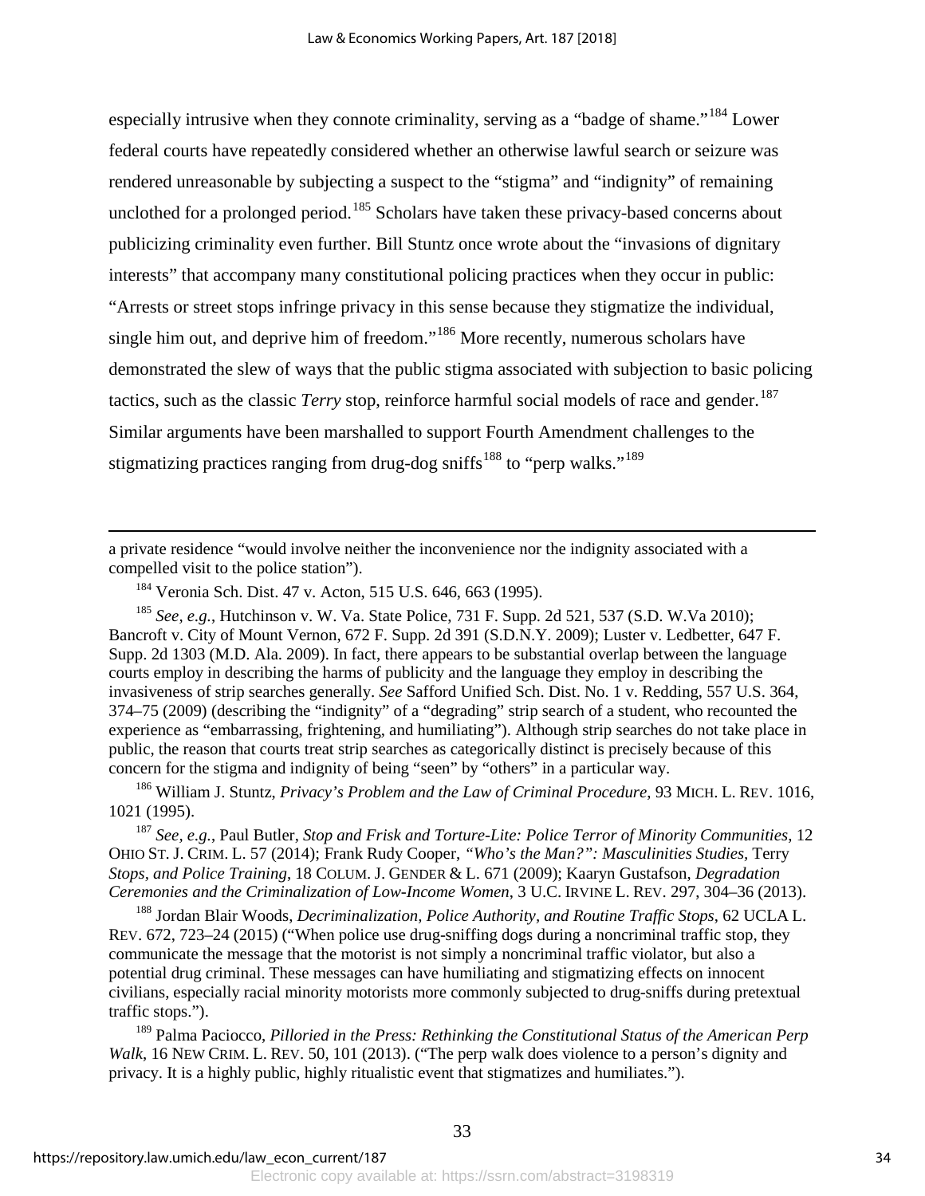especially intrusive when they connote criminality, serving as a "badge of shame."[184] Lower federal courts have repeatedly considered whether an otherwise lawful search or seizure was rendered unreasonable by subjecting a suspect to the "stigma" and "indignity" of remaining unclothed for a prolonged period.[185] Scholars have taken these privacy-based concerns about publicizing criminality even further. Bill Stuntz once wrote about the "invasions of dignitary interests" that accompany many constitutional policing practices when they occur in public: "Arrests or street stops infringe privacy in this sense because they stigmatize the individual, single him out, and deprive him of freedom."[186] More recently, numerous scholars have demonstrated the slew of ways that the public stigma associated with subjection to basic policing tactics, such as the classic *Terry* stop, reinforce harmful social models of race and gender.[187] Similar arguments have been marshalled to support Fourth Amendment challenges to the stigmatizing practices ranging from drug-dog sniffs[188] to "perp walks."[189]

---

a private residence "would involve neither the inconvenience nor the indignity associated with a compelled visit to the police station").

[184] Veronia Sch. Dist. 47 v. Acton, 515 U.S. 646, 663 (1995).

[185] *See, e.g.*, Hutchinson v. W. Va. State Police, 731 F. Supp. 2d 521, 537 (S.D. W.Va 2010); Bancroft v. City of Mount Vernon, 672 F. Supp. 2d 391 (S.D.N.Y. 2009); Luster v. Ledbetter, 647 F. Supp. 2d 1303 (M.D. Ala. 2009). In fact, there appears to be substantial overlap between the language courts employ in describing the harms of publicity and the language they employ in describing the invasiveness of strip searches generally. *See* Safford Unified Sch. Dist. No. 1 v. Redding, 557 U.S. 364, 374–75 (2009) (describing the "indignity" of a "degrading" strip search of a student, who recounted the experience as "embarrassing, frightening, and humiliating"). Although strip searches do not take place in public, the reason that courts treat strip searches as categorically distinct is precisely because of this concern for the stigma and indignity of being "seen" by "others" in a particular way.

[186] William J. Stuntz, *Privacy's Problem and the Law of Criminal Procedure*, 93 MICH. L. REV. 1016, 1021 (1995).

[187] *See, e.g.*, Paul Butler, *Stop and Frisk and Torture-Lite: Police Terror of Minority Communities*, 12 OHIO ST. J. CRIM. L. 57 (2014); Frank Rudy Cooper, *"Who's the Man?": Masculinities Studies*, Terry *Stops, and Police Training*, 18 COLUM. J. GENDER & L. 671 (2009); Kaaryn Gustafson, *Degradation Ceremonies and the Criminalization of Low-Income Women*, 3 U.C. IRVINE L. REV. 297, 304–36 (2013).

[188] Jordan Blair Woods, *Decriminalization, Police Authority, and Routine Traffic Stops*, 62 UCLA L. REV. 672, 723–24 (2015) ("When police use drug-sniffing dogs during a noncriminal traffic stop, they communicate the message that the motorist is not simply a noncriminal traffic violator, but also a potential drug criminal. These messages can have humiliating and stigmatizing effects on innocent civilians, especially racial minority motorists more commonly subjected to drug-sniffs during pretextual traffic stops.").

[189] Palma Paciocco, *Pilloried in the Press: Rethinking the Constitutional Status of the American Perp Walk*, 16 NEW CRIM. L. REV. 50, 101 (2013). ("The perp walk does violence to a person's dignity and privacy. It is a highly public, highly ritualistic event that stigmatizes and humiliates.").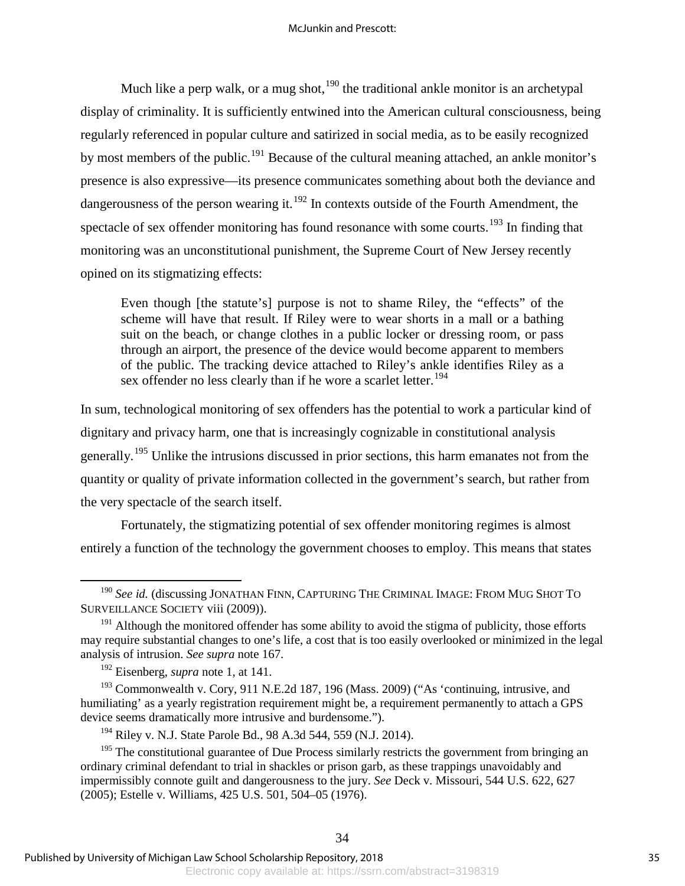Much like a perp walk, or a mug shot,[190] the traditional ankle monitor is an archetypal display of criminality. It is sufficiently entwined into the American cultural consciousness, being regularly referenced in popular culture and satirized in social media, as to be easily recognized by most members of the public.[191] Because of the cultural meaning attached, an ankle monitor's presence is also expressive—its presence communicates something about both the deviance and dangerousness of the person wearing it.[192] In contexts outside of the Fourth Amendment, the spectacle of sex offender monitoring has found resonance with some courts.[193] In finding that monitoring was an unconstitutional punishment, the Supreme Court of New Jersey recently opined on its stigmatizing effects:

> Even though [the statute's] purpose is not to shame Riley, the "effects" of the scheme will have that result. If Riley were to wear shorts in a mall or a bathing suit on the beach, or change clothes in a public locker or dressing room, or pass through an airport, the presence of the device would become apparent to members of the public. The tracking device attached to Riley's ankle identifies Riley as a sex offender no less clearly than if he wore a scarlet letter.[194]

In sum, technological monitoring of sex offenders has the potential to work a particular kind of dignitary and privacy harm, one that is increasingly cognizable in constitutional analysis generally.[195] Unlike the intrusions discussed in prior sections, this harm emanates not from the quantity or quality of private information collected in the government's search, but rather from the very spectacle of the search itself.

Fortunately, the stigmatizing potential of sex offender monitoring regimes is almost entirely a function of the technology the government chooses to employ. This means that states

---

[190] *See id.* (discussing JONATHAN FINN, CAPTURING THE CRIMINAL IMAGE: FROM MUG SHOT TO SURVEILLANCE SOCIETY viii (2009)).

[191] Although the monitored offender has some ability to avoid the stigma of publicity, those efforts may require substantial changes to one's life, a cost that is too easily overlooked or minimized in the legal analysis of intrusion. *See supra* note 167.

[192] Eisenberg, *supra* note 1, at 141.

[193] Commonwealth v. Cory, 911 N.E.2d 187, 196 (Mass. 2009) ("As 'continuing, intrusive, and humiliating' as a yearly registration requirement might be, a requirement permanently to attach a GPS device seems dramatically more intrusive and burdensome.").

[194] Riley v. N.J. State Parole Bd., 98 A.3d 544, 559 (N.J. 2014).

[195] The constitutional guarantee of Due Process similarly restricts the government from bringing an ordinary criminal defendant to trial in shackles or prison garb, as these trappings unavoidably and impermissibly connote guilt and dangerousness to the jury. *See* Deck v. Missouri, 544 U.S. 622, 627 (2005); Estelle v. Williams, 425 U.S. 501, 504–05 (1976).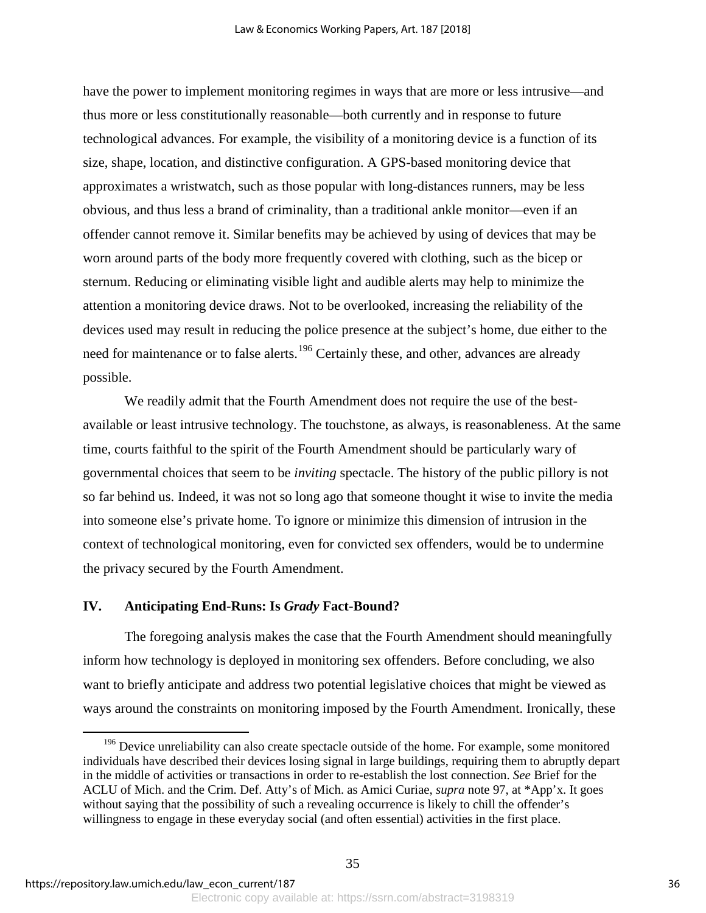have the power to implement monitoring regimes in ways that are more or less intrusive—and thus more or less constitutionally reasonable—both currently and in response to future technological advances. For example, the visibility of a monitoring device is a function of its size, shape, location, and distinctive configuration. A GPS-based monitoring device that approximates a wristwatch, such as those popular with long-distances runners, may be less obvious, and thus less a brand of criminality, than a traditional ankle monitor—even if an offender cannot remove it. Similar benefits may be achieved by using of devices that may be worn around parts of the body more frequently covered with clothing, such as the bicep or sternum. Reducing or eliminating visible light and audible alerts may help to minimize the attention a monitoring device draws. Not to be overlooked, increasing the reliability of the devices used may result in reducing the police presence at the subject's home, due either to the need for maintenance or to false alerts.[196] Certainly these, and other, advances are already possible.

We readily admit that the Fourth Amendment does not require the use of the best-available or least intrusive technology. The touchstone, as always, is reasonableness. At the same time, courts faithful to the spirit of the Fourth Amendment should be particularly wary of governmental choices that seem to be *inviting* spectacle. The history of the public pillory is not so far behind us. Indeed, it was not so long ago that someone thought it wise to invite the media into someone else's private home. To ignore or minimize this dimension of intrusion in the context of technological monitoring, even for convicted sex offenders, would be to undermine the privacy secured by the Fourth Amendment.

## IV. Anticipating End-Runs: Is *Grady* Fact-Bound?

The foregoing analysis makes the case that the Fourth Amendment should meaningfully inform how technology is deployed in monitoring sex offenders. Before concluding, we also want to briefly anticipate and address two potential legislative choices that might be viewed as ways around the constraints on monitoring imposed by the Fourth Amendment. Ironically, these

[196] Device unreliability can also create spectacle outside of the home. For example, some monitored individuals have described their devices losing signal in large buildings, requiring them to abruptly depart in the middle of activities or transactions in order to re-establish the lost connection. *See* Brief for the ACLU of Mich. and the Crim. Def. Atty's of Mich. as Amici Curiae, *supra* note 97, at *App'x. It goes without saying that the possibility of such a revealing occurrence is likely to chill the offender's willingness to engage in these everyday social (and often essential) activities in the first place.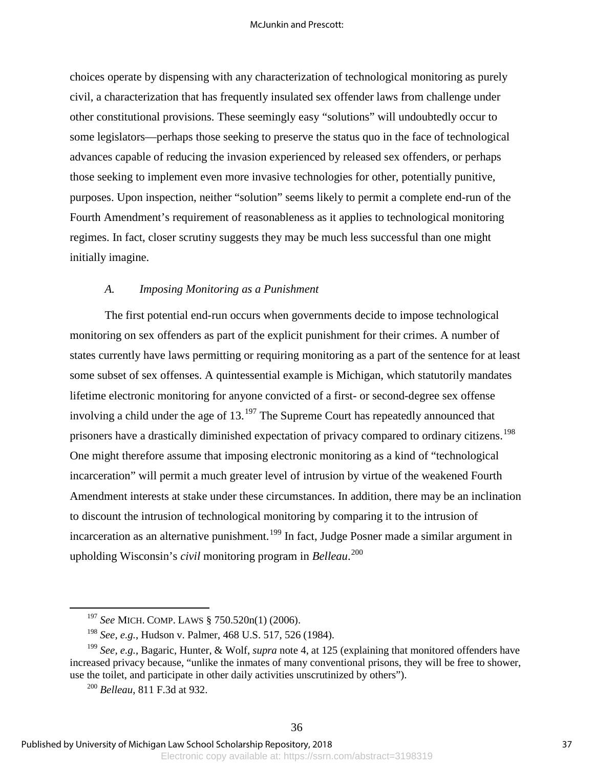choices operate by dispensing with any characterization of technological monitoring as purely civil, a characterization that has frequently insulated sex offender laws from challenge under other constitutional provisions. These seemingly easy "solutions" will undoubtedly occur to some legislators—perhaps those seeking to preserve the status quo in the face of technological advances capable of reducing the invasion experienced by released sex offenders, or perhaps those seeking to implement even more invasive technologies for other, potentially punitive, purposes. Upon inspection, neither "solution" seems likely to permit a complete end-run of the Fourth Amendment's requirement of reasonableness as it applies to technological monitoring regimes. In fact, closer scrutiny suggests they may be much less successful than one might initially imagine.

### *A. Imposing Monitoring as a Punishment*

The first potential end-run occurs when governments decide to impose technological monitoring on sex offenders as part of the explicit punishment for their crimes. A number of states currently have laws permitting or requiring monitoring as a part of the sentence for at least some subset of sex offenses. A quintessential example is Michigan, which statutorily mandates lifetime electronic monitoring for anyone convicted of a first- or second-degree sex offense involving a child under the age of 13.[197] The Supreme Court has repeatedly announced that prisoners have a drastically diminished expectation of privacy compared to ordinary citizens.[198] One might therefore assume that imposing electronic monitoring as a kind of "technological incarceration" will permit a much greater level of intrusion by virtue of the weakened Fourth Amendment interests at stake under these circumstances. In addition, there may be an inclination to discount the intrusion of technological monitoring by comparing it to the intrusion of incarceration as an alternative punishment.[199] In fact, Judge Posner made a similar argument in upholding Wisconsin's *civil* monitoring program in *Belleau*.[200]

---

[197] *See* MICH. COMP. LAWS § 750.520n(1) (2006).

[198] *See, e.g.*, Hudson v. Palmer, 468 U.S. 517, 526 (1984).

[199] *See, e.g.*, Bagaric, Hunter, & Wolf, *supra* note 4, at 125 (explaining that monitored offenders have increased privacy because, "unlike the inmates of many conventional prisons, they will be free to shower, use the toilet, and participate in other daily activities unscrutinized by others").

[200] *Belleau*, 811 F.3d at 932.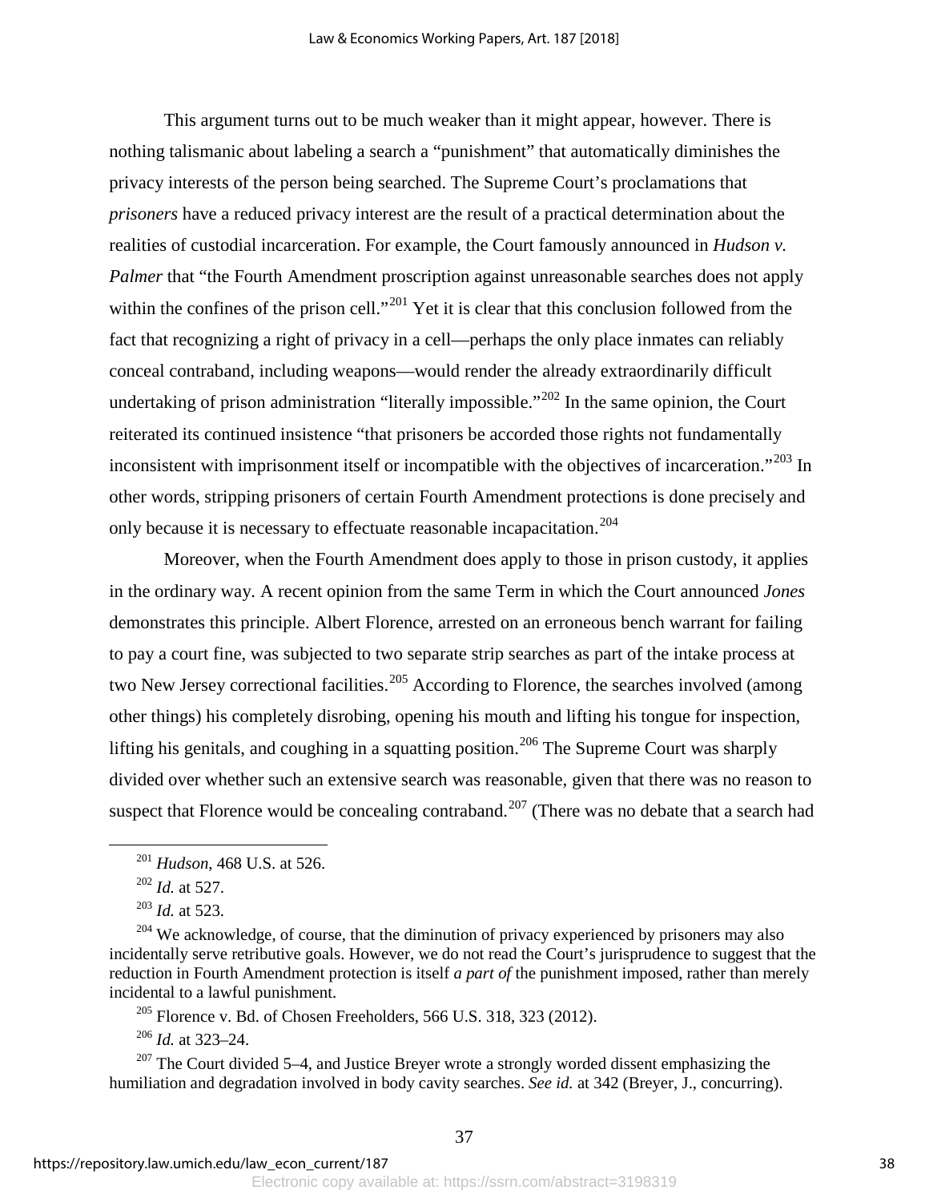This argument turns out to be much weaker than it might appear, however. There is nothing talismanic about labeling a search a "punishment" that automatically diminishes the privacy interests of the person being searched. The Supreme Court's proclamations that *prisoners* have a reduced privacy interest are the result of a practical determination about the realities of custodial incarceration. For example, the Court famously announced in *Hudson v. Palmer* that "the Fourth Amendment proscription against unreasonable searches does not apply within the confines of the prison cell."[201] Yet it is clear that this conclusion followed from the fact that recognizing a right of privacy in a cell—perhaps the only place inmates can reliably conceal contraband, including weapons—would render the already extraordinarily difficult undertaking of prison administration "literally impossible."[202] In the same opinion, the Court reiterated its continued insistence "that prisoners be accorded those rights not fundamentally inconsistent with imprisonment itself or incompatible with the objectives of incarceration."[203] In other words, stripping prisoners of certain Fourth Amendment protections is done precisely and only because it is necessary to effectuate reasonable incapacitation.[204]

Moreover, when the Fourth Amendment does apply to those in prison custody, it applies in the ordinary way. A recent opinion from the same Term in which the Court announced *Jones* demonstrates this principle. Albert Florence, arrested on an erroneous bench warrant for failing to pay a court fine, was subjected to two separate strip searches as part of the intake process at two New Jersey correctional facilities.[205] According to Florence, the searches involved (among other things) his completely disrobing, opening his mouth and lifting his tongue for inspection, lifting his genitals, and coughing in a squatting position.[206] The Supreme Court was sharply divided over whether such an extensive search was reasonable, given that there was no reason to suspect that Florence would be concealing contraband.[207] (There was no debate that a search had

---

[201] *Hudson*, 468 U.S. at 526.

[202] *Id.* at 527.

[203] *Id.* at 523.

[204] We acknowledge, of course, that the diminution of privacy experienced by prisoners may also incidentally serve retributive goals. However, we do not read the Court's jurisprudence to suggest that the reduction in Fourth Amendment protection is itself *a part of* the punishment imposed, rather than merely incidental to a lawful punishment.

[205] Florence v. Bd. of Chosen Freeholders, 566 U.S. 318, 323 (2012).

[206] *Id.* at 323–24.

[207] The Court divided 5–4, and Justice Breyer wrote a strongly worded dissent emphasizing the humiliation and degradation involved in body cavity searches. *See id.* at 342 (Breyer, J., concurring).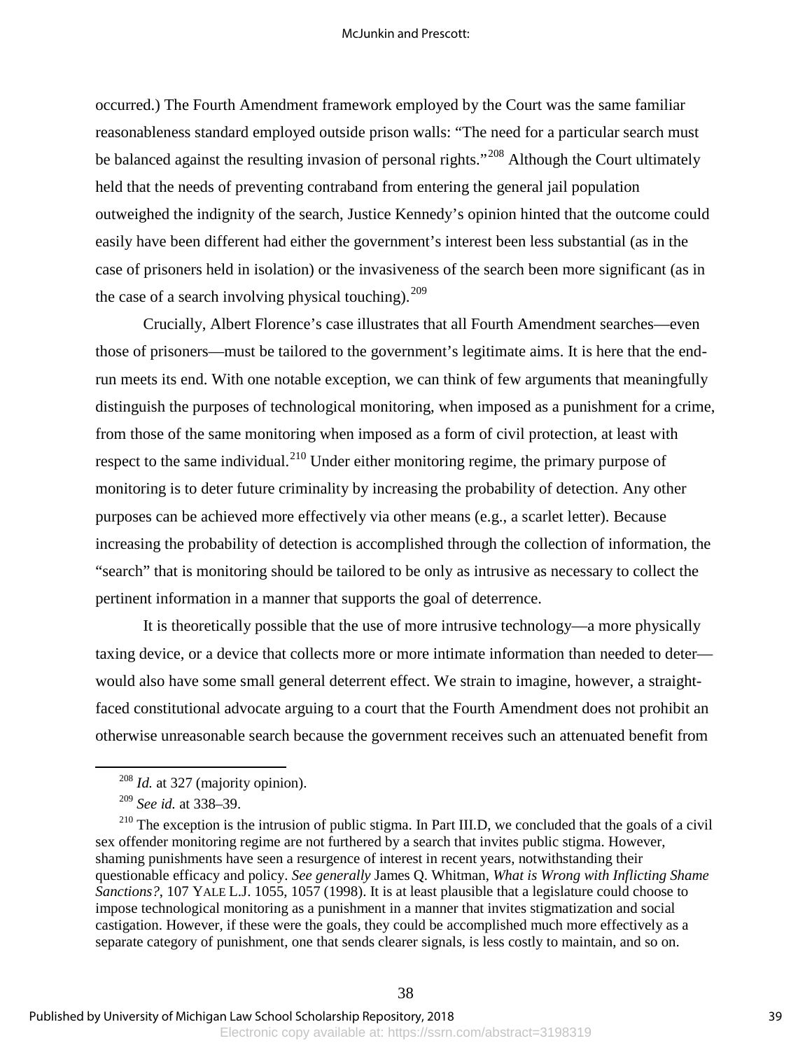occurred.) The Fourth Amendment framework employed by the Court was the same familiar reasonableness standard employed outside prison walls: "The need for a particular search must be balanced against the resulting invasion of personal rights."[208] Although the Court ultimately held that the needs of preventing contraband from entering the general jail population outweighed the indignity of the search, Justice Kennedy's opinion hinted that the outcome could easily have been different had either the government's interest been less substantial (as in the case of prisoners held in isolation) or the invasiveness of the search been more significant (as in the case of a search involving physical touching).[209]

Crucially, Albert Florence's case illustrates that all Fourth Amendment searches—even those of prisoners—must be tailored to the government's legitimate aims. It is here that the end-run meets its end. With one notable exception, we can think of few arguments that meaningfully distinguish the purposes of technological monitoring, when imposed as a punishment for a crime, from those of the same monitoring when imposed as a form of civil protection, at least with respect to the same individual.[210] Under either monitoring regime, the primary purpose of monitoring is to deter future criminality by increasing the probability of detection. Any other purposes can be achieved more effectively via other means (e.g., a scarlet letter). Because increasing the probability of detection is accomplished through the collection of information, the "search" that is monitoring should be tailored to be only as intrusive as necessary to collect the pertinent information in a manner that supports the goal of deterrence.

It is theoretically possible that the use of more intrusive technology—a more physically taxing device, or a device that collects more or more intimate information than needed to deter—would also have some small general deterrent effect. We strain to imagine, however, a straight-faced constitutional advocate arguing to a court that the Fourth Amendment does not prohibit an otherwise unreasonable search because the government receives such an attenuated benefit from

---

[208] *Id.* at 327 (majority opinion).

[209] *See id.* at 338–39.

[210] The exception is the intrusion of public stigma. In Part III.D, we concluded that the goals of a civil sex offender monitoring regime are not furthered by a search that invites public stigma. However, shaming punishments have seen a resurgence of interest in recent years, notwithstanding their questionable efficacy and policy. *See generally* James Q. Whitman, *What is Wrong with Inflicting Shame Sanctions?*, 107 YALE L.J. 1055, 1057 (1998). It is at least plausible that a legislature could choose to impose technological monitoring as a punishment in a manner that invites stigmatization and social castigation. However, if these were the goals, they could be accomplished much more effectively as a separate category of punishment, one that sends clearer signals, is less costly to maintain, and so on.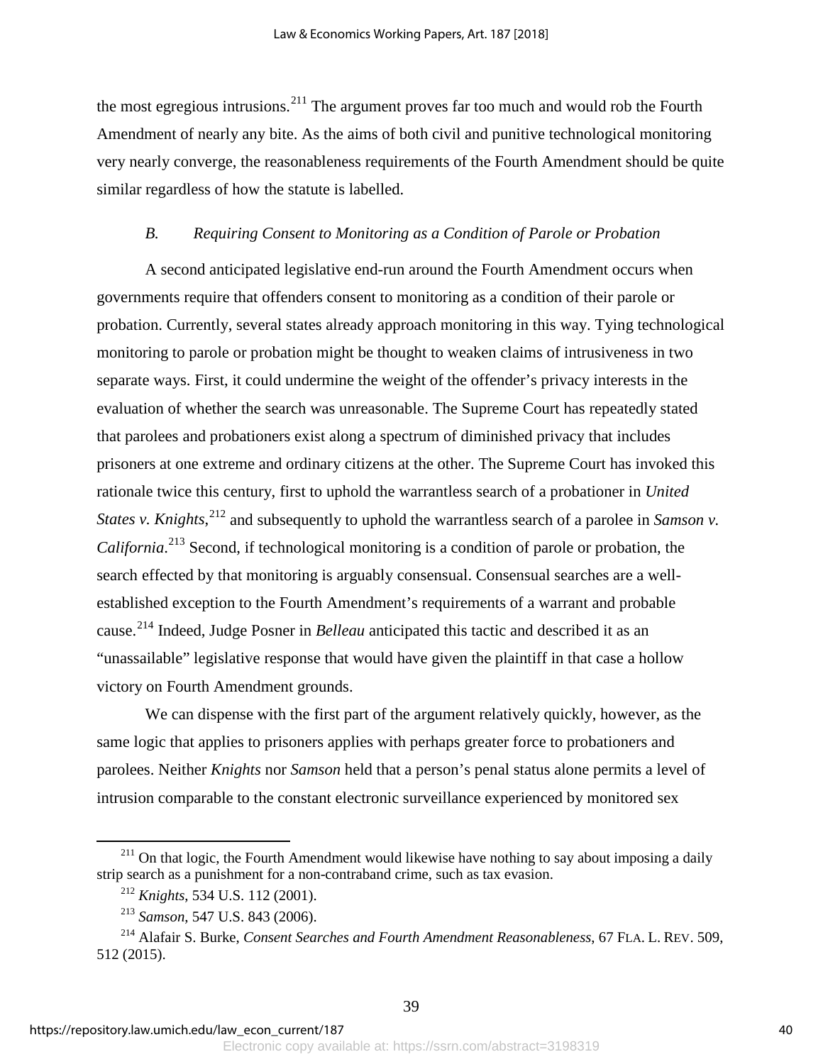the most egregious intrusions.[211] The argument proves far too much and would rob the Fourth Amendment of nearly any bite. As the aims of both civil and punitive technological monitoring very nearly converge, the reasonableness requirements of the Fourth Amendment should be quite similar regardless of how the statute is labelled.

### *B. Requiring Consent to Monitoring as a Condition of Parole or Probation*

A second anticipated legislative end-run around the Fourth Amendment occurs when governments require that offenders consent to monitoring as a condition of their parole or probation. Currently, several states already approach monitoring in this way. Tying technological monitoring to parole or probation might be thought to weaken claims of intrusiveness in two separate ways. First, it could undermine the weight of the offender's privacy interests in the evaluation of whether the search was unreasonable. The Supreme Court has repeatedly stated that parolees and probationers exist along a spectrum of diminished privacy that includes prisoners at one extreme and ordinary citizens at the other. The Supreme Court has invoked this rationale twice this century, first to uphold the warrantless search of a probationer in *United States v. Knights*,[212] and subsequently to uphold the warrantless search of a parolee in *Samson v. California*.[213] Second, if technological monitoring is a condition of parole or probation, the search effected by that monitoring is arguably consensual. Consensual searches are a well-established exception to the Fourth Amendment's requirements of a warrant and probable cause.[214] Indeed, Judge Posner in *Belleau* anticipated this tactic and described it as an "unassailable" legislative response that would have given the plaintiff in that case a hollow victory on Fourth Amendment grounds.

We can dispense with the first part of the argument relatively quickly, however, as the same logic that applies to prisoners applies with perhaps greater force to probationers and parolees. Neither *Knights* nor *Samson* held that a person's penal status alone permits a level of intrusion comparable to the constant electronic surveillance experienced by monitored sex

---

[211] On that logic, the Fourth Amendment would likewise have nothing to say about imposing a daily strip search as a punishment for a non-contraband crime, such as tax evasion.

[212] *Knights*, 534 U.S. 112 (2001).

[213] *Samson*, 547 U.S. 843 (2006).

[214] Alafair S. Burke, *Consent Searches and Fourth Amendment Reasonableness*, 67 FLA. L. REV. 509, 512 (2015).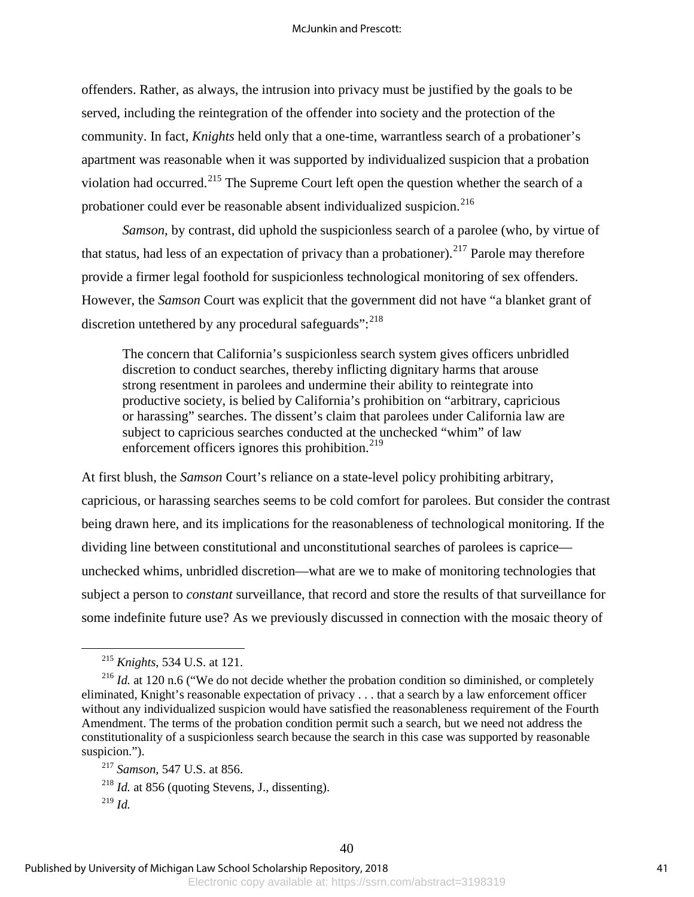offenders. Rather, as always, the intrusion into privacy must be justified by the goals to be served, including the reintegration of the offender into society and the protection of the community. In fact, *Knights* held only that a one-time, warrantless search of a probationer's apartment was reasonable when it was supported by individualized suspicion that a probation violation had occurred.[215] The Supreme Court left open the question whether the search of a probationer could ever be reasonable absent individualized suspicion.[216]

*Samson*, by contrast, did uphold the suspicionless search of a parolee (who, by virtue of that status, had less of an expectation of privacy than a probationer).[217] Parole may therefore provide a firmer legal foothold for suspicionless technological monitoring of sex offenders. However, the *Samson* Court was explicit that the government did not have "a blanket grant of discretion untethered by any procedural safeguards":[218]

> The concern that California's suspicionless search system gives officers unbridled discretion to conduct searches, thereby inflicting dignitary harms that arouse strong resentment in parolees and undermine their ability to reintegrate into productive society, is belied by California's prohibition on "arbitrary, capricious or harassing" searches. The dissent's claim that parolees under California law are subject to capricious searches conducted at the unchecked "whim" of law enforcement officers ignores this prohibition.[219]

At first blush, the *Samson* Court's reliance on a state-level policy prohibiting arbitrary, capricious, or harassing searches seems to be cold comfort for parolees. But consider the contrast being drawn here, and its implications for the reasonableness of technological monitoring. If the dividing line between constitutional and unconstitutional searches of parolees is caprice—unchecked whims, unbridled discretion—what are we to make of monitoring technologies that subject a person to *constant* surveillance, that record and store the results of that surveillance for some indefinite future use? As we previously discussed in connection with the mosaic theory of

---

[215] *Knights*, 534 U.S. at 121.

[216] *Id.* at 120 n.6 ("We do not decide whether the probation condition so diminished, or completely eliminated, Knight's reasonable expectation of privacy . . . that a search by a law enforcement officer without any individualized suspicion would have satisfied the reasonableness requirement of the Fourth Amendment. The terms of the probation condition permit such a search, but we need not address the constitutionality of a suspicionless search because the search in this case was supported by reasonable suspicion.").

[217] *Samson*, 547 U.S. at 856.

[218] *Id.* at 856 (quoting Stevens, J., dissenting).

[219] *Id.*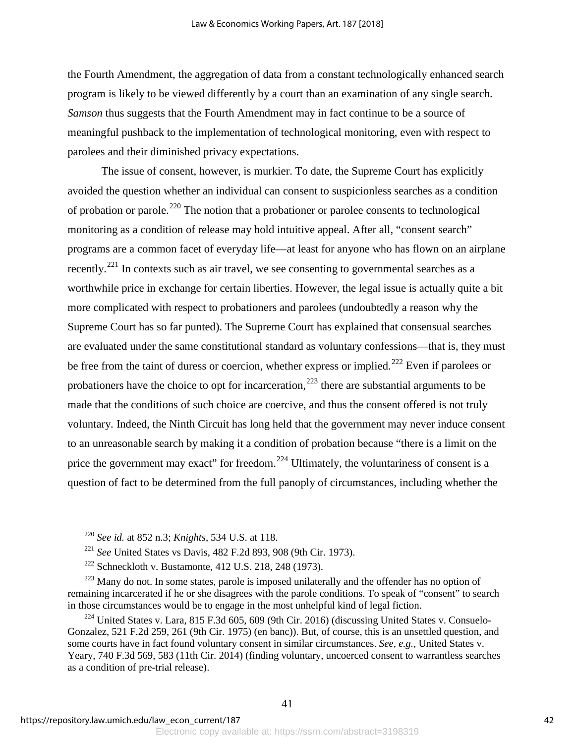the Fourth Amendment, the aggregation of data from a constant technologically enhanced search program is likely to be viewed differently by a court than an examination of any single search. *Samson* thus suggests that the Fourth Amendment may in fact continue to be a source of meaningful pushback to the implementation of technological monitoring, even with respect to parolees and their diminished privacy expectations.

The issue of consent, however, is murkier. To date, the Supreme Court has explicitly avoided the question whether an individual can consent to suspicionless searches as a condition of probation or parole.[220] The notion that a probationer or parolee consents to technological monitoring as a condition of release may hold intuitive appeal. After all, "consent search" programs are a common facet of everyday life—at least for anyone who has flown on an airplane recently.[221] In contexts such as air travel, we see consenting to governmental searches as a worthwhile price in exchange for certain liberties. However, the legal issue is actually quite a bit more complicated with respect to probationers and parolees (undoubtedly a reason why the Supreme Court has so far punted). The Supreme Court has explained that consensual searches are evaluated under the same constitutional standard as voluntary confessions—that is, they must be free from the taint of duress or coercion, whether express or implied.[222] Even if parolees or probationers have the choice to opt for incarceration,[223] there are substantial arguments to be made that the conditions of such choice are coercive, and thus the consent offered is not truly voluntary. Indeed, the Ninth Circuit has long held that the government may never induce consent to an unreasonable search by making it a condition of probation because "there is a limit on the price the government may exact" for freedom.[224] Ultimately, the voluntariness of consent is a question of fact to be determined from the full panoply of circumstances, including whether the

---

[220] *See id.* at 852 n.3; *Knights*, 534 U.S. at 118.

[221] *See* United States vs Davis, 482 F.2d 893, 908 (9th Cir. 1973).

[222] Schneckloth v. Bustamonte, 412 U.S. 218, 248 (1973).

[223] Many do not. In some states, parole is imposed unilaterally and the offender has no option of remaining incarcerated if he or she disagrees with the parole conditions. To speak of "consent" to search in those circumstances would be to engage in the most unhelpful kind of legal fiction.

[224] United States v. Lara, 815 F.3d 605, 609 (9th Cir. 2016) (discussing United States v. Consuelo-Gonzalez, 521 F.2d 259, 261 (9th Cir. 1975) (en banc)). But, of course, this is an unsettled question, and some courts have in fact found voluntary consent in similar circumstances. *See, e.g.*, United States v. Yeary, 740 F.3d 569, 583 (11th Cir. 2014) (finding voluntary, uncoerced consent to warrantless searches as a condition of pre-trial release).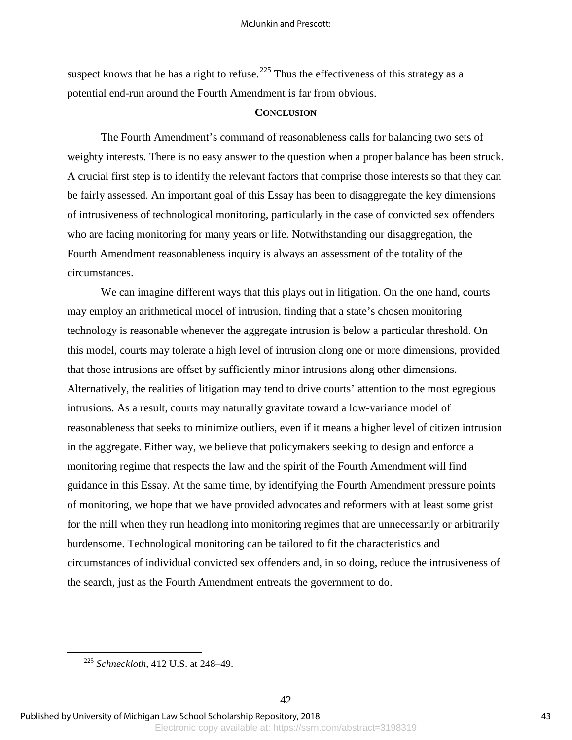suspect knows that he has a right to refuse.[225] Thus the effectiveness of this strategy as a potential end-run around the Fourth Amendment is far from obvious.

## CONCLUSION

The Fourth Amendment's command of reasonableness calls for balancing two sets of weighty interests. There is no easy answer to the question when a proper balance has been struck. A crucial first step is to identify the relevant factors that comprise those interests so that they can be fairly assessed. An important goal of this Essay has been to disaggregate the key dimensions of intrusiveness of technological monitoring, particularly in the case of convicted sex offenders who are facing monitoring for many years or life. Notwithstanding our disaggregation, the Fourth Amendment reasonableness inquiry is always an assessment of the totality of the circumstances.

We can imagine different ways that this plays out in litigation. On the one hand, courts may employ an arithmetical model of intrusion, finding that a state's chosen monitoring technology is reasonable whenever the aggregate intrusion is below a particular threshold. On this model, courts may tolerate a high level of intrusion along one or more dimensions, provided that those intrusions are offset by sufficiently minor intrusions along other dimensions. Alternatively, the realities of litigation may tend to drive courts' attention to the most egregious intrusions. As a result, courts may naturally gravitate toward a low-variance model of reasonableness that seeks to minimize outliers, even if it means a higher level of citizen intrusion in the aggregate. Either way, we believe that policymakers seeking to design and enforce a monitoring regime that respects the law and the spirit of the Fourth Amendment will find guidance in this Essay. At the same time, by identifying the Fourth Amendment pressure points of monitoring, we hope that we have provided advocates and reformers with at least some grist for the mill when they run headlong into monitoring regimes that are unnecessarily or arbitrarily burdensome. Technological monitoring can be tailored to fit the characteristics and circumstances of individual convicted sex offenders and, in so doing, reduce the intrusiveness of the search, just as the Fourth Amendment entreats the government to do.

---

[225] *Schneckloth*, 412 U.S. at 248–49.